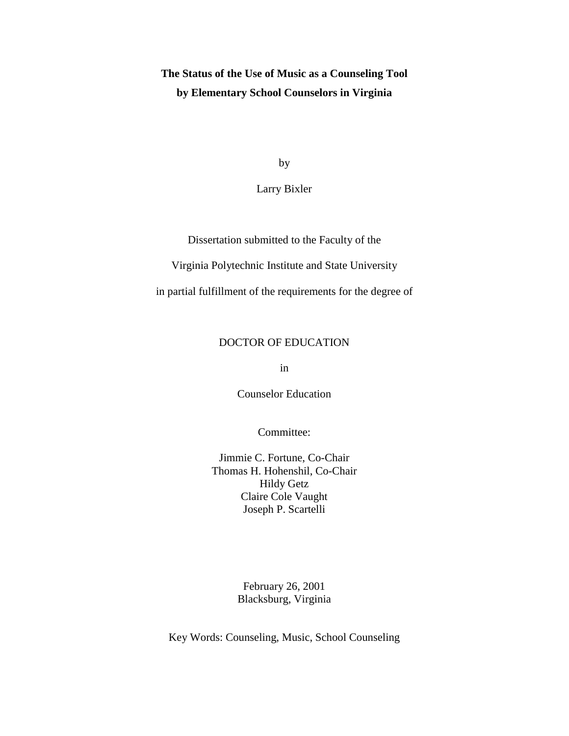# The Status of the Use of Music as a Counseling Tool by Elementary School Counselors in Virginia

by

Larry Bixler

Dissertation submitted to the Faculty of the

Virginia Polytechnic Institute and State University

in partial fulfillment of the requirements for the degree of

DOCTOR OF EDUCATION

in

Counselor Education

Committee:

Jimmie C. Fortune, Co-Chair
Thomas H. Hohenshil, Co-Chair
Hildy Getz
Claire Cole Vaught
Joseph P. Scartelli

February 26, 2001
Blacksburg, Virginia

Key Words: Counseling, Music, School Counseling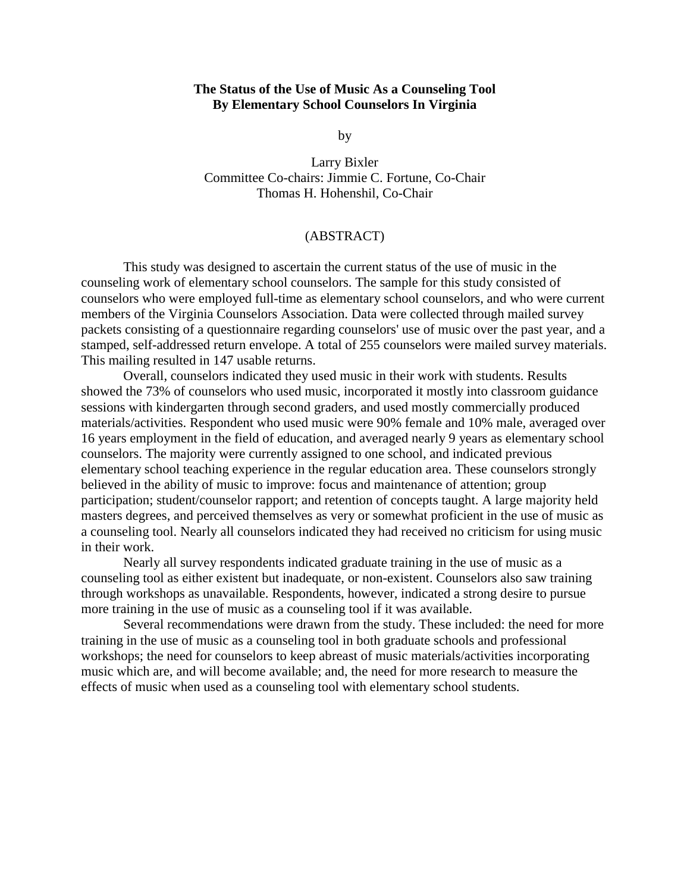**The Status of the Use of Music As a Counseling Tool By Elementary School Counselors In Virginia**

by

Larry Bixler
Committee Co-chairs: Jimmie C. Fortune, Co-Chair
Thomas H. Hohenshil, Co-Chair

(ABSTRACT)

This study was designed to ascertain the current status of the use of music in the counseling work of elementary school counselors. The sample for this study consisted of counselors who were employed full-time as elementary school counselors, and who were current members of the Virginia Counselors Association. Data were collected through mailed survey packets consisting of a questionnaire regarding counselors' use of music over the past year, and a stamped, self-addressed return envelope. A total of 255 counselors were mailed survey materials. This mailing resulted in 147 usable returns.

Overall, counselors indicated they used music in their work with students. Results showed the 73% of counselors who used music, incorporated it mostly into classroom guidance sessions with kindergarten through second graders, and used mostly commercially produced materials/activities. Respondent who used music were 90% female and 10% male, averaged over 16 years employment in the field of education, and averaged nearly 9 years as elementary school counselors. The majority were currently assigned to one school, and indicated previous elementary school teaching experience in the regular education area. These counselors strongly believed in the ability of music to improve: focus and maintenance of attention; group participation; student/counselor rapport; and retention of concepts taught. A large majority held masters degrees, and perceived themselves as very or somewhat proficient in the use of music as a counseling tool. Nearly all counselors indicated they had received no criticism for using music in their work.

Nearly all survey respondents indicated graduate training in the use of music as a counseling tool as either existent but inadequate, or non-existent. Counselors also saw training through workshops as unavailable. Respondents, however, indicated a strong desire to pursue more training in the use of music as a counseling tool if it was available.

Several recommendations were drawn from the study. These included: the need for more training in the use of music as a counseling tool in both graduate schools and professional workshops; the need for counselors to keep abreast of music materials/activities incorporating music which are, and will become available; and, the need for more research to measure the effects of music when used as a counseling tool with elementary school students.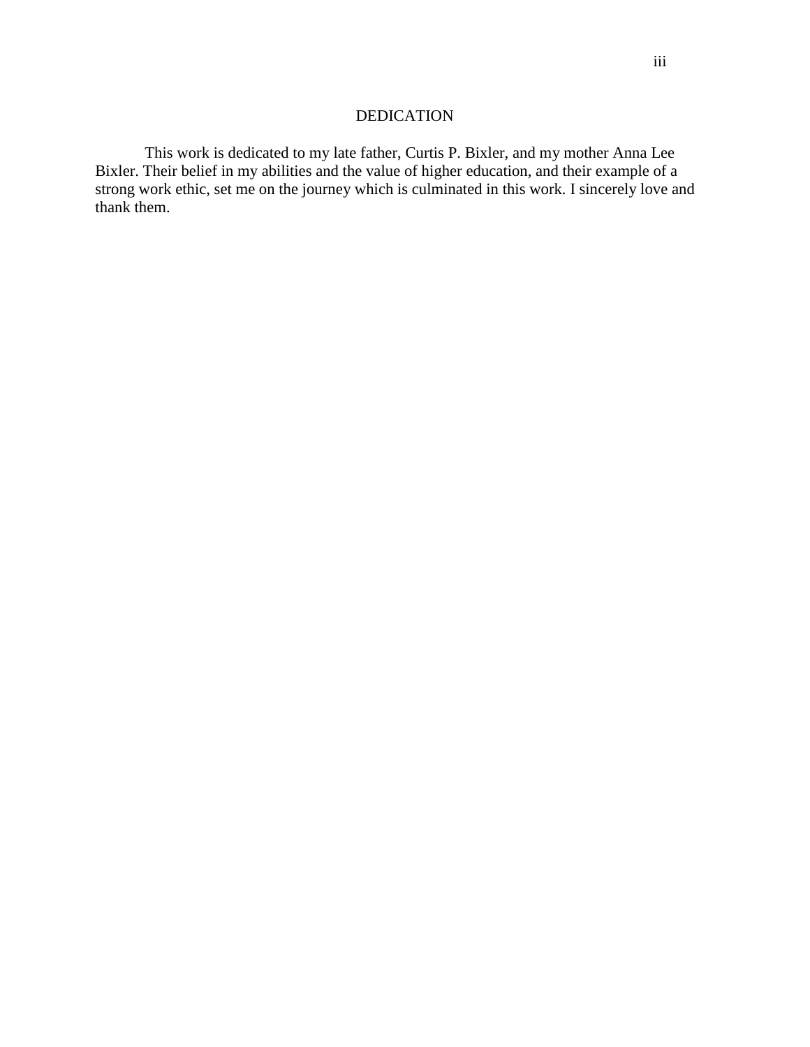# DEDICATION

This work is dedicated to my late father, Curtis P. Bixler, and my mother Anna Lee Bixler. Their belief in my abilities and the value of higher education, and their example of a strong work ethic, set me on the journey which is culminated in this work. I sincerely love and thank them.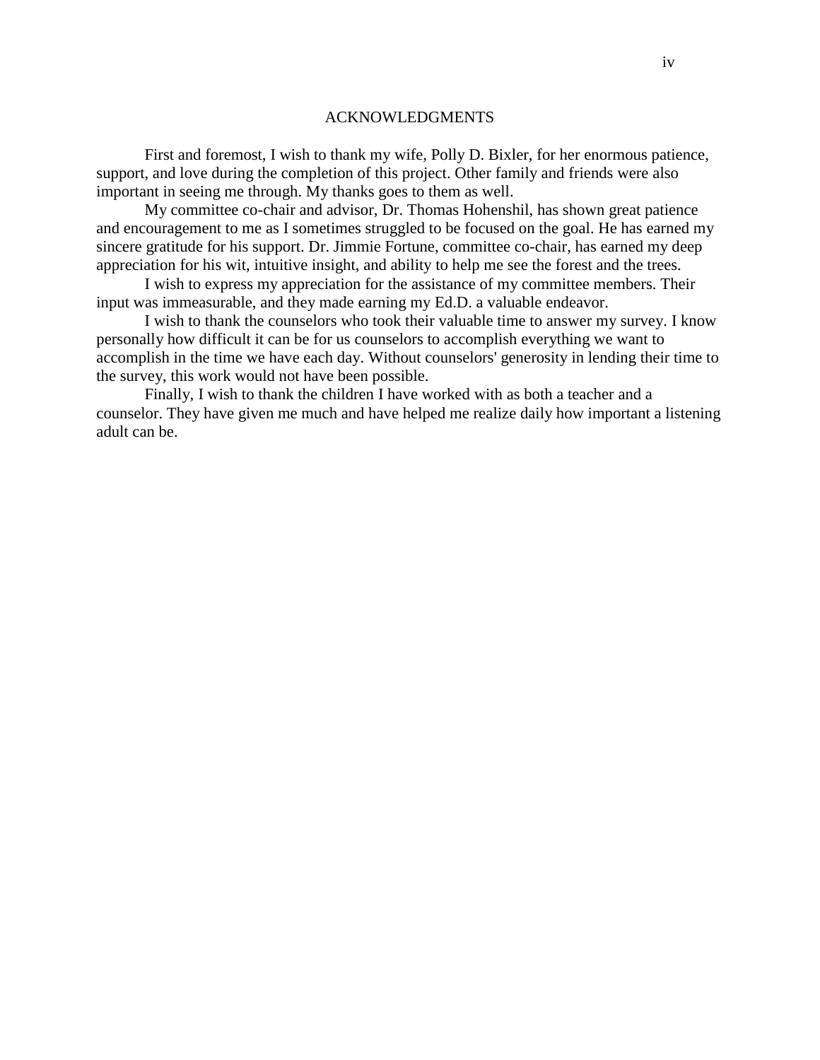# ACKNOWLEDGMENTS

First and foremost, I wish to thank my wife, Polly D. Bixler, for her enormous patience, support, and love during the completion of this project. Other family and friends were also important in seeing me through. My thanks goes to them as well.

My committee co-chair and advisor, Dr. Thomas Hohenshil, has shown great patience and encouragement to me as I sometimes struggled to be focused on the goal. He has earned my sincere gratitude for his support. Dr. Jimmie Fortune, committee co-chair, has earned my deep appreciation for his wit, intuitive insight, and ability to help me see the forest and the trees.

I wish to express my appreciation for the assistance of my committee members. Their input was immeasurable, and they made earning my Ed.D. a valuable endeavor.

I wish to thank the counselors who took their valuable time to answer my survey. I know personally how difficult it can be for us counselors to accomplish everything we want to accomplish in the time we have each day. Without counselors' generosity in lending their time to the survey, this work would not have been possible.

Finally, I wish to thank the children I have worked with as both a teacher and a counselor. They have given me much and have helped me realize daily how important a listening adult can be.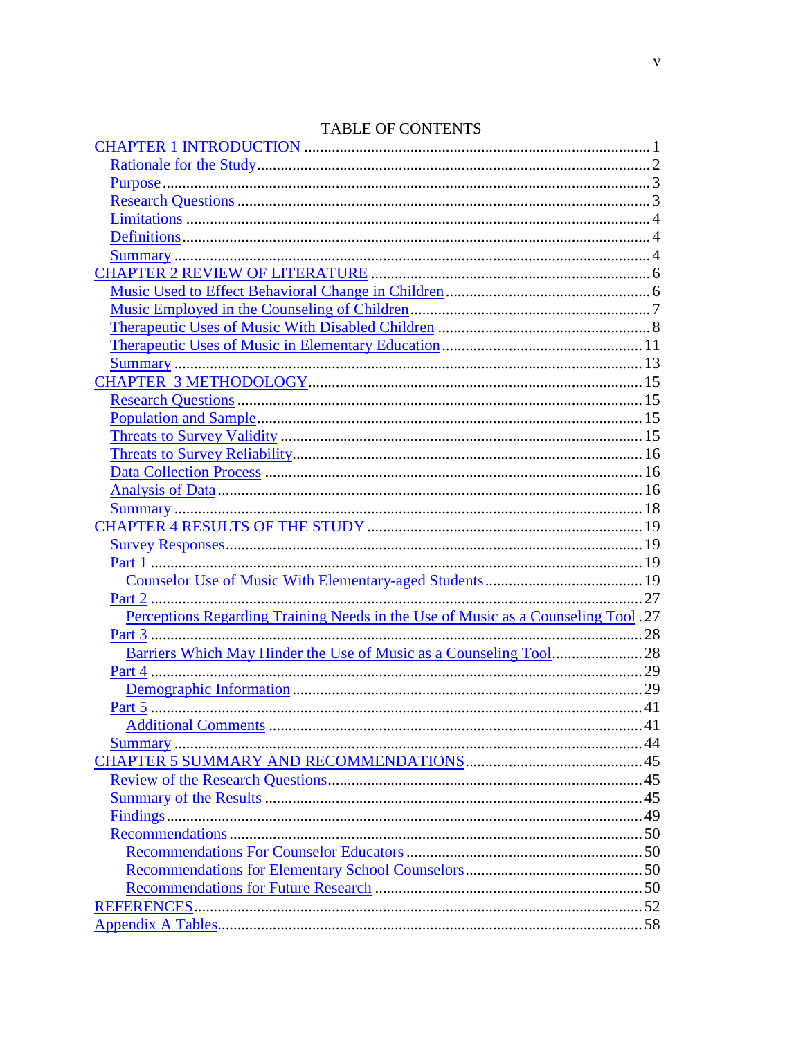# TABLE OF CONTENTS

CHAPTER 1 INTRODUCTION ........................................................................................ 1
  Rationale for the Study ........................................................................................ 2
  Purpose ........................................................................................................ 3
  Research Questions ........................................................................................ 3
  Limitations ........................................................................................................ 4
  Definitions ........................................................................................................ 4
  Summary ........................................................................................................ 4
CHAPTER 2 REVIEW OF LITERATURE ........................................................................ 6
  Music Used to Effect Behavioral Change in Children ........................................ 6
  Music Employed in the Counseling of Children ................................................. 7
  Therapeutic Uses of Music With Disabled Children .......................................... 8
  Therapeutic Uses of Music in Elementary Education ....................................... 11
  Summary ........................................................................................................ 13
CHAPTER 3 METHODOLOGY ........................................................................................ 15
  Research Questions ........................................................................................ 15
  Population and Sample ................................................................................... 15
  Threats to Survey Validity ............................................................................... 15
  Threats to Survey Reliability ............................................................................ 16
  Data Collection Process .................................................................................. 16
  Analysis of Data .............................................................................................. 16
  Summary ........................................................................................................ 18
CHAPTER 4 RESULTS OF THE STUDY ........................................................................ 19
  Survey Responses ........................................................................................... 19
  Part 1 ............................................................................................................... 19
    Counselor Use of Music With Elementary-aged Students ............................. 19
  Part 2 ............................................................................................................... 27
    Perceptions Regarding Training Needs in the Use of Music as a Counseling Tool . 27
  Part 3 ............................................................................................................... 28
    Barriers Which May Hinder the Use of Music as a Counseling Tool ................ 28
  Part 4 ............................................................................................................... 29
    Demographic Information ........................................................................... 29
  Part 5 ............................................................................................................... 41
    Additional Comments .................................................................................. 41
  Summary ........................................................................................................ 44
CHAPTER 5 SUMMARY AND RECOMMENDATIONS ....................................................... 45
  Review of the Research Questions ................................................................... 45
  Summary of the Results .................................................................................. 45
  Findings .......................................................................................................... 49
  Recommendations ........................................................................................... 50
    Recommendations For Counselor Educators ................................................ 50
    Recommendations for Elementary School Counselors ................................... 50
    Recommendations for Future Research ........................................................ 50
REFERENCES ........................................................................................................ 52
Appendix A Tables ................................................................................................. 58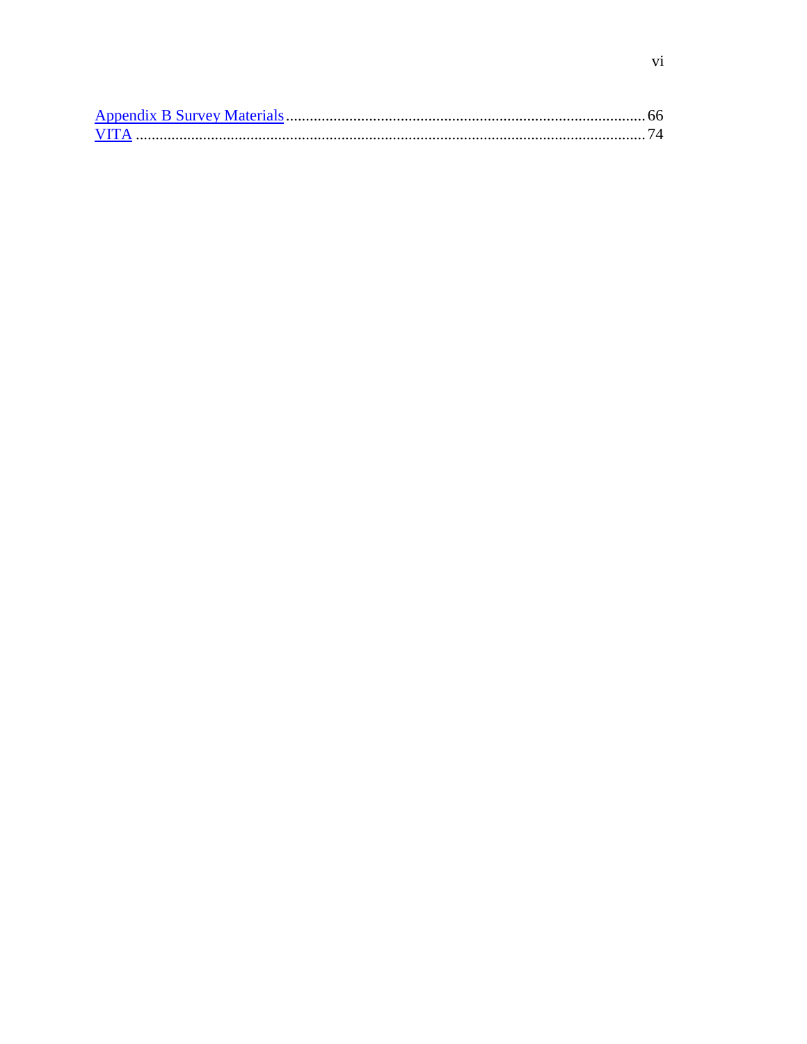Appendix B Survey Materials........................................................................................66
VITA ..............................................................................................................................74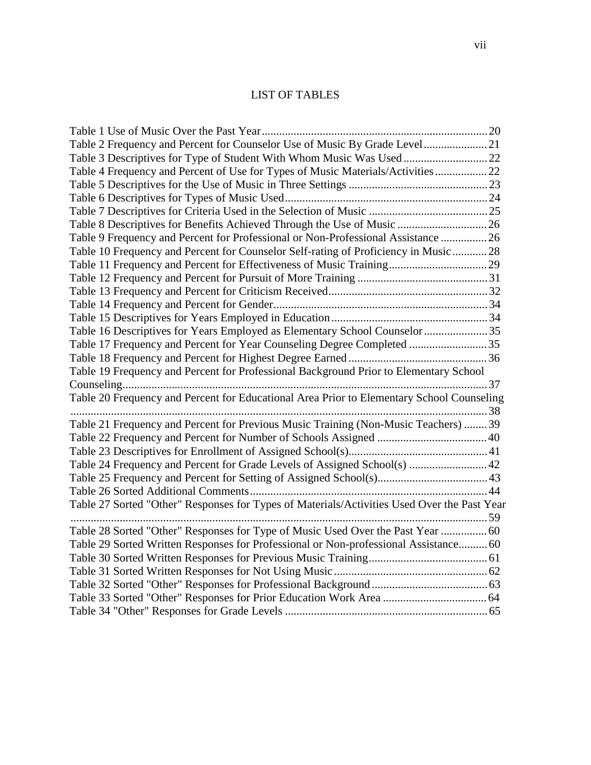# LIST OF TABLES

Table 1 Use of Music Over the Past Year .......... 20
Table 2 Frequency and Percent for Counselor Use of Music By Grade Level .......... 21
Table 3 Descriptives for Type of Student With Whom Music Was Used .......... 22
Table 4 Frequency and Percent of Use for Types of Music Materials/Activities .......... 22
Table 5 Descriptives for the Use of Music in Three Settings .......... 23
Table 6 Descriptives for Types of Music Used .......... 24
Table 7 Descriptives for Criteria Used in the Selection of Music .......... 25
Table 8 Descriptives for Benefits Achieved Through the Use of Music .......... 26
Table 9 Frequency and Percent for Professional or Non-Professional Assistance .......... 26
Table 10 Frequency and Percent for Counselor Self-rating of Proficiency in Music .......... 28
Table 11 Frequency and Percent for Effectiveness of Music Training .......... 29
Table 12 Frequency and Percent for Pursuit of More Training .......... 31
Table 13 Frequency and Percent for Criticism Received .......... 32
Table 14 Frequency and Percent for Gender .......... 34
Table 15 Descriptives for Years Employed in Education .......... 34
Table 16 Descriptives for Years Employed as Elementary School Counselor .......... 35
Table 17 Frequency and Percent for Year Counseling Degree Completed .......... 35
Table 18 Frequency and Percent for Highest Degree Earned .......... 36
Table 19 Frequency and Percent for Professional Background Prior to Elementary School Counseling .......... 37
Table 20 Frequency and Percent for Educational Area Prior to Elementary School Counseling .......... 38
Table 21 Frequency and Percent for Previous Music Training (Non-Music Teachers) .......... 39
Table 22 Frequency and Percent for Number of Schools Assigned .......... 40
Table 23 Descriptives for Enrollment of Assigned School(s) .......... 41
Table 24 Frequency and Percent for Grade Levels of Assigned School(s) .......... 42
Table 25 Frequency and Percent for Setting of Assigned School(s) .......... 43
Table 26 Sorted Additional Comments .......... 44
Table 27 Sorted "Other" Responses for Types of Materials/Activities Used Over the Past Year .......... 59
Table 28 Sorted "Other" Responses for Type of Music Used Over the Past Year .......... 60
Table 29 Sorted Written Responses for Professional or Non-professional Assistance .......... 60
Table 30 Sorted Written Responses for Previous Music Training .......... 61
Table 31 Sorted Written Responses for Not Using Music .......... 62
Table 32 Sorted "Other" Responses for Professional Background .......... 63
Table 33 Sorted "Other" Responses for Prior Education Work Area .......... 64
Table 34 "Other" Responses for Grade Levels .......... 65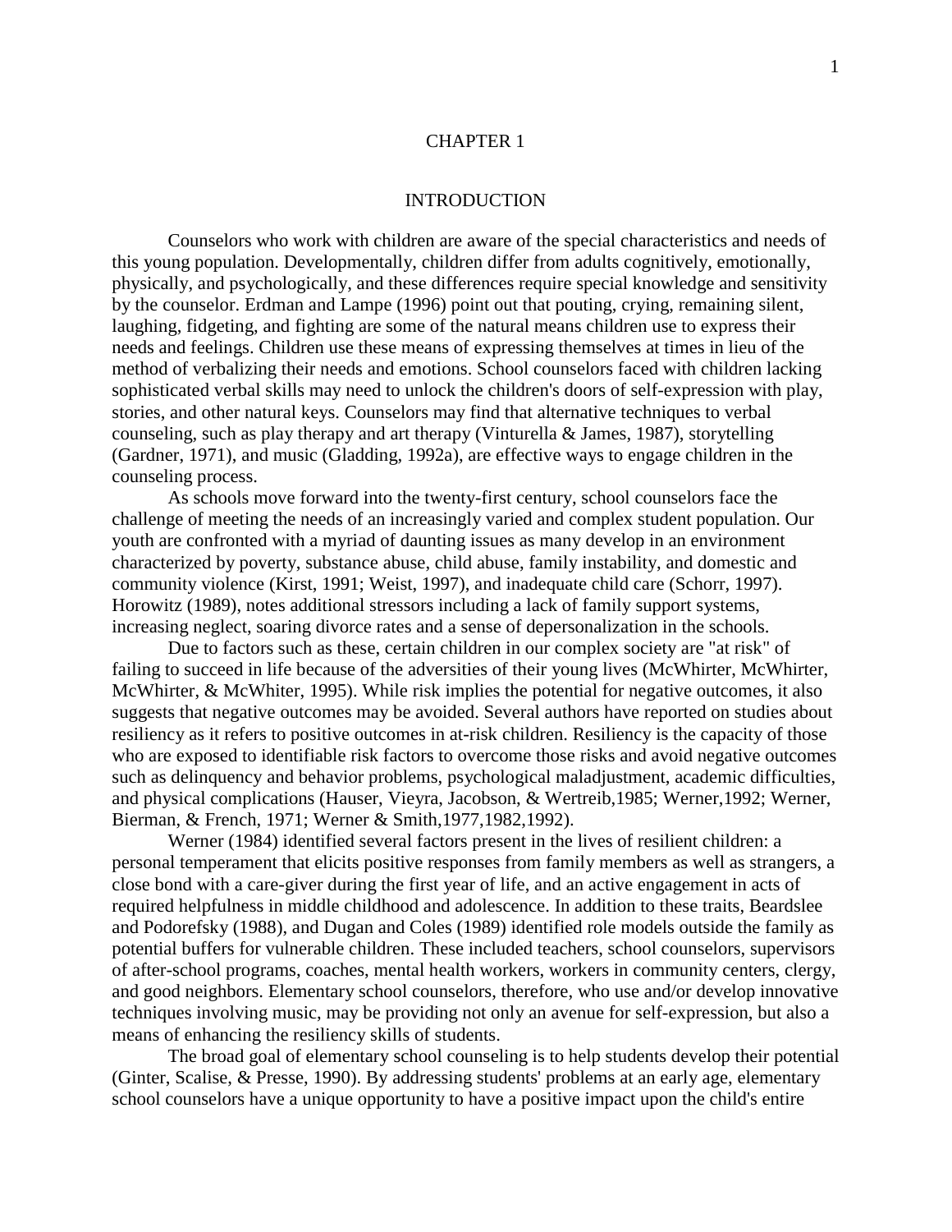# CHAPTER 1

## INTRODUCTION

Counselors who work with children are aware of the special characteristics and needs of this young population. Developmentally, children differ from adults cognitively, emotionally, physically, and psychologically, and these differences require special knowledge and sensitivity by the counselor. Erdman and Lampe (1996) point out that pouting, crying, remaining silent, laughing, fidgeting, and fighting are some of the natural means children use to express their needs and feelings. Children use these means of expressing themselves at times in lieu of the method of verbalizing their needs and emotions. School counselors faced with children lacking sophisticated verbal skills may need to unlock the children's doors of self-expression with play, stories, and other natural keys. Counselors may find that alternative techniques to verbal counseling, such as play therapy and art therapy (Vinturella & James, 1987), storytelling (Gardner, 1971), and music (Gladding, 1992a), are effective ways to engage children in the counseling process.

As schools move forward into the twenty-first century, school counselors face the challenge of meeting the needs of an increasingly varied and complex student population. Our youth are confronted with a myriad of daunting issues as many develop in an environment characterized by poverty, substance abuse, child abuse, family instability, and domestic and community violence (Kirst, 1991; Weist, 1997), and inadequate child care (Schorr, 1997). Horowitz (1989), notes additional stressors including a lack of family support systems, increasing neglect, soaring divorce rates and a sense of depersonalization in the schools.

Due to factors such as these, certain children in our complex society are "at risk" of failing to succeed in life because of the adversities of their young lives (McWhirter, McWhirter, McWhirter, & McWhiter, 1995). While risk implies the potential for negative outcomes, it also suggests that negative outcomes may be avoided. Several authors have reported on studies about resiliency as it refers to positive outcomes in at-risk children. Resiliency is the capacity of those who are exposed to identifiable risk factors to overcome those risks and avoid negative outcomes such as delinquency and behavior problems, psychological maladjustment, academic difficulties, and physical complications (Hauser, Vieyra, Jacobson, & Wertreib,1985; Werner,1992; Werner, Bierman, & French, 1971; Werner & Smith,1977,1982,1992).

Werner (1984) identified several factors present in the lives of resilient children: a personal temperament that elicits positive responses from family members as well as strangers, a close bond with a care-giver during the first year of life, and an active engagement in acts of required helpfulness in middle childhood and adolescence. In addition to these traits, Beardslee and Podorefsky (1988), and Dugan and Coles (1989) identified role models outside the family as potential buffers for vulnerable children. These included teachers, school counselors, supervisors of after-school programs, coaches, mental health workers, workers in community centers, clergy, and good neighbors. Elementary school counselors, therefore, who use and/or develop innovative techniques involving music, may be providing not only an avenue for self-expression, but also a means of enhancing the resiliency skills of students.

The broad goal of elementary school counseling is to help students develop their potential (Ginter, Scalise, & Presse, 1990). By addressing students' problems at an early age, elementary school counselors have a unique opportunity to have a positive impact upon the child's entire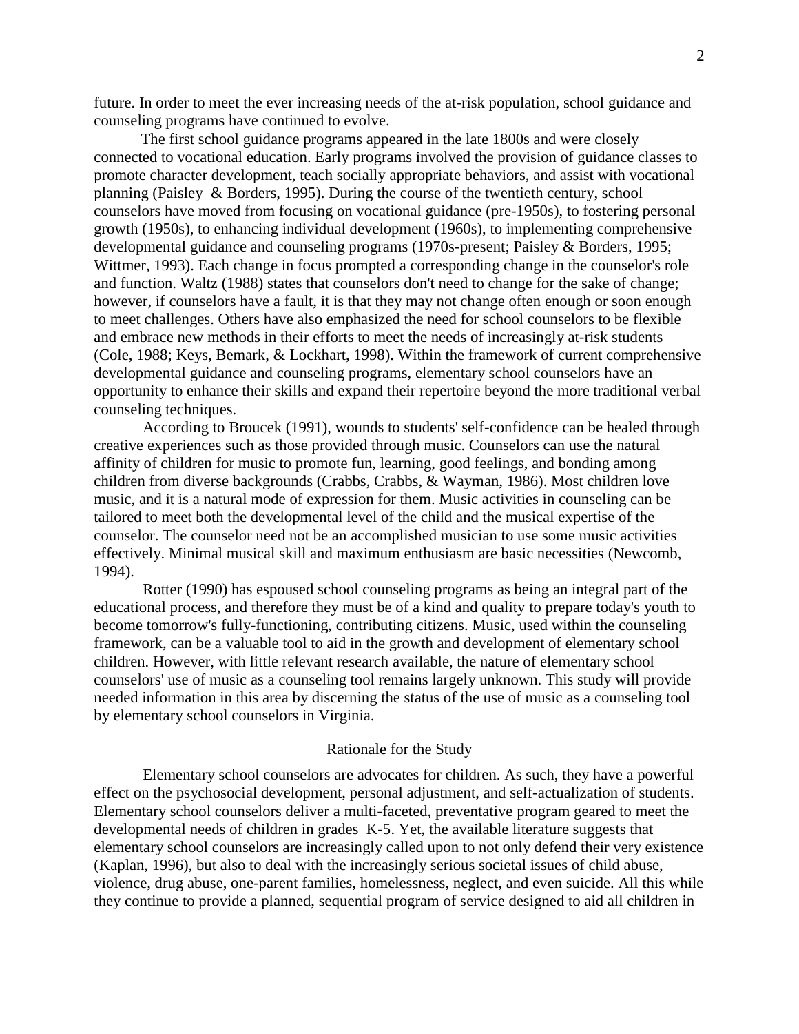future. In order to meet the ever increasing needs of the at-risk population, school guidance and counseling programs have continued to evolve.

The first school guidance programs appeared in the late 1800s and were closely connected to vocational education. Early programs involved the provision of guidance classes to promote character development, teach socially appropriate behaviors, and assist with vocational planning (Paisley & Borders, 1995). During the course of the twentieth century, school counselors have moved from focusing on vocational guidance (pre-1950s), to fostering personal growth (1950s), to enhancing individual development (1960s), to implementing comprehensive developmental guidance and counseling programs (1970s-present; Paisley & Borders, 1995; Wittmer, 1993). Each change in focus prompted a corresponding change in the counselor's role and function. Waltz (1988) states that counselors don't need to change for the sake of change; however, if counselors have a fault, it is that they may not change often enough or soon enough to meet challenges. Others have also emphasized the need for school counselors to be flexible and embrace new methods in their efforts to meet the needs of increasingly at-risk students (Cole, 1988; Keys, Bemark, & Lockhart, 1998). Within the framework of current comprehensive developmental guidance and counseling programs, elementary school counselors have an opportunity to enhance their skills and expand their repertoire beyond the more traditional verbal counseling techniques.

According to Broucek (1991), wounds to students' self-confidence can be healed through creative experiences such as those provided through music. Counselors can use the natural affinity of children for music to promote fun, learning, good feelings, and bonding among children from diverse backgrounds (Crabbs, Crabbs, & Wayman, 1986). Most children love music, and it is a natural mode of expression for them. Music activities in counseling can be tailored to meet both the developmental level of the child and the musical expertise of the counselor. The counselor need not be an accomplished musician to use some music activities effectively. Minimal musical skill and maximum enthusiasm are basic necessities (Newcomb, 1994).

Rotter (1990) has espoused school counseling programs as being an integral part of the educational process, and therefore they must be of a kind and quality to prepare today's youth to become tomorrow's fully-functioning, contributing citizens. Music, used within the counseling framework, can be a valuable tool to aid in the growth and development of elementary school children. However, with little relevant research available, the nature of elementary school counselors' use of music as a counseling tool remains largely unknown. This study will provide needed information in this area by discerning the status of the use of music as a counseling tool by elementary school counselors in Virginia.

## Rationale for the Study

Elementary school counselors are advocates for children. As such, they have a powerful effect on the psychosocial development, personal adjustment, and self-actualization of students. Elementary school counselors deliver a multi-faceted, preventative program geared to meet the developmental needs of children in grades K-5. Yet, the available literature suggests that elementary school counselors are increasingly called upon to not only defend their very existence (Kaplan, 1996), but also to deal with the increasingly serious societal issues of child abuse, violence, drug abuse, one-parent families, homelessness, neglect, and even suicide. All this while they continue to provide a planned, sequential program of service designed to aid all children in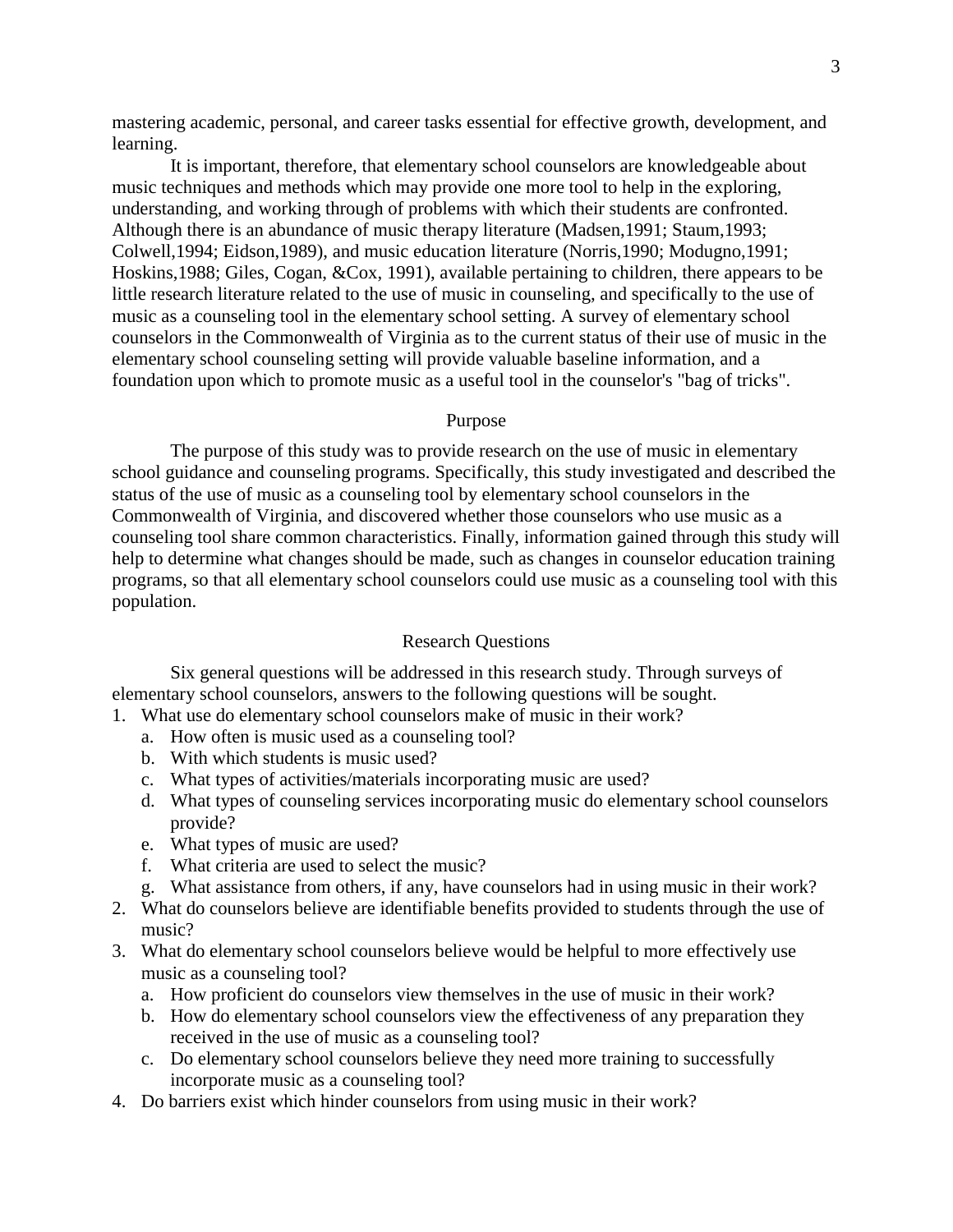mastering academic, personal, and career tasks essential for effective growth, development, and learning.

It is important, therefore, that elementary school counselors are knowledgeable about music techniques and methods which may provide one more tool to help in the exploring, understanding, and working through of problems with which their students are confronted. Although there is an abundance of music therapy literature (Madsen,1991; Staum,1993; Colwell,1994; Eidson,1989), and music education literature (Norris,1990; Modugno,1991; Hoskins,1988; Giles, Cogan, &Cox, 1991), available pertaining to children, there appears to be little research literature related to the use of music in counseling, and specifically to the use of music as a counseling tool in the elementary school setting. A survey of elementary school counselors in the Commonwealth of Virginia as to the current status of their use of music in the elementary school counseling setting will provide valuable baseline information, and a foundation upon which to promote music as a useful tool in the counselor's "bag of tricks".

## Purpose

The purpose of this study was to provide research on the use of music in elementary school guidance and counseling programs. Specifically, this study investigated and described the status of the use of music as a counseling tool by elementary school counselors in the Commonwealth of Virginia, and discovered whether those counselors who use music as a counseling tool share common characteristics. Finally, information gained through this study will help to determine what changes should be made, such as changes in counselor education training programs, so that all elementary school counselors could use music as a counseling tool with this population.

## Research Questions

Six general questions will be addressed in this research study. Through surveys of elementary school counselors, answers to the following questions will be sought.

1. What use do elementary school counselors make of music in their work?
   a. How often is music used as a counseling tool?
   b. With which students is music used?
   c. What types of activities/materials incorporating music are used?
   d. What types of counseling services incorporating music do elementary school counselors provide?
   e. What types of music are used?
   f. What criteria are used to select the music?
   g. What assistance from others, if any, have counselors had in using music in their work?
2. What do counselors believe are identifiable benefits provided to students through the use of music?
3. What do elementary school counselors believe would be helpful to more effectively use music as a counseling tool?
   a. How proficient do counselors view themselves in the use of music in their work?
   b. How do elementary school counselors view the effectiveness of any preparation they received in the use of music as a counseling tool?
   c. Do elementary school counselors believe they need more training to successfully incorporate music as a counseling tool?
4. Do barriers exist which hinder counselors from using music in their work?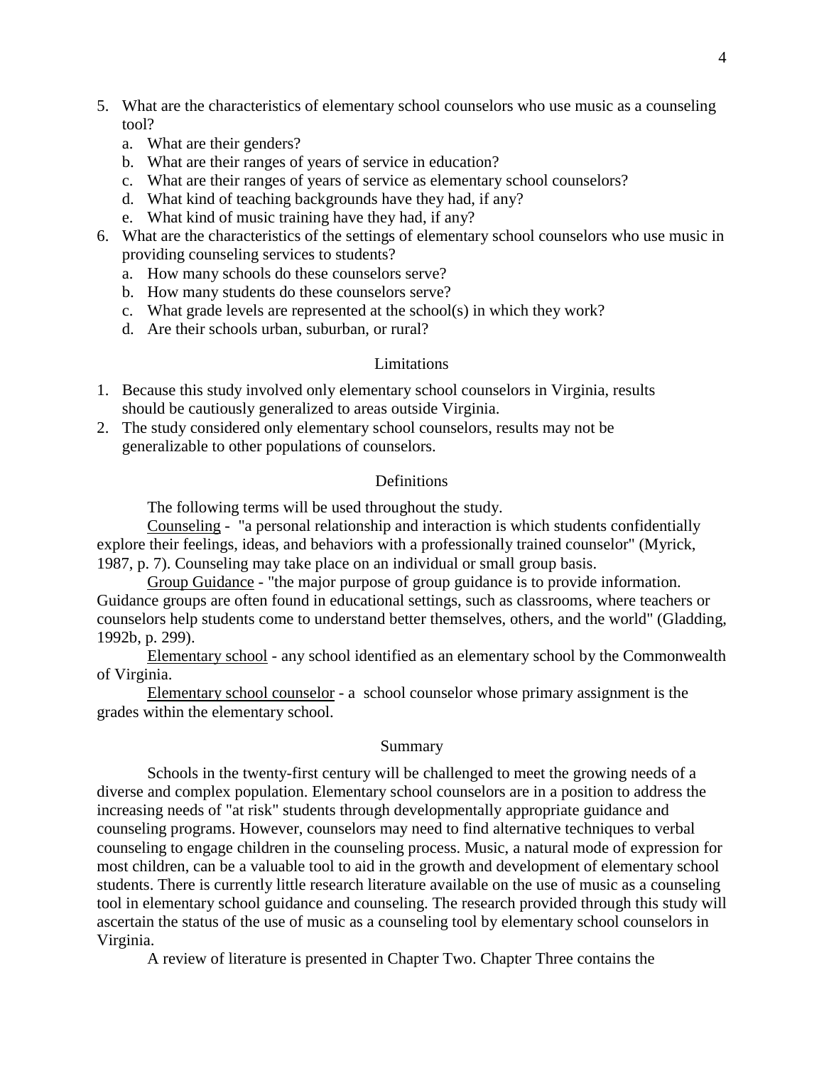5. What are the characteristics of elementary school counselors who use music as a counseling tool?
   a. What are their genders?
   b. What are their ranges of years of service in education?
   c. What are their ranges of years of service as elementary school counselors?
   d. What kind of teaching backgrounds have they had, if any?
   e. What kind of music training have they had, if any?
6. What are the characteristics of the settings of elementary school counselors who use music in providing counseling services to students?
   a. How many schools do these counselors serve?
   b. How many students do these counselors serve?
   c. What grade levels are represented at the school(s) in which they work?
   d. Are their schools urban, suburban, or rural?

## Limitations

1. Because this study involved only elementary school counselors in Virginia, results should be cautiously generalized to areas outside Virginia.
2. The study considered only elementary school counselors, results may not be generalizable to other populations of counselors.

## Definitions

The following terms will be used throughout the study.

Counseling - "a personal relationship and interaction is which students confidentially explore their feelings, ideas, and behaviors with a professionally trained counselor" (Myrick, 1987, p. 7). Counseling may take place on an individual or small group basis.

Group Guidance - "the major purpose of group guidance is to provide information. Guidance groups are often found in educational settings, such as classrooms, where teachers or counselors help students come to understand better themselves, others, and the world" (Gladding, 1992b, p. 299).

Elementary school - any school identified as an elementary school by the Commonwealth of Virginia.

Elementary school counselor - a school counselor whose primary assignment is the grades within the elementary school.

## Summary

Schools in the twenty-first century will be challenged to meet the growing needs of a diverse and complex population. Elementary school counselors are in a position to address the increasing needs of "at risk" students through developmentally appropriate guidance and counseling programs. However, counselors may need to find alternative techniques to verbal counseling to engage children in the counseling process. Music, a natural mode of expression for most children, can be a valuable tool to aid in the growth and development of elementary school students. There is currently little research literature available on the use of music as a counseling tool in elementary school guidance and counseling. The research provided through this study will ascertain the status of the use of music as a counseling tool by elementary school counselors in Virginia.

A review of literature is presented in Chapter Two. Chapter Three contains the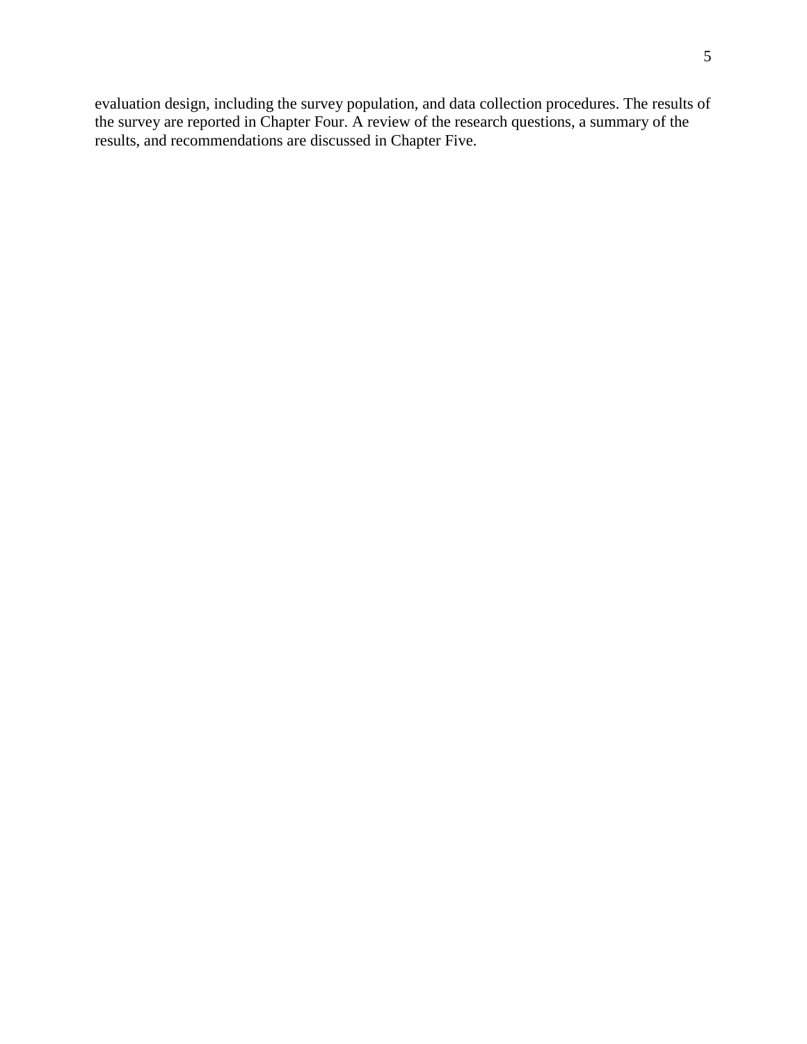evaluation design, including the survey population, and data collection procedures. The results of the survey are reported in Chapter Four. A review of the research questions, a summary of the results, and recommendations are discussed in Chapter Five.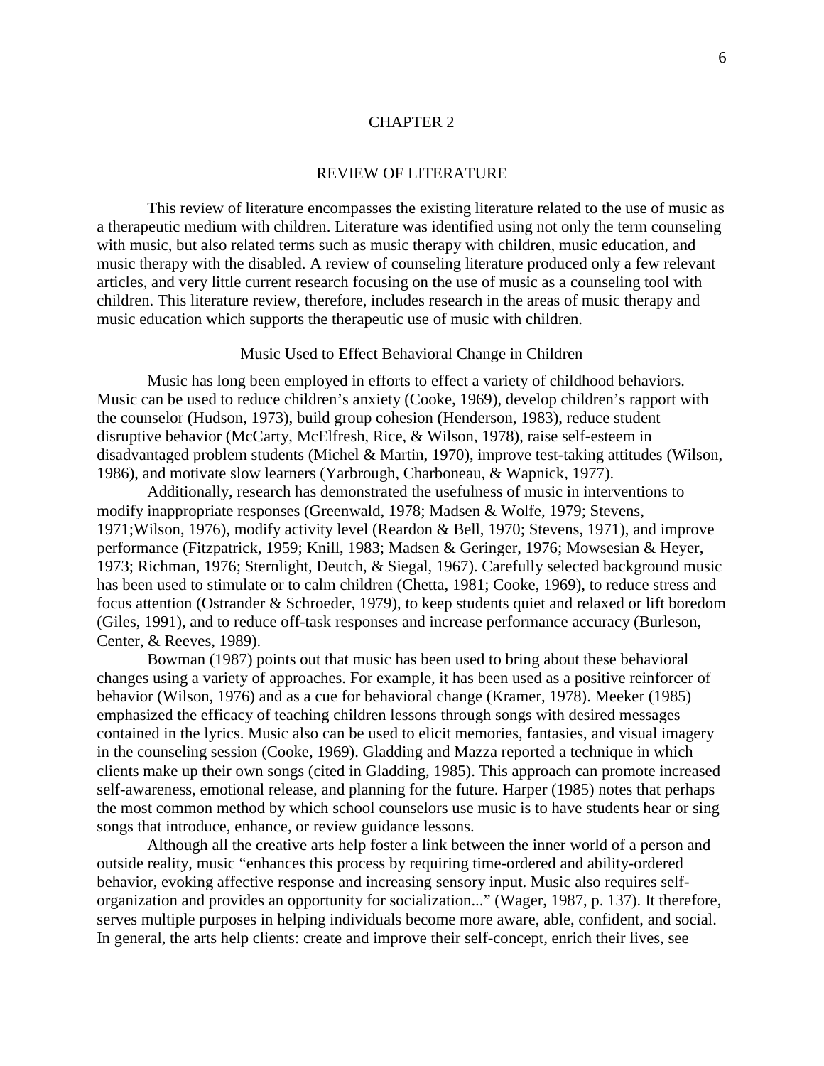# CHAPTER 2

## REVIEW OF LITERATURE

This review of literature encompasses the existing literature related to the use of music as a therapeutic medium with children. Literature was identified using not only the term counseling with music, but also related terms such as music therapy with children, music education, and music therapy with the disabled. A review of counseling literature produced only a few relevant articles, and very little current research focusing on the use of music as a counseling tool with children. This literature review, therefore, includes research in the areas of music therapy and music education which supports the therapeutic use of music with children.

### Music Used to Effect Behavioral Change in Children

Music has long been employed in efforts to effect a variety of childhood behaviors. Music can be used to reduce children's anxiety (Cooke, 1969), develop children's rapport with the counselor (Hudson, 1973), build group cohesion (Henderson, 1983), reduce student disruptive behavior (McCarty, McElfresh, Rice, & Wilson, 1978), raise self-esteem in disadvantaged problem students (Michel & Martin, 1970), improve test-taking attitudes (Wilson, 1986), and motivate slow learners (Yarbrough, Charboneau, & Wapnick, 1977).

Additionally, research has demonstrated the usefulness of music in interventions to modify inappropriate responses (Greenwald, 1978; Madsen & Wolfe, 1979; Stevens, 1971;Wilson, 1976), modify activity level (Reardon & Bell, 1970; Stevens, 1971), and improve performance (Fitzpatrick, 1959; Knill, 1983; Madsen & Geringer, 1976; Mowsesian & Heyer, 1973; Richman, 1976; Sternlight, Deutch, & Siegal, 1967). Carefully selected background music has been used to stimulate or to calm children (Chetta, 1981; Cooke, 1969), to reduce stress and focus attention (Ostrander & Schroeder, 1979), to keep students quiet and relaxed or lift boredom (Giles, 1991), and to reduce off-task responses and increase performance accuracy (Burleson, Center, & Reeves, 1989).

Bowman (1987) points out that music has been used to bring about these behavioral changes using a variety of approaches. For example, it has been used as a positive reinforcer of behavior (Wilson, 1976) and as a cue for behavioral change (Kramer, 1978). Meeker (1985) emphasized the efficacy of teaching children lessons through songs with desired messages contained in the lyrics. Music also can be used to elicit memories, fantasies, and visual imagery in the counseling session (Cooke, 1969). Gladding and Mazza reported a technique in which clients make up their own songs (cited in Gladding, 1985). This approach can promote increased self-awareness, emotional release, and planning for the future. Harper (1985) notes that perhaps the most common method by which school counselors use music is to have students hear or sing songs that introduce, enhance, or review guidance lessons.

Although all the creative arts help foster a link between the inner world of a person and outside reality, music "enhances this process by requiring time-ordered and ability-ordered behavior, evoking affective response and increasing sensory input. Music also requires self-organization and provides an opportunity for socialization..." (Wager, 1987, p. 137). It therefore, serves multiple purposes in helping individuals become more aware, able, confident, and social. In general, the arts help clients: create and improve their self-concept, enrich their lives, see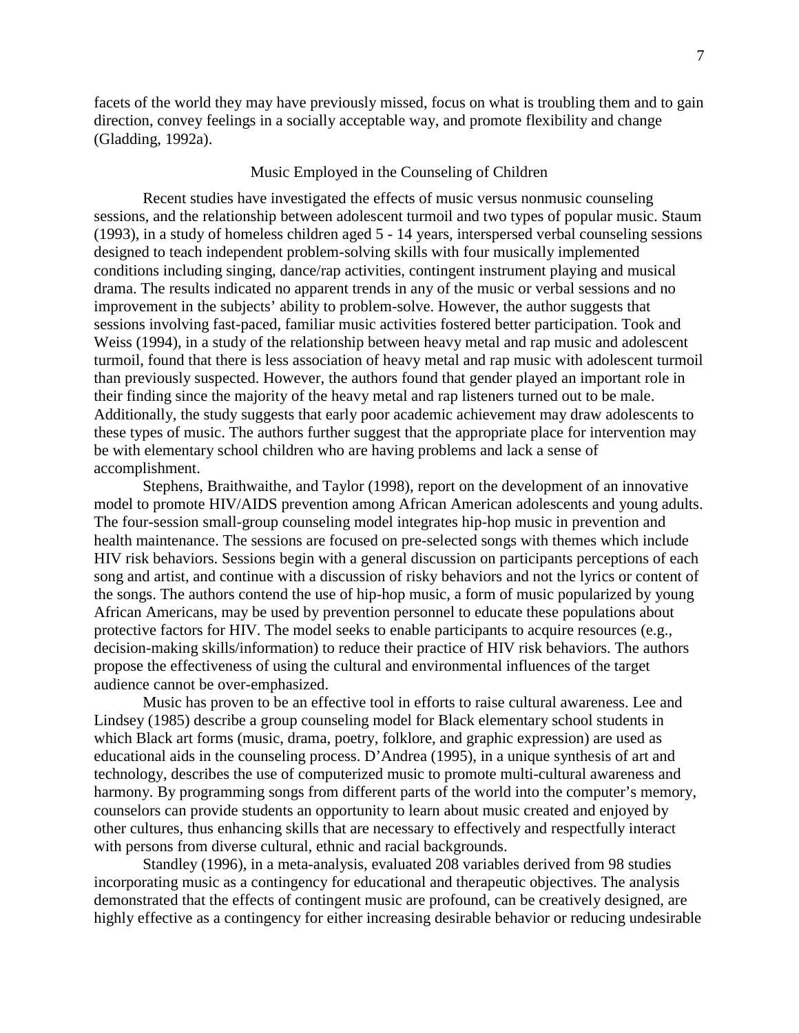facets of the world they may have previously missed, focus on what is troubling them and to gain direction, convey feelings in a socially acceptable way, and promote flexibility and change (Gladding, 1992a).

## Music Employed in the Counseling of Children

Recent studies have investigated the effects of music versus nonmusic counseling sessions, and the relationship between adolescent turmoil and two types of popular music. Staum (1993), in a study of homeless children aged 5 - 14 years, interspersed verbal counseling sessions designed to teach independent problem-solving skills with four musically implemented conditions including singing, dance/rap activities, contingent instrument playing and musical drama. The results indicated no apparent trends in any of the music or verbal sessions and no improvement in the subjects' ability to problem-solve. However, the author suggests that sessions involving fast-paced, familiar music activities fostered better participation. Took and Weiss (1994), in a study of the relationship between heavy metal and rap music and adolescent turmoil, found that there is less association of heavy metal and rap music with adolescent turmoil than previously suspected. However, the authors found that gender played an important role in their finding since the majority of the heavy metal and rap listeners turned out to be male. Additionally, the study suggests that early poor academic achievement may draw adolescents to these types of music. The authors further suggest that the appropriate place for intervention may be with elementary school children who are having problems and lack a sense of accomplishment.

Stephens, Braithwaithe, and Taylor (1998), report on the development of an innovative model to promote HIV/AIDS prevention among African American adolescents and young adults. The four-session small-group counseling model integrates hip-hop music in prevention and health maintenance. The sessions are focused on pre-selected songs with themes which include HIV risk behaviors. Sessions begin with a general discussion on participants perceptions of each song and artist, and continue with a discussion of risky behaviors and not the lyrics or content of the songs. The authors contend the use of hip-hop music, a form of music popularized by young African Americans, may be used by prevention personnel to educate these populations about protective factors for HIV. The model seeks to enable participants to acquire resources (e.g., decision-making skills/information) to reduce their practice of HIV risk behaviors. The authors propose the effectiveness of using the cultural and environmental influences of the target audience cannot be over-emphasized.

Music has proven to be an effective tool in efforts to raise cultural awareness. Lee and Lindsey (1985) describe a group counseling model for Black elementary school students in which Black art forms (music, drama, poetry, folklore, and graphic expression) are used as educational aids in the counseling process. D'Andrea (1995), in a unique synthesis of art and technology, describes the use of computerized music to promote multi-cultural awareness and harmony. By programming songs from different parts of the world into the computer's memory, counselors can provide students an opportunity to learn about music created and enjoyed by other cultures, thus enhancing skills that are necessary to effectively and respectfully interact with persons from diverse cultural, ethnic and racial backgrounds.

Standley (1996), in a meta-analysis, evaluated 208 variables derived from 98 studies incorporating music as a contingency for educational and therapeutic objectives. The analysis demonstrated that the effects of contingent music are profound, can be creatively designed, are highly effective as a contingency for either increasing desirable behavior or reducing undesirable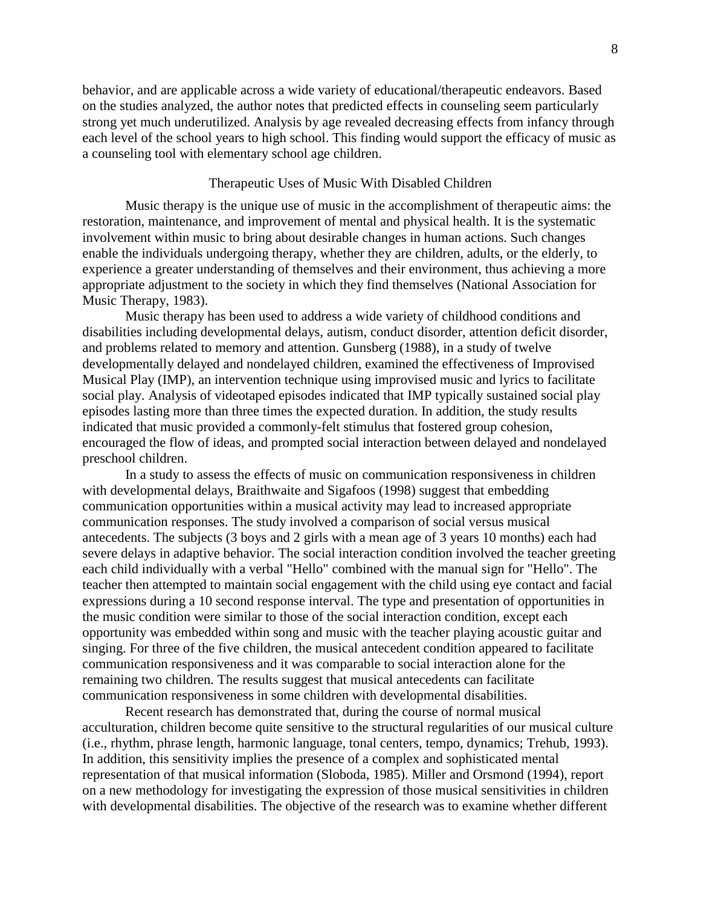behavior, and are applicable across a wide variety of educational/therapeutic endeavors. Based on the studies analyzed, the author notes that predicted effects in counseling seem particularly strong yet much underutilized. Analysis by age revealed decreasing effects from infancy through each level of the school years to high school. This finding would support the efficacy of music as a counseling tool with elementary school age children.

## Therapeutic Uses of Music With Disabled Children

Music therapy is the unique use of music in the accomplishment of therapeutic aims: the restoration, maintenance, and improvement of mental and physical health. It is the systematic involvement within music to bring about desirable changes in human actions. Such changes enable the individuals undergoing therapy, whether they are children, adults, or the elderly, to experience a greater understanding of themselves and their environment, thus achieving a more appropriate adjustment to the society in which they find themselves (National Association for Music Therapy, 1983).

Music therapy has been used to address a wide variety of childhood conditions and disabilities including developmental delays, autism, conduct disorder, attention deficit disorder, and problems related to memory and attention. Gunsberg (1988), in a study of twelve developmentally delayed and nondelayed children, examined the effectiveness of Improvised Musical Play (IMP), an intervention technique using improvised music and lyrics to facilitate social play. Analysis of videotaped episodes indicated that IMP typically sustained social play episodes lasting more than three times the expected duration. In addition, the study results indicated that music provided a commonly-felt stimulus that fostered group cohesion, encouraged the flow of ideas, and prompted social interaction between delayed and nondelayed preschool children.

In a study to assess the effects of music on communication responsiveness in children with developmental delays, Braithwaite and Sigafoos (1998) suggest that embedding communication opportunities within a musical activity may lead to increased appropriate communication responses. The study involved a comparison of social versus musical antecedents. The subjects (3 boys and 2 girls with a mean age of 3 years 10 months) each had severe delays in adaptive behavior. The social interaction condition involved the teacher greeting each child individually with a verbal "Hello" combined with the manual sign for "Hello". The teacher then attempted to maintain social engagement with the child using eye contact and facial expressions during a 10 second response interval. The type and presentation of opportunities in the music condition were similar to those of the social interaction condition, except each opportunity was embedded within song and music with the teacher playing acoustic guitar and singing. For three of the five children, the musical antecedent condition appeared to facilitate communication responsiveness and it was comparable to social interaction alone for the remaining two children. The results suggest that musical antecedents can facilitate communication responsiveness in some children with developmental disabilities.

Recent research has demonstrated that, during the course of normal musical acculturation, children become quite sensitive to the structural regularities of our musical culture (i.e., rhythm, phrase length, harmonic language, tonal centers, tempo, dynamics; Trehub, 1993). In addition, this sensitivity implies the presence of a complex and sophisticated mental representation of that musical information (Sloboda, 1985). Miller and Orsmond (1994), report on a new methodology for investigating the expression of those musical sensitivities in children with developmental disabilities. The objective of the research was to examine whether different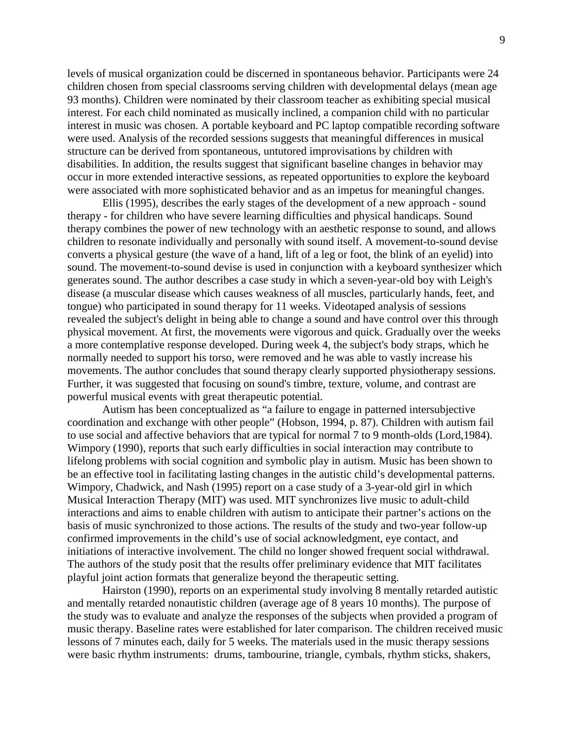levels of musical organization could be discerned in spontaneous behavior. Participants were 24 children chosen from special classrooms serving children with developmental delays (mean age 93 months). Children were nominated by their classroom teacher as exhibiting special musical interest. For each child nominated as musically inclined, a companion child with no particular interest in music was chosen. A portable keyboard and PC laptop compatible recording software were used. Analysis of the recorded sessions suggests that meaningful differences in musical structure can be derived from spontaneous, untutored improvisations by children with disabilities. In addition, the results suggest that significant baseline changes in behavior may occur in more extended interactive sessions, as repeated opportunities to explore the keyboard were associated with more sophisticated behavior and as an impetus for meaningful changes.

Ellis (1995), describes the early stages of the development of a new approach - sound therapy - for children who have severe learning difficulties and physical handicaps. Sound therapy combines the power of new technology with an aesthetic response to sound, and allows children to resonate individually and personally with sound itself. A movement-to-sound devise converts a physical gesture (the wave of a hand, lift of a leg or foot, the blink of an eyelid) into sound. The movement-to-sound devise is used in conjunction with a keyboard synthesizer which generates sound. The author describes a case study in which a seven-year-old boy with Leigh's disease (a muscular disease which causes weakness of all muscles, particularly hands, feet, and tongue) who participated in sound therapy for 11 weeks. Videotaped analysis of sessions revealed the subject's delight in being able to change a sound and have control over this through physical movement. At first, the movements were vigorous and quick. Gradually over the weeks a more contemplative response developed. During week 4, the subject's body straps, which he normally needed to support his torso, were removed and he was able to vastly increase his movements. The author concludes that sound therapy clearly supported physiotherapy sessions. Further, it was suggested that focusing on sound's timbre, texture, volume, and contrast are powerful musical events with great therapeutic potential.

Autism has been conceptualized as "a failure to engage in patterned intersubjective coordination and exchange with other people" (Hobson, 1994, p. 87). Children with autism fail to use social and affective behaviors that are typical for normal 7 to 9 month-olds (Lord,1984). Wimpory (1990), reports that such early difficulties in social interaction may contribute to lifelong problems with social cognition and symbolic play in autism. Music has been shown to be an effective tool in facilitating lasting changes in the autistic child's developmental patterns. Wimpory, Chadwick, and Nash (1995) report on a case study of a 3-year-old girl in which Musical Interaction Therapy (MIT) was used. MIT synchronizes live music to adult-child interactions and aims to enable children with autism to anticipate their partner's actions on the basis of music synchronized to those actions. The results of the study and two-year follow-up confirmed improvements in the child's use of social acknowledgment, eye contact, and initiations of interactive involvement. The child no longer showed frequent social withdrawal. The authors of the study posit that the results offer preliminary evidence that MIT facilitates playful joint action formats that generalize beyond the therapeutic setting.

Hairston (1990), reports on an experimental study involving 8 mentally retarded autistic and mentally retarded nonautistic children (average age of 8 years 10 months). The purpose of the study was to evaluate and analyze the responses of the subjects when provided a program of music therapy. Baseline rates were established for later comparison. The children received music lessons of 7 minutes each, daily for 5 weeks. The materials used in the music therapy sessions were basic rhythm instruments: drums, tambourine, triangle, cymbals, rhythm sticks, shakers,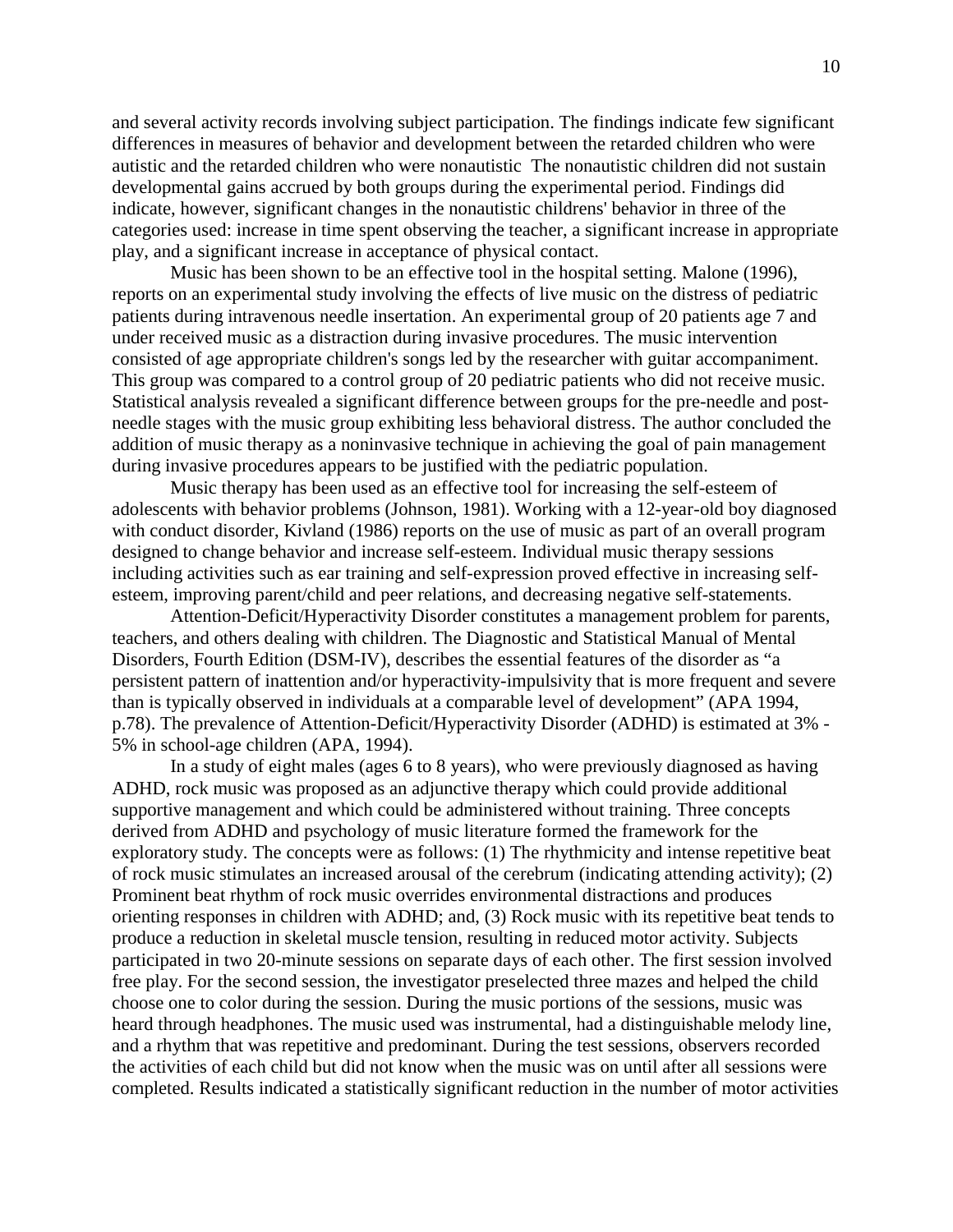and several activity records involving subject participation. The findings indicate few significant differences in measures of behavior and development between the retarded children who were autistic and the retarded children who were nonautistic The nonautistic children did not sustain developmental gains accrued by both groups during the experimental period. Findings did indicate, however, significant changes in the nonautistic childrens' behavior in three of the categories used: increase in time spent observing the teacher, a significant increase in appropriate play, and a significant increase in acceptance of physical contact.

Music has been shown to be an effective tool in the hospital setting. Malone (1996), reports on an experimental study involving the effects of live music on the distress of pediatric patients during intravenous needle insertation. An experimental group of 20 patients age 7 and under received music as a distraction during invasive procedures. The music intervention consisted of age appropriate children's songs led by the researcher with guitar accompaniment. This group was compared to a control group of 20 pediatric patients who did not receive music. Statistical analysis revealed a significant difference between groups for the pre-needle and post-needle stages with the music group exhibiting less behavioral distress. The author concluded the addition of music therapy as a noninvasive technique in achieving the goal of pain management during invasive procedures appears to be justified with the pediatric population.

Music therapy has been used as an effective tool for increasing the self-esteem of adolescents with behavior problems (Johnson, 1981). Working with a 12-year-old boy diagnosed with conduct disorder, Kivland (1986) reports on the use of music as part of an overall program designed to change behavior and increase self-esteem. Individual music therapy sessions including activities such as ear training and self-expression proved effective in increasing self-esteem, improving parent/child and peer relations, and decreasing negative self-statements.

Attention-Deficit/Hyperactivity Disorder constitutes a management problem for parents, teachers, and others dealing with children. The Diagnostic and Statistical Manual of Mental Disorders, Fourth Edition (DSM-IV), describes the essential features of the disorder as "a persistent pattern of inattention and/or hyperactivity-impulsivity that is more frequent and severe than is typically observed in individuals at a comparable level of development" (APA 1994, p.78). The prevalence of Attention-Deficit/Hyperactivity Disorder (ADHD) is estimated at 3% - 5% in school-age children (APA, 1994).

In a study of eight males (ages 6 to 8 years), who were previously diagnosed as having ADHD, rock music was proposed as an adjunctive therapy which could provide additional supportive management and which could be administered without training. Three concepts derived from ADHD and psychology of music literature formed the framework for the exploratory study. The concepts were as follows: (1) The rhythmicity and intense repetitive beat of rock music stimulates an increased arousal of the cerebrum (indicating attending activity); (2) Prominent beat rhythm of rock music overrides environmental distractions and produces orienting responses in children with ADHD; and, (3) Rock music with its repetitive beat tends to produce a reduction in skeletal muscle tension, resulting in reduced motor activity. Subjects participated in two 20-minute sessions on separate days of each other. The first session involved free play. For the second session, the investigator preselected three mazes and helped the child choose one to color during the session. During the music portions of the sessions, music was heard through headphones. The music used was instrumental, had a distinguishable melody line, and a rhythm that was repetitive and predominant. During the test sessions, observers recorded the activities of each child but did not know when the music was on until after all sessions were completed. Results indicated a statistically significant reduction in the number of motor activities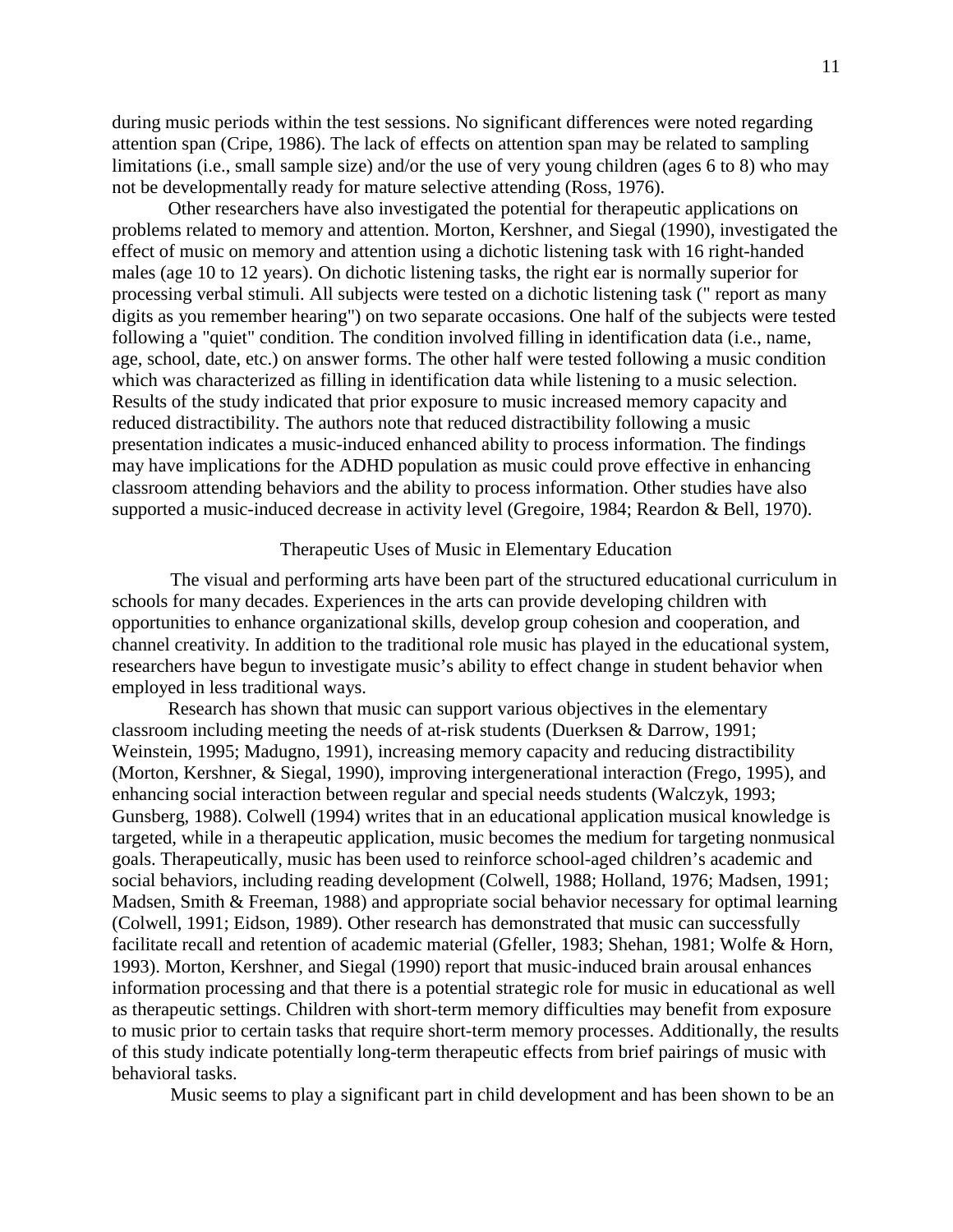during music periods within the test sessions. No significant differences were noted regarding attention span (Cripe, 1986). The lack of effects on attention span may be related to sampling limitations (i.e., small sample size) and/or the use of very young children (ages 6 to 8) who may not be developmentally ready for mature selective attending (Ross, 1976).

Other researchers have also investigated the potential for therapeutic applications on problems related to memory and attention. Morton, Kershner, and Siegal (1990), investigated the effect of music on memory and attention using a dichotic listening task with 16 right-handed males (age 10 to 12 years). On dichotic listening tasks, the right ear is normally superior for processing verbal stimuli. All subjects were tested on a dichotic listening task (" report as many digits as you remember hearing") on two separate occasions. One half of the subjects were tested following a "quiet" condition. The condition involved filling in identification data (i.e., name, age, school, date, etc.) on answer forms. The other half were tested following a music condition which was characterized as filling in identification data while listening to a music selection. Results of the study indicated that prior exposure to music increased memory capacity and reduced distractibility. The authors note that reduced distractibility following a music presentation indicates a music-induced enhanced ability to process information. The findings may have implications for the ADHD population as music could prove effective in enhancing classroom attending behaviors and the ability to process information. Other studies have also supported a music-induced decrease in activity level (Gregoire, 1984; Reardon & Bell, 1970).

## Therapeutic Uses of Music in Elementary Education

The visual and performing arts have been part of the structured educational curriculum in schools for many decades. Experiences in the arts can provide developing children with opportunities to enhance organizational skills, develop group cohesion and cooperation, and channel creativity. In addition to the traditional role music has played in the educational system, researchers have begun to investigate music's ability to effect change in student behavior when employed in less traditional ways.

Research has shown that music can support various objectives in the elementary classroom including meeting the needs of at-risk students (Duerksen & Darrow, 1991; Weinstein, 1995; Madugno, 1991), increasing memory capacity and reducing distractibility (Morton, Kershner, & Siegal, 1990), improving intergenerational interaction (Frego, 1995), and enhancing social interaction between regular and special needs students (Walczyk, 1993; Gunsberg, 1988). Colwell (1994) writes that in an educational application musical knowledge is targeted, while in a therapeutic application, music becomes the medium for targeting nonmusical goals. Therapeutically, music has been used to reinforce school-aged children's academic and social behaviors, including reading development (Colwell, 1988; Holland, 1976; Madsen, 1991; Madsen, Smith & Freeman, 1988) and appropriate social behavior necessary for optimal learning (Colwell, 1991; Eidson, 1989). Other research has demonstrated that music can successfully facilitate recall and retention of academic material (Gfeller, 1983; Shehan, 1981; Wolfe & Horn, 1993). Morton, Kershner, and Siegal (1990) report that music-induced brain arousal enhances information processing and that there is a potential strategic role for music in educational as well as therapeutic settings. Children with short-term memory difficulties may benefit from exposure to music prior to certain tasks that require short-term memory processes. Additionally, the results of this study indicate potentially long-term therapeutic effects from brief pairings of music with behavioral tasks.

Music seems to play a significant part in child development and has been shown to be an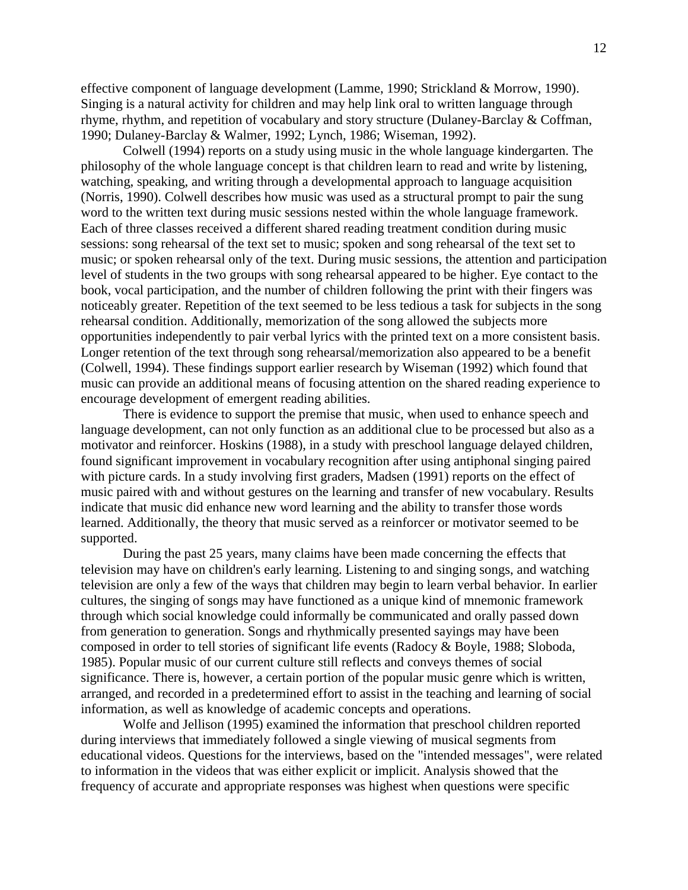effective component of language development (Lamme, 1990; Strickland & Morrow, 1990). Singing is a natural activity for children and may help link oral to written language through rhyme, rhythm, and repetition of vocabulary and story structure (Dulaney-Barclay & Coffman, 1990; Dulaney-Barclay & Walmer, 1992; Lynch, 1986; Wiseman, 1992).

Colwell (1994) reports on a study using music in the whole language kindergarten. The philosophy of the whole language concept is that children learn to read and write by listening, watching, speaking, and writing through a developmental approach to language acquisition (Norris, 1990). Colwell describes how music was used as a structural prompt to pair the sung word to the written text during music sessions nested within the whole language framework. Each of three classes received a different shared reading treatment condition during music sessions: song rehearsal of the text set to music; spoken and song rehearsal of the text set to music; or spoken rehearsal only of the text. During music sessions, the attention and participation level of students in the two groups with song rehearsal appeared to be higher. Eye contact to the book, vocal participation, and the number of children following the print with their fingers was noticeably greater. Repetition of the text seemed to be less tedious a task for subjects in the song rehearsal condition. Additionally, memorization of the song allowed the subjects more opportunities independently to pair verbal lyrics with the printed text on a more consistent basis. Longer retention of the text through song rehearsal/memorization also appeared to be a benefit (Colwell, 1994). These findings support earlier research by Wiseman (1992) which found that music can provide an additional means of focusing attention on the shared reading experience to encourage development of emergent reading abilities.

There is evidence to support the premise that music, when used to enhance speech and language development, can not only function as an additional clue to be processed but also as a motivator and reinforcer. Hoskins (1988), in a study with preschool language delayed children, found significant improvement in vocabulary recognition after using antiphonal singing paired with picture cards. In a study involving first graders, Madsen (1991) reports on the effect of music paired with and without gestures on the learning and transfer of new vocabulary. Results indicate that music did enhance new word learning and the ability to transfer those words learned. Additionally, the theory that music served as a reinforcer or motivator seemed to be supported.

During the past 25 years, many claims have been made concerning the effects that television may have on children's early learning. Listening to and singing songs, and watching television are only a few of the ways that children may begin to learn verbal behavior. In earlier cultures, the singing of songs may have functioned as a unique kind of mnemonic framework through which social knowledge could informally be communicated and orally passed down from generation to generation. Songs and rhythmically presented sayings may have been composed in order to tell stories of significant life events (Radocy & Boyle, 1988; Sloboda, 1985). Popular music of our current culture still reflects and conveys themes of social significance. There is, however, a certain portion of the popular music genre which is written, arranged, and recorded in a predetermined effort to assist in the teaching and learning of social information, as well as knowledge of academic concepts and operations.

Wolfe and Jellison (1995) examined the information that preschool children reported during interviews that immediately followed a single viewing of musical segments from educational videos. Questions for the interviews, based on the "intended messages", were related to information in the videos that was either explicit or implicit. Analysis showed that the frequency of accurate and appropriate responses was highest when questions were specific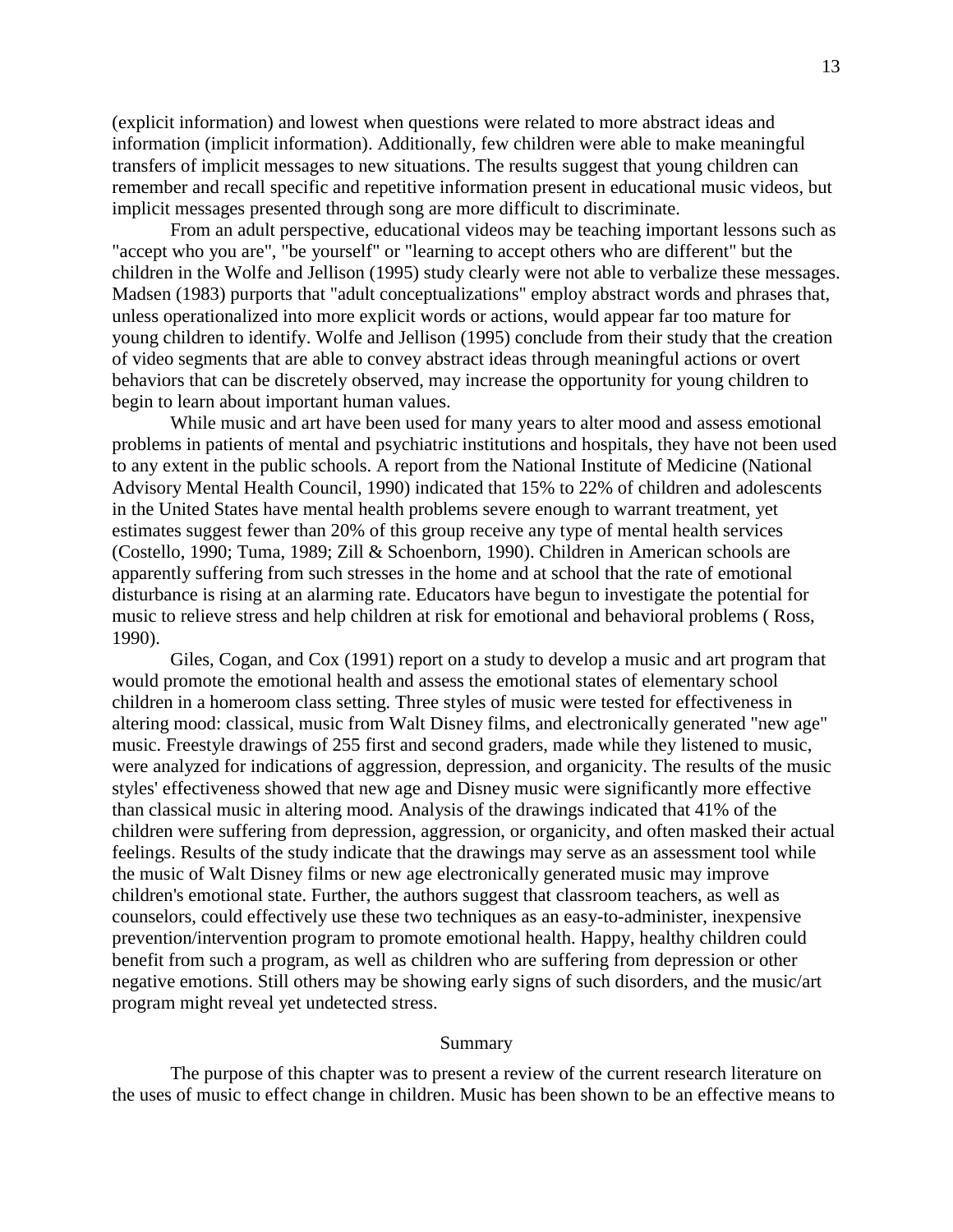(explicit information) and lowest when questions were related to more abstract ideas and information (implicit information). Additionally, few children were able to make meaningful transfers of implicit messages to new situations. The results suggest that young children can remember and recall specific and repetitive information present in educational music videos, but implicit messages presented through song are more difficult to discriminate.

From an adult perspective, educational videos may be teaching important lessons such as "accept who you are", "be yourself" or "learning to accept others who are different" but the children in the Wolfe and Jellison (1995) study clearly were not able to verbalize these messages. Madsen (1983) purports that "adult conceptualizations" employ abstract words and phrases that, unless operationalized into more explicit words or actions, would appear far too mature for young children to identify. Wolfe and Jellison (1995) conclude from their study that the creation of video segments that are able to convey abstract ideas through meaningful actions or overt behaviors that can be discretely observed, may increase the opportunity for young children to begin to learn about important human values.

While music and art have been used for many years to alter mood and assess emotional problems in patients of mental and psychiatric institutions and hospitals, they have not been used to any extent in the public schools. A report from the National Institute of Medicine (National Advisory Mental Health Council, 1990) indicated that 15% to 22% of children and adolescents in the United States have mental health problems severe enough to warrant treatment, yet estimates suggest fewer than 20% of this group receive any type of mental health services (Costello, 1990; Tuma, 1989; Zill & Schoenborn, 1990). Children in American schools are apparently suffering from such stresses in the home and at school that the rate of emotional disturbance is rising at an alarming rate. Educators have begun to investigate the potential for music to relieve stress and help children at risk for emotional and behavioral problems ( Ross, 1990).

Giles, Cogan, and Cox (1991) report on a study to develop a music and art program that would promote the emotional health and assess the emotional states of elementary school children in a homeroom class setting. Three styles of music were tested for effectiveness in altering mood: classical, music from Walt Disney films, and electronically generated "new age" music. Freestyle drawings of 255 first and second graders, made while they listened to music, were analyzed for indications of aggression, depression, and organicity. The results of the music styles' effectiveness showed that new age and Disney music were significantly more effective than classical music in altering mood. Analysis of the drawings indicated that 41% of the children were suffering from depression, aggression, or organicity, and often masked their actual feelings. Results of the study indicate that the drawings may serve as an assessment tool while the music of Walt Disney films or new age electronically generated music may improve children's emotional state. Further, the authors suggest that classroom teachers, as well as counselors, could effectively use these two techniques as an easy-to-administer, inexpensive prevention/intervention program to promote emotional health. Happy, healthy children could benefit from such a program, as well as children who are suffering from depression or other negative emotions. Still others may be showing early signs of such disorders, and the music/art program might reveal yet undetected stress.

## Summary

The purpose of this chapter was to present a review of the current research literature on the uses of music to effect change in children. Music has been shown to be an effective means to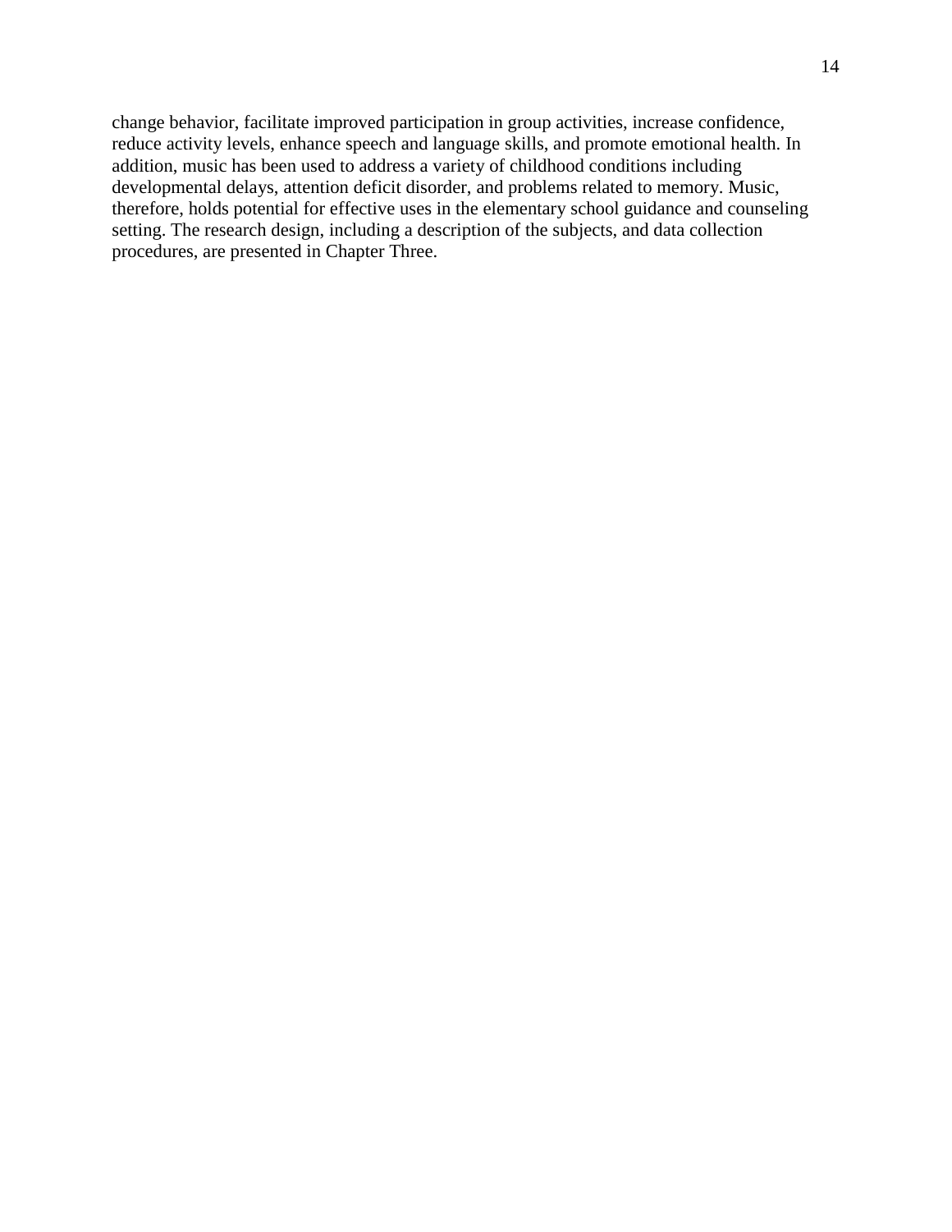change behavior, facilitate improved participation in group activities, increase confidence, reduce activity levels, enhance speech and language skills, and promote emotional health. In addition, music has been used to address a variety of childhood conditions including developmental delays, attention deficit disorder, and problems related to memory. Music, therefore, holds potential for effective uses in the elementary school guidance and counseling setting. The research design, including a description of the subjects, and data collection procedures, are presented in Chapter Three.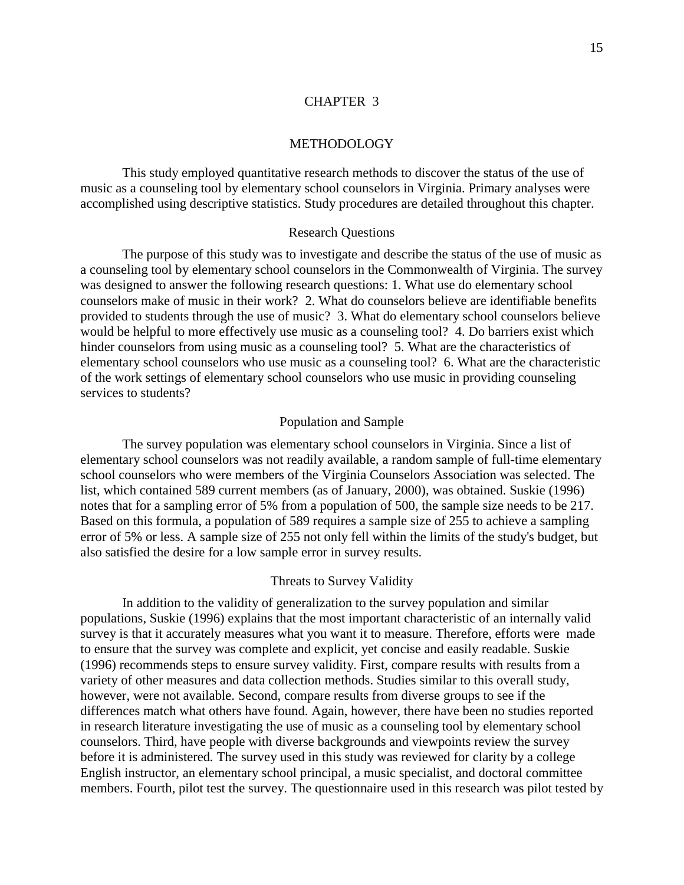# CHAPTER 3

## METHODOLOGY

This study employed quantitative research methods to discover the status of the use of music as a counseling tool by elementary school counselors in Virginia. Primary analyses were accomplished using descriptive statistics. Study procedures are detailed throughout this chapter.

### Research Questions

The purpose of this study was to investigate and describe the status of the use of music as a counseling tool by elementary school counselors in the Commonwealth of Virginia. The survey was designed to answer the following research questions: 1. What use do elementary school counselors make of music in their work? 2. What do counselors believe are identifiable benefits provided to students through the use of music? 3. What do elementary school counselors believe would be helpful to more effectively use music as a counseling tool? 4. Do barriers exist which hinder counselors from using music as a counseling tool? 5. What are the characteristics of elementary school counselors who use music as a counseling tool? 6. What are the characteristic of the work settings of elementary school counselors who use music in providing counseling services to students?

### Population and Sample

The survey population was elementary school counselors in Virginia. Since a list of elementary school counselors was not readily available, a random sample of full-time elementary school counselors who were members of the Virginia Counselors Association was selected. The list, which contained 589 current members (as of January, 2000), was obtained. Suskie (1996) notes that for a sampling error of 5% from a population of 500, the sample size needs to be 217. Based on this formula, a population of 589 requires a sample size of 255 to achieve a sampling error of 5% or less. A sample size of 255 not only fell within the limits of the study's budget, but also satisfied the desire for a low sample error in survey results.

### Threats to Survey Validity

In addition to the validity of generalization to the survey population and similar populations, Suskie (1996) explains that the most important characteristic of an internally valid survey is that it accurately measures what you want it to measure. Therefore, efforts were made to ensure that the survey was complete and explicit, yet concise and easily readable. Suskie (1996) recommends steps to ensure survey validity. First, compare results with results from a variety of other measures and data collection methods. Studies similar to this overall study, however, were not available. Second, compare results from diverse groups to see if the differences match what others have found. Again, however, there have been no studies reported in research literature investigating the use of music as a counseling tool by elementary school counselors. Third, have people with diverse backgrounds and viewpoints review the survey before it is administered. The survey used in this study was reviewed for clarity by a college English instructor, an elementary school principal, a music specialist, and doctoral committee members. Fourth, pilot test the survey. The questionnaire used in this research was pilot tested by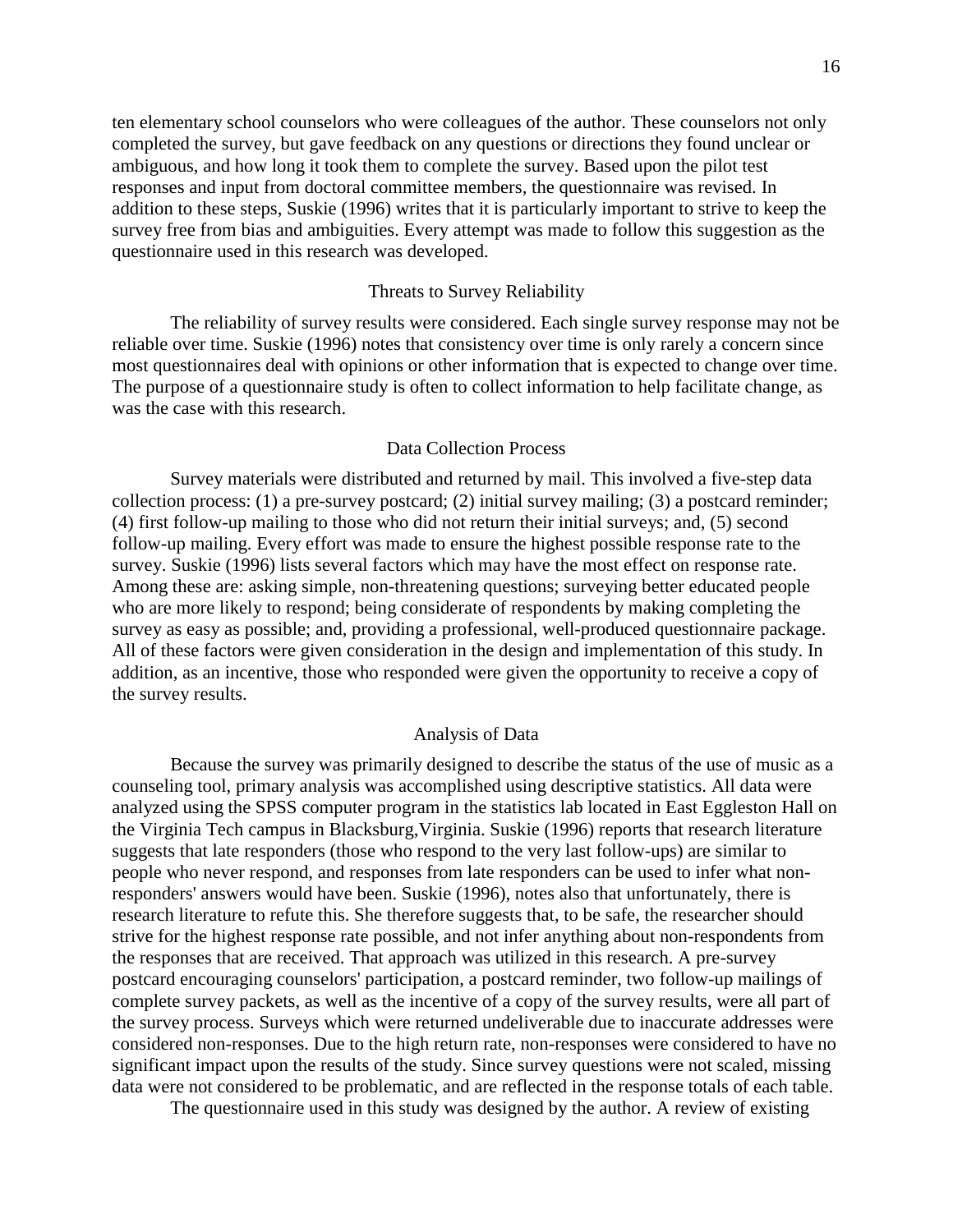ten elementary school counselors who were colleagues of the author. These counselors not only completed the survey, but gave feedback on any questions or directions they found unclear or ambiguous, and how long it took them to complete the survey. Based upon the pilot test responses and input from doctoral committee members, the questionnaire was revised. In addition to these steps, Suskie (1996) writes that it is particularly important to strive to keep the survey free from bias and ambiguities. Every attempt was made to follow this suggestion as the questionnaire used in this research was developed.

## Threats to Survey Reliability

The reliability of survey results were considered. Each single survey response may not be reliable over time. Suskie (1996) notes that consistency over time is only rarely a concern since most questionnaires deal with opinions or other information that is expected to change over time. The purpose of a questionnaire study is often to collect information to help facilitate change, as was the case with this research.

## Data Collection Process

Survey materials were distributed and returned by mail. This involved a five-step data collection process: (1) a pre-survey postcard; (2) initial survey mailing; (3) a postcard reminder; (4) first follow-up mailing to those who did not return their initial surveys; and, (5) second follow-up mailing. Every effort was made to ensure the highest possible response rate to the survey. Suskie (1996) lists several factors which may have the most effect on response rate. Among these are: asking simple, non-threatening questions; surveying better educated people who are more likely to respond; being considerate of respondents by making completing the survey as easy as possible; and, providing a professional, well-produced questionnaire package. All of these factors were given consideration in the design and implementation of this study. In addition, as an incentive, those who responded were given the opportunity to receive a copy of the survey results.

## Analysis of Data

Because the survey was primarily designed to describe the status of the use of music as a counseling tool, primary analysis was accomplished using descriptive statistics. All data were analyzed using the SPSS computer program in the statistics lab located in East Eggleston Hall on the Virginia Tech campus in Blacksburg,Virginia. Suskie (1996) reports that research literature suggests that late responders (those who respond to the very last follow-ups) are similar to people who never respond, and responses from late responders can be used to infer what non-responders' answers would have been. Suskie (1996), notes also that unfortunately, there is research literature to refute this. She therefore suggests that, to be safe, the researcher should strive for the highest response rate possible, and not infer anything about non-respondents from the responses that are received. That approach was utilized in this research. A pre-survey postcard encouraging counselors' participation, a postcard reminder, two follow-up mailings of complete survey packets, as well as the incentive of a copy of the survey results, were all part of the survey process. Surveys which were returned undeliverable due to inaccurate addresses were considered non-responses. Due to the high return rate, non-responses were considered to have no significant impact upon the results of the study. Since survey questions were not scaled, missing data were not considered to be problematic, and are reflected in the response totals of each table.

The questionnaire used in this study was designed by the author. A review of existing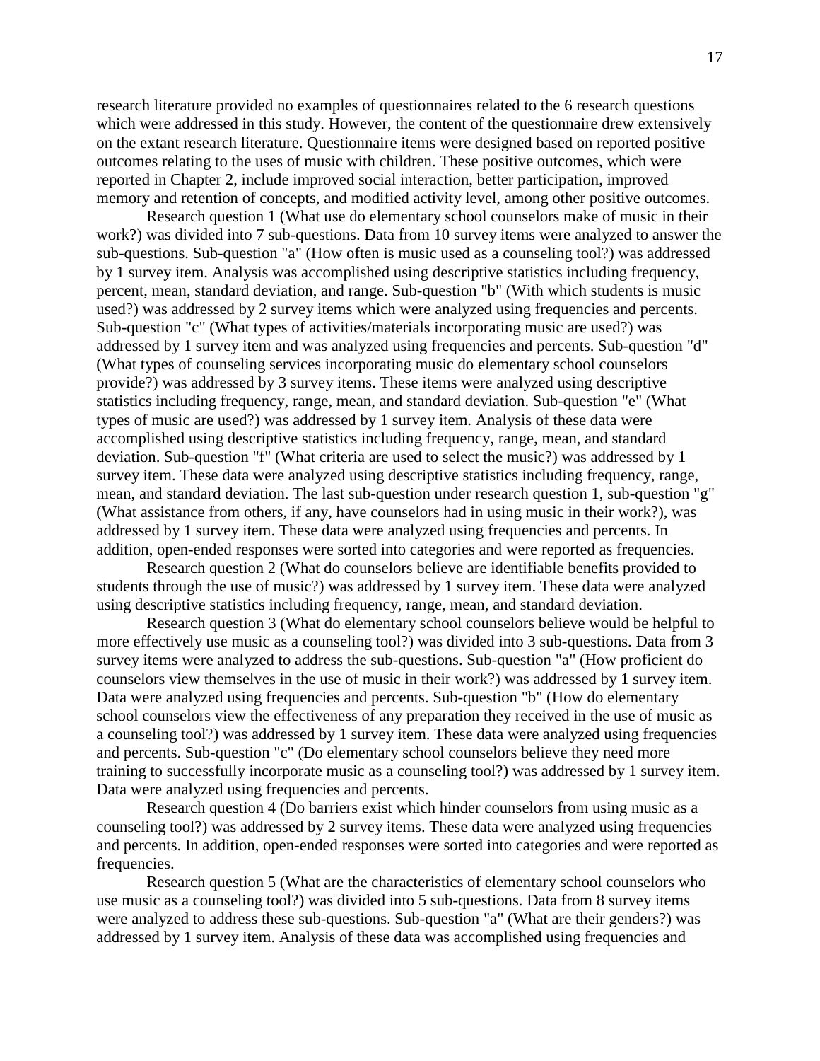research literature provided no examples of questionnaires related to the 6 research questions which were addressed in this study. However, the content of the questionnaire drew extensively on the extant research literature. Questionnaire items were designed based on reported positive outcomes relating to the uses of music with children. These positive outcomes, which were reported in Chapter 2, include improved social interaction, better participation, improved memory and retention of concepts, and modified activity level, among other positive outcomes.

Research question 1 (What use do elementary school counselors make of music in their work?) was divided into 7 sub-questions. Data from 10 survey items were analyzed to answer the sub-questions. Sub-question "a" (How often is music used as a counseling tool?) was addressed by 1 survey item. Analysis was accomplished using descriptive statistics including frequency, percent, mean, standard deviation, and range. Sub-question "b" (With which students is music used?) was addressed by 2 survey items which were analyzed using frequencies and percents. Sub-question "c" (What types of activities/materials incorporating music are used?) was addressed by 1 survey item and was analyzed using frequencies and percents. Sub-question "d" (What types of counseling services incorporating music do elementary school counselors provide?) was addressed by 3 survey items. These items were analyzed using descriptive statistics including frequency, range, mean, and standard deviation. Sub-question "e" (What types of music are used?) was addressed by 1 survey item. Analysis of these data were accomplished using descriptive statistics including frequency, range, mean, and standard deviation. Sub-question "f" (What criteria are used to select the music?) was addressed by 1 survey item. These data were analyzed using descriptive statistics including frequency, range, mean, and standard deviation. The last sub-question under research question 1, sub-question "g" (What assistance from others, if any, have counselors had in using music in their work?), was addressed by 1 survey item. These data were analyzed using frequencies and percents. In addition, open-ended responses were sorted into categories and were reported as frequencies.

Research question 2 (What do counselors believe are identifiable benefits provided to students through the use of music?) was addressed by 1 survey item. These data were analyzed using descriptive statistics including frequency, range, mean, and standard deviation.

Research question 3 (What do elementary school counselors believe would be helpful to more effectively use music as a counseling tool?) was divided into 3 sub-questions. Data from 3 survey items were analyzed to address the sub-questions. Sub-question "a" (How proficient do counselors view themselves in the use of music in their work?) was addressed by 1 survey item. Data were analyzed using frequencies and percents. Sub-question "b" (How do elementary school counselors view the effectiveness of any preparation they received in the use of music as a counseling tool?) was addressed by 1 survey item. These data were analyzed using frequencies and percents. Sub-question "c" (Do elementary school counselors believe they need more training to successfully incorporate music as a counseling tool?) was addressed by 1 survey item. Data were analyzed using frequencies and percents.

Research question 4 (Do barriers exist which hinder counselors from using music as a counseling tool?) was addressed by 2 survey items. These data were analyzed using frequencies and percents. In addition, open-ended responses were sorted into categories and were reported as frequencies.

Research question 5 (What are the characteristics of elementary school counselors who use music as a counseling tool?) was divided into 5 sub-questions. Data from 8 survey items were analyzed to address these sub-questions. Sub-question "a" (What are their genders?) was addressed by 1 survey item. Analysis of these data was accomplished using frequencies and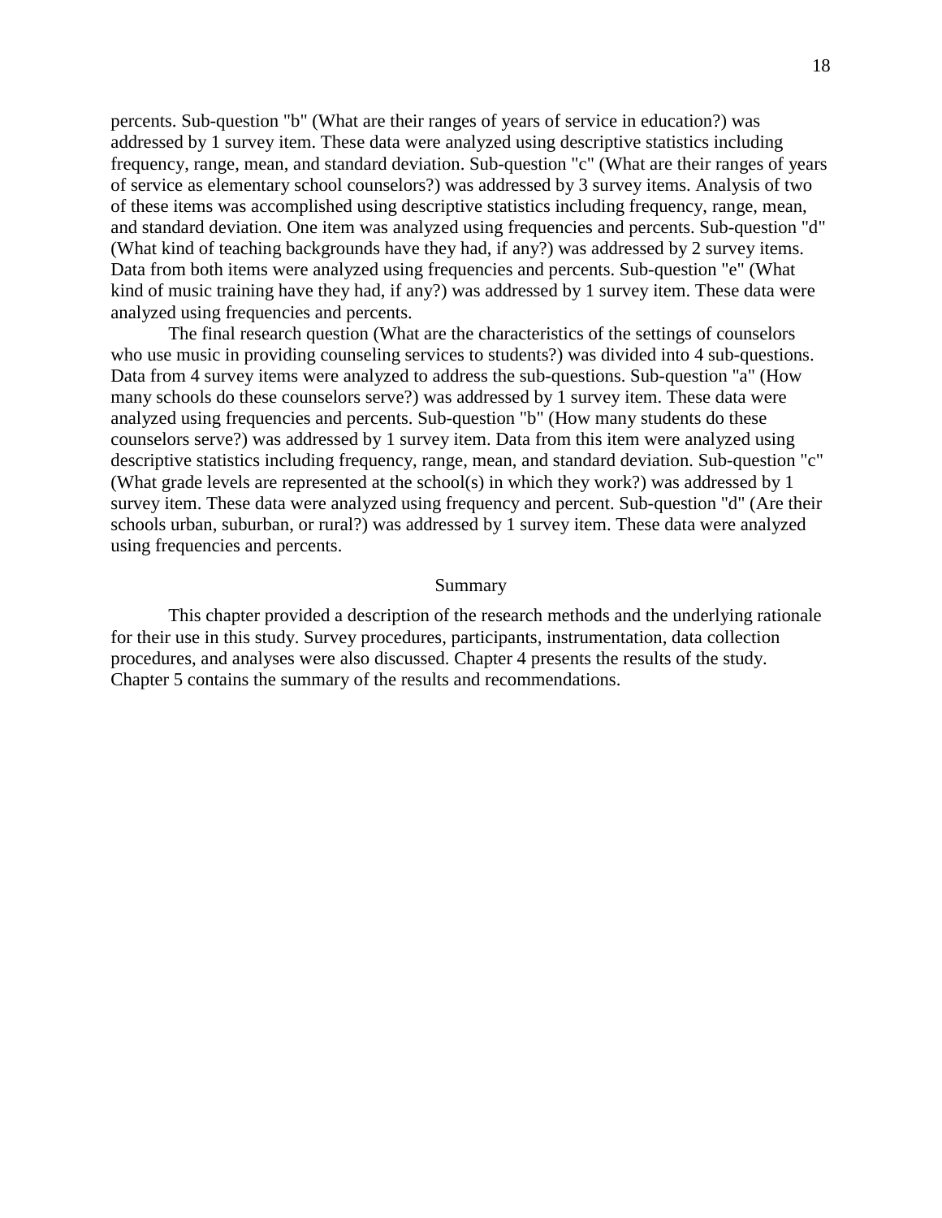percents. Sub-question "b" (What are their ranges of years of service in education?) was addressed by 1 survey item. These data were analyzed using descriptive statistics including frequency, range, mean, and standard deviation. Sub-question "c" (What are their ranges of years of service as elementary school counselors?) was addressed by 3 survey items. Analysis of two of these items was accomplished using descriptive statistics including frequency, range, mean, and standard deviation. One item was analyzed using frequencies and percents. Sub-question "d" (What kind of teaching backgrounds have they had, if any?) was addressed by 2 survey items. Data from both items were analyzed using frequencies and percents. Sub-question "e" (What kind of music training have they had, if any?) was addressed by 1 survey item. These data were analyzed using frequencies and percents.

The final research question (What are the characteristics of the settings of counselors who use music in providing counseling services to students?) was divided into 4 sub-questions. Data from 4 survey items were analyzed to address the sub-questions. Sub-question "a" (How many schools do these counselors serve?) was addressed by 1 survey item. These data were analyzed using frequencies and percents. Sub-question "b" (How many students do these counselors serve?) was addressed by 1 survey item. Data from this item were analyzed using descriptive statistics including frequency, range, mean, and standard deviation. Sub-question "c" (What grade levels are represented at the school(s) in which they work?) was addressed by 1 survey item. These data were analyzed using frequency and percent. Sub-question "d" (Are their schools urban, suburban, or rural?) was addressed by 1 survey item. These data were analyzed using frequencies and percents.

## Summary

This chapter provided a description of the research methods and the underlying rationale for their use in this study. Survey procedures, participants, instrumentation, data collection procedures, and analyses were also discussed. Chapter 4 presents the results of the study. Chapter 5 contains the summary of the results and recommendations.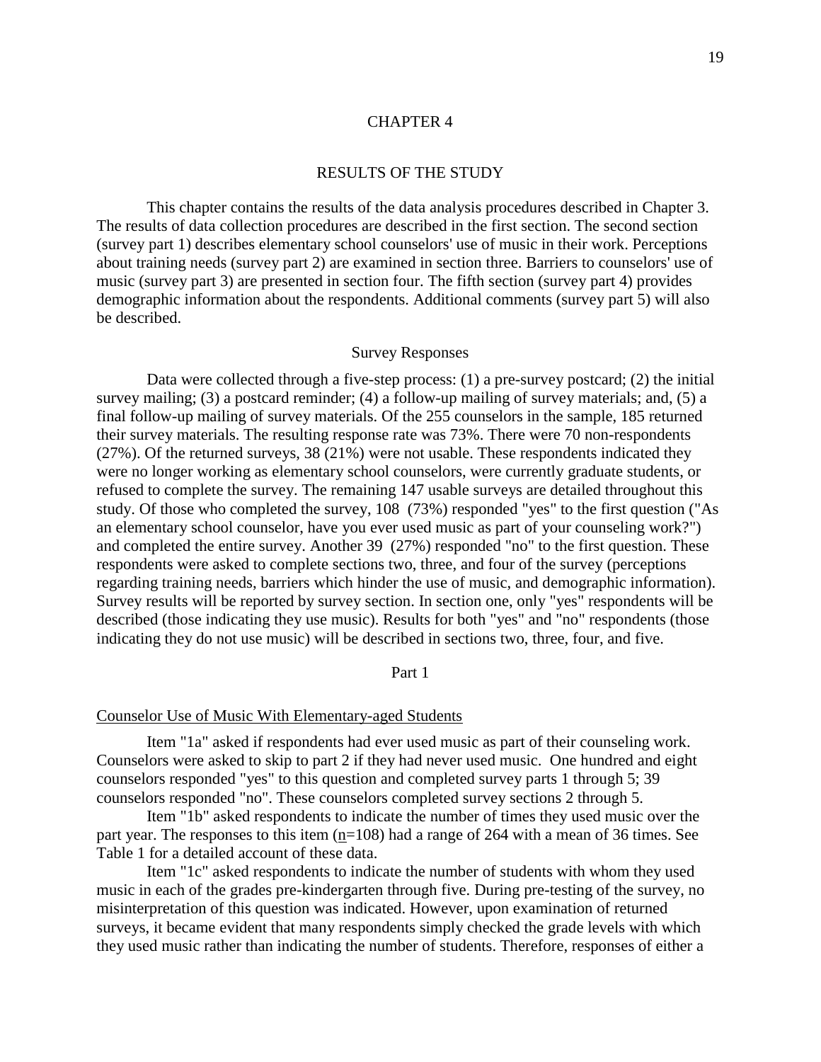# CHAPTER 4

## RESULTS OF THE STUDY

This chapter contains the results of the data analysis procedures described in Chapter 3. The results of data collection procedures are described in the first section. The second section (survey part 1) describes elementary school counselors' use of music in their work. Perceptions about training needs (survey part 2) are examined in section three. Barriers to counselors' use of music (survey part 3) are presented in section four. The fifth section (survey part 4) provides demographic information about the respondents. Additional comments (survey part 5) will also be described.

### Survey Responses

Data were collected through a five-step process: (1) a pre-survey postcard; (2) the initial survey mailing; (3) a postcard reminder; (4) a follow-up mailing of survey materials; and, (5) a final follow-up mailing of survey materials. Of the 255 counselors in the sample, 185 returned their survey materials. The resulting response rate was 73%. There were 70 non-respondents (27%). Of the returned surveys, 38 (21%) were not usable. These respondents indicated they were no longer working as elementary school counselors, were currently graduate students, or refused to complete the survey. The remaining 147 usable surveys are detailed throughout this study. Of those who completed the survey, 108 (73%) responded "yes" to the first question ("As an elementary school counselor, have you ever used music as part of your counseling work?") and completed the entire survey. Another 39 (27%) responded "no" to the first question. These respondents were asked to complete sections two, three, and four of the survey (perceptions regarding training needs, barriers which hinder the use of music, and demographic information). Survey results will be reported by survey section. In section one, only "yes" respondents will be described (those indicating they use music). Results for both "yes" and "no" respondents (those indicating they do not use music) will be described in sections two, three, four, and five.

### Part 1

#### Counselor Use of Music With Elementary-aged Students

Item "1a" asked if respondents had ever used music as part of their counseling work. Counselors were asked to skip to part 2 if they had never used music. One hundred and eight counselors responded "yes" to this question and completed survey parts 1 through 5; 39 counselors responded "no". These counselors completed survey sections 2 through 5.

Item "1b" asked respondents to indicate the number of times they used music over the part year. The responses to this item ($n$=108) had a range of 264 with a mean of 36 times. See Table 1 for a detailed account of these data.

Item "1c" asked respondents to indicate the number of students with whom they used music in each of the grades pre-kindergarten through five. During pre-testing of the survey, no misinterpretation of this question was indicated. However, upon examination of returned surveys, it became evident that many respondents simply checked the grade levels with which they used music rather than indicating the number of students. Therefore, responses of either a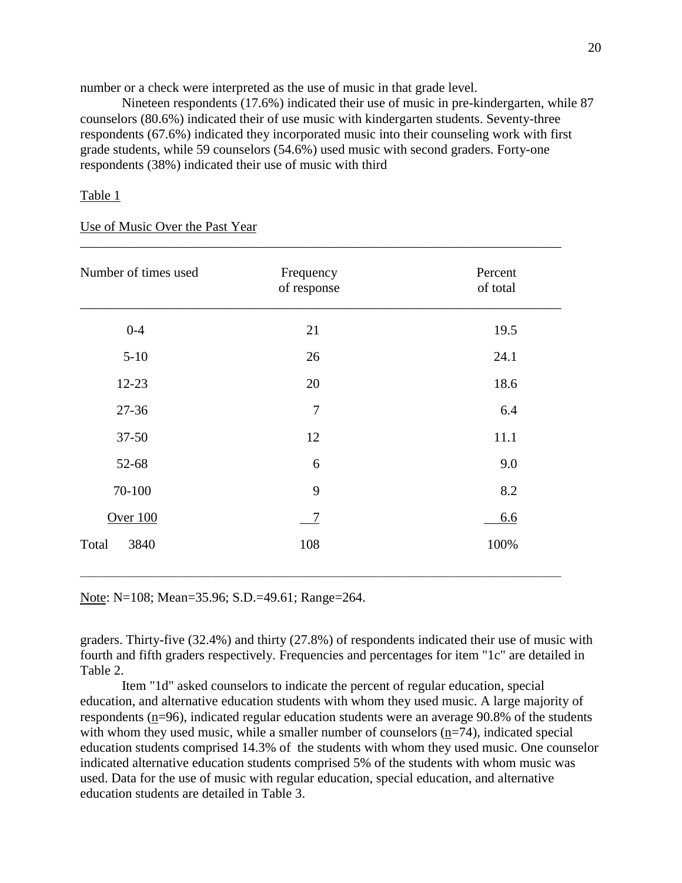number or a check were interpreted as the use of music in that grade level.

Nineteen respondents (17.6%) indicated their use of music in pre-kindergarten, while 87 counselors (80.6%) indicated their of use music with kindergarten students. Seventy-three respondents (67.6%) indicated they incorporated music into their counseling work with first grade students, while 59 counselors (54.6%) used music with second graders. Forty-one respondents (38%) indicated their use of music with third graders. Thirty-five (32.4%) and thirty (27.8%) of respondents indicated their use of music with fourth and fifth graders respectively. Frequencies and percentages for item "1c" are detailed in Table 2.

Table 1

Use of Music Over the Past Year

| Number of times used | Frequency of response | Percent of total |
|---|---|---|
| 0-4 | 21 | 19.5 |
| 5-10 | 26 | 24.1 |
| 12-23 | 20 | 18.6 |
| 27-36 | 7 | 6.4 |
| 37-50 | 12 | 11.1 |
| 52-68 | 6 | 9.0 |
| 70-100 | 9 | 8.2 |
| Over 100 | 7 | 6.6 |
| Total 3840 | 108 | 100% |

Note: N=108; Mean=35.96; S.D.=49.61; Range=264.

Item "1d" asked counselors to indicate the percent of regular education, special education, and alternative education students with whom they used music. A large majority of respondents (n=96), indicated regular education students were an average 90.8% of the students with whom they used music, while a smaller number of counselors (n=74), indicated special education students comprised 14.3% of the students with whom they used music. One counselor indicated alternative education students comprised 5% of the students with whom music was used. Data for the use of music with regular education, special education, and alternative education students are detailed in Table 3.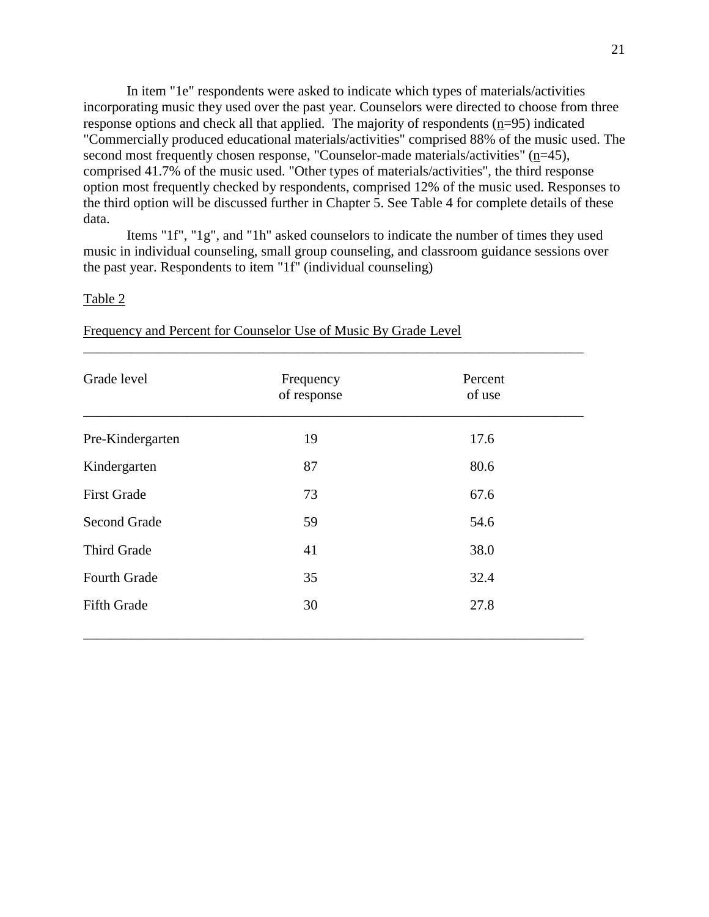In item "1e" respondents were asked to indicate which types of materials/activities incorporating music they used over the past year. Counselors were directed to choose from three response options and check all that applied. The majority of respondents (n=95) indicated "Commercially produced educational materials/activities" comprised 88% of the music used. The second most frequently chosen response, "Counselor-made materials/activities" (n=45), comprised 41.7% of the music used. "Other types of materials/activities", the third response option most frequently checked by respondents, comprised 12% of the music used. Responses to the third option will be discussed further in Chapter 5. See Table 4 for complete details of these data.

Items "1f", "1g", and "1h" asked counselors to indicate the number of times they used music in individual counseling, small group counseling, and classroom guidance sessions over the past year. Respondents to item "1f" (individual counseling)

Table 2

Frequency and Percent for Counselor Use of Music By Grade Level

| Grade level | Frequency of response | Percent of use |
|---|---|---|
| Pre-Kindergarten | 19 | 17.6 |
| Kindergarten | 87 | 80.6 |
| First Grade | 73 | 67.6 |
| Second Grade | 59 | 54.6 |
| Third Grade | 41 | 38.0 |
| Fourth Grade | 35 | 32.4 |
| Fifth Grade | 30 | 27.8 |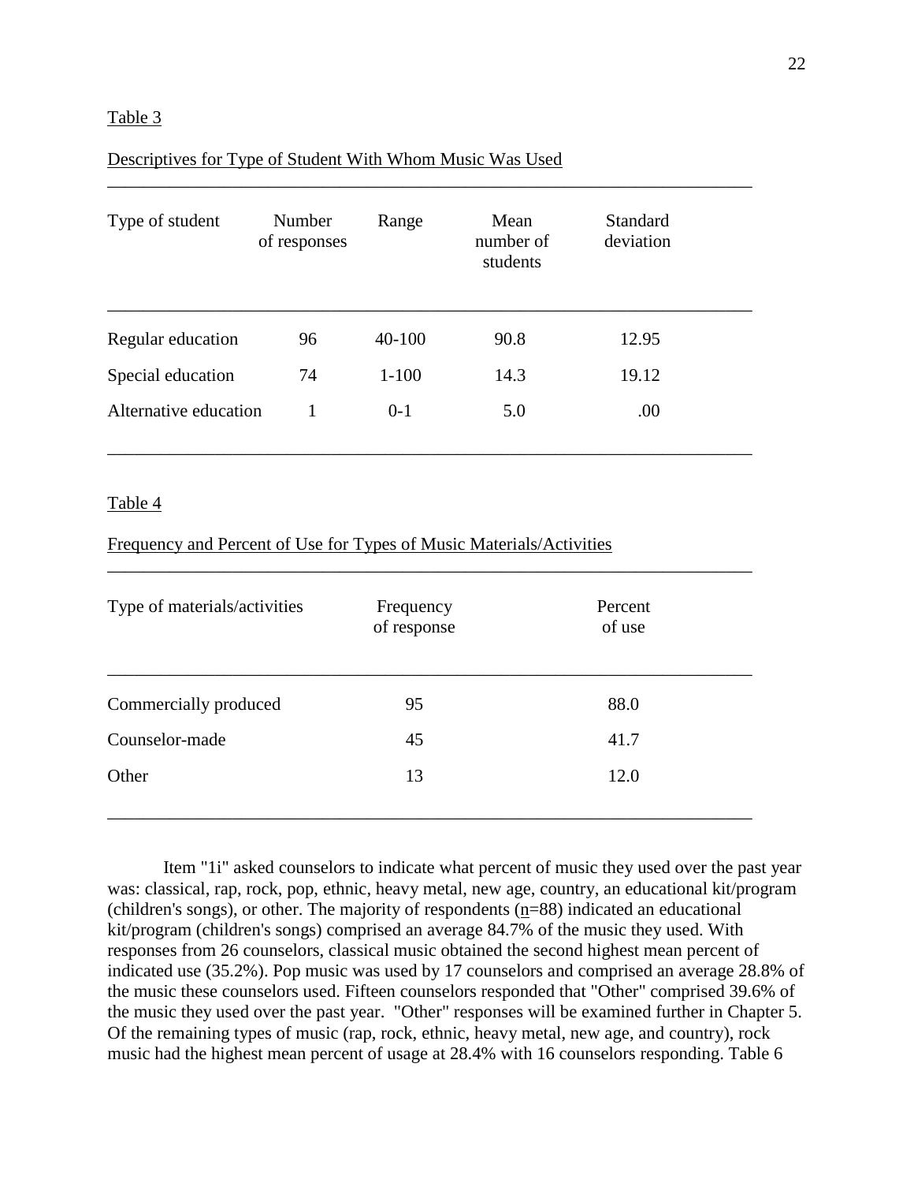Table 3

Descriptives for Type of Student With Whom Music Was Used

| Type of student | Number of responses | Range | Mean number of students | Standard deviation |
|---|---|---|---|---|
| Regular education | 96 | 40-100 | 90.8 | 12.95 |
| Special education | 74 | 1-100 | 14.3 | 19.12 |
| Alternative education | 1 | 0-1 | 5.0 | .00 |

Table 4

Frequency and Percent of Use for Types of Music Materials/Activities

| Type of materials/activities | Frequency of response | Percent of use |
|---|---|---|
| Commercially produced | 95 | 88.0 |
| Counselor-made | 45 | 41.7 |
| Other | 13 | 12.0 |

Item "1i" asked counselors to indicate what percent of music they used over the past year was: classical, rap, rock, pop, ethnic, heavy metal, new age, country, an educational kit/program (children's songs), or other. The majority of respondents (n=88) indicated an educational kit/program (children's songs) comprised an average 84.7% of the music they used. With responses from 26 counselors, classical music obtained the second highest mean percent of indicated use (35.2%). Pop music was used by 17 counselors and comprised an average 28.8% of the music these counselors used. Fifteen counselors responded that "Other" comprised 39.6% of the music they used over the past year. "Other" responses will be examined further in Chapter 5. Of the remaining types of music (rap, rock, ethnic, heavy metal, new age, and country), rock music had the highest mean percent of usage at 28.4% with 16 counselors responding. Table 6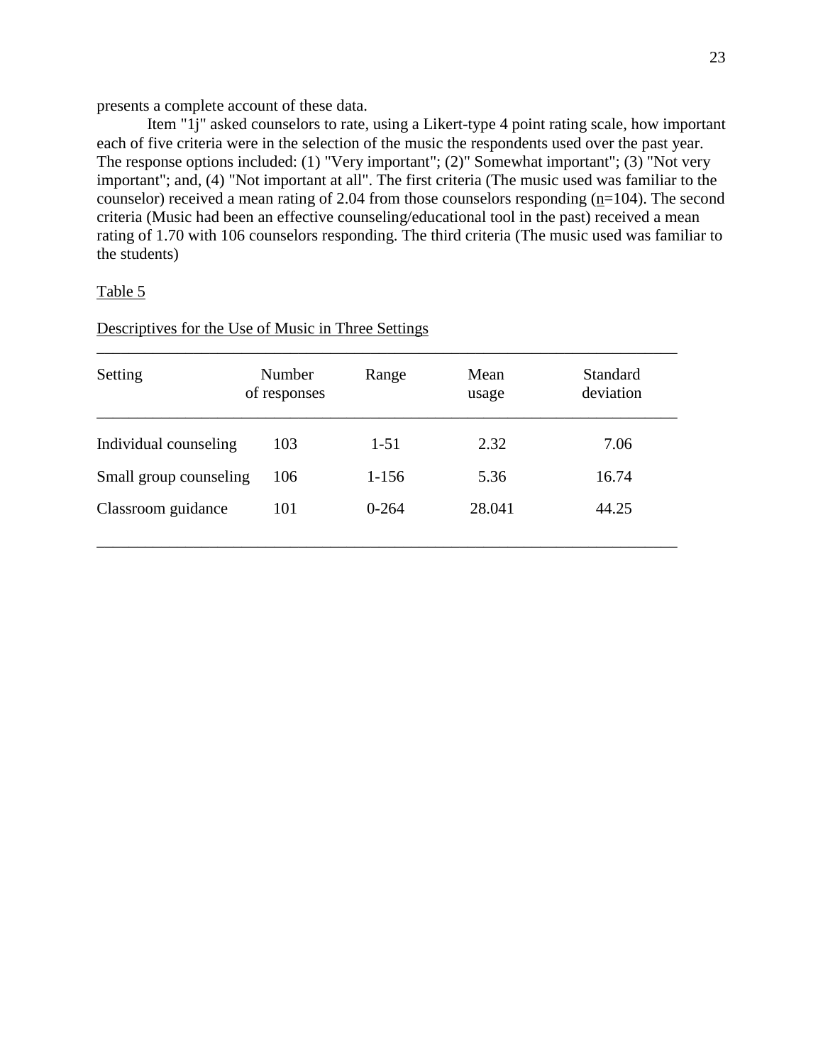presents a complete account of these data.

Item "1j" asked counselors to rate, using a Likert-type 4 point rating scale, how important each of five criteria were in the selection of the music the respondents used over the past year. The response options included: (1) "Very important"; (2)" Somewhat important"; (3) "Not very important"; and, (4) "Not important at all". The first criteria (The music used was familiar to the counselor) received a mean rating of 2.04 from those counselors responding (n=104). The second criteria (Music had been an effective counseling/educational tool in the past) received a mean rating of 1.70 with 106 counselors responding. The third criteria (The music used was familiar to the students)

Table 5

Descriptives for the Use of Music in Three Settings

| Setting | Number of responses | Range | Mean usage | Standard deviation |
|---|---|---|---|---|
| Individual counseling | 103 | 1-51 | 2.32 | 7.06 |
| Small group counseling | 106 | 1-156 | 5.36 | 16.74 |
| Classroom guidance | 101 | 0-264 | 28.041 | 44.25 |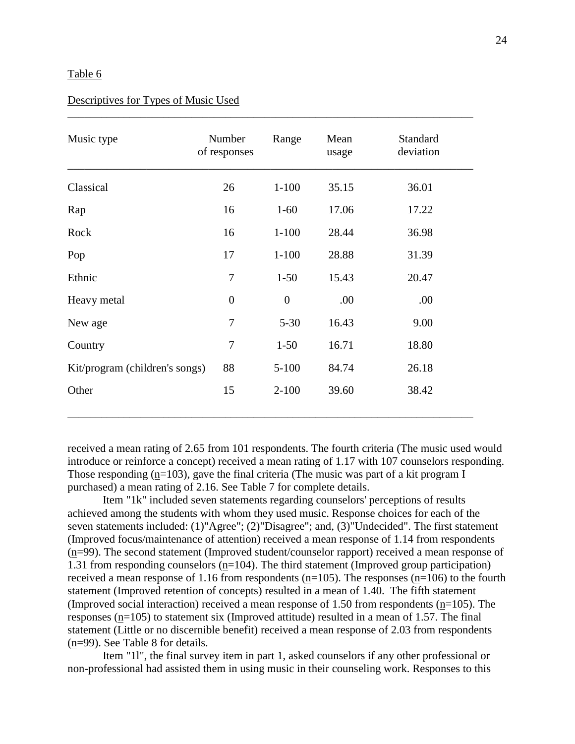Table 6

Descriptives for Types of Music Used

| Music type | Number of responses | Range | Mean usage | Standard deviation |
|---|---|---|---|---|
| Classical | 26 | 1-100 | 35.15 | 36.01 |
| Rap | 16 | 1-60 | 17.06 | 17.22 |
| Rock | 16 | 1-100 | 28.44 | 36.98 |
| Pop | 17 | 1-100 | 28.88 | 31.39 |
| Ethnic | 7 | 1-50 | 15.43 | 20.47 |
| Heavy metal | 0 | 0 | .00 | .00 |
| New age | 7 | 5-30 | 16.43 | 9.00 |
| Country | 7 | 1-50 | 16.71 | 18.80 |
| Kit/program (children's songs) | 88 | 5-100 | 84.74 | 26.18 |
| Other | 15 | 2-100 | 39.60 | 38.42 |

received a mean rating of 2.65 from 101 respondents. The fourth criteria (The music used would introduce or reinforce a concept) received a mean rating of 1.17 with 107 counselors responding. Those responding (n=103), gave the final criteria (The music was part of a kit program I purchased) a mean rating of 2.16. See Table 7 for complete details.

Item "1k" included seven statements regarding counselors' perceptions of results achieved among the students with whom they used music. Response choices for each of the seven statements included: (1)"Agree"; (2)"Disagree"; and, (3)"Undecided". The first statement (Improved focus/maintenance of attention) received a mean response of 1.14 from respondents (n=99). The second statement (Improved student/counselor rapport) received a mean response of 1.31 from responding counselors (n=104). The third statement (Improved group participation) received a mean response of 1.16 from respondents (n=105). The responses (n=106) to the fourth statement (Improved retention of concepts) resulted in a mean of 1.40. The fifth statement (Improved social interaction) received a mean response of 1.50 from respondents (n=105). The responses (n=105) to statement six (Improved attitude) resulted in a mean of 1.57. The final statement (Little or no discernible benefit) received a mean response of 2.03 from respondents (n=99). See Table 8 for details.

Item "1l", the final survey item in part 1, asked counselors if any other professional or non-professional had assisted them in using music in their counseling work. Responses to this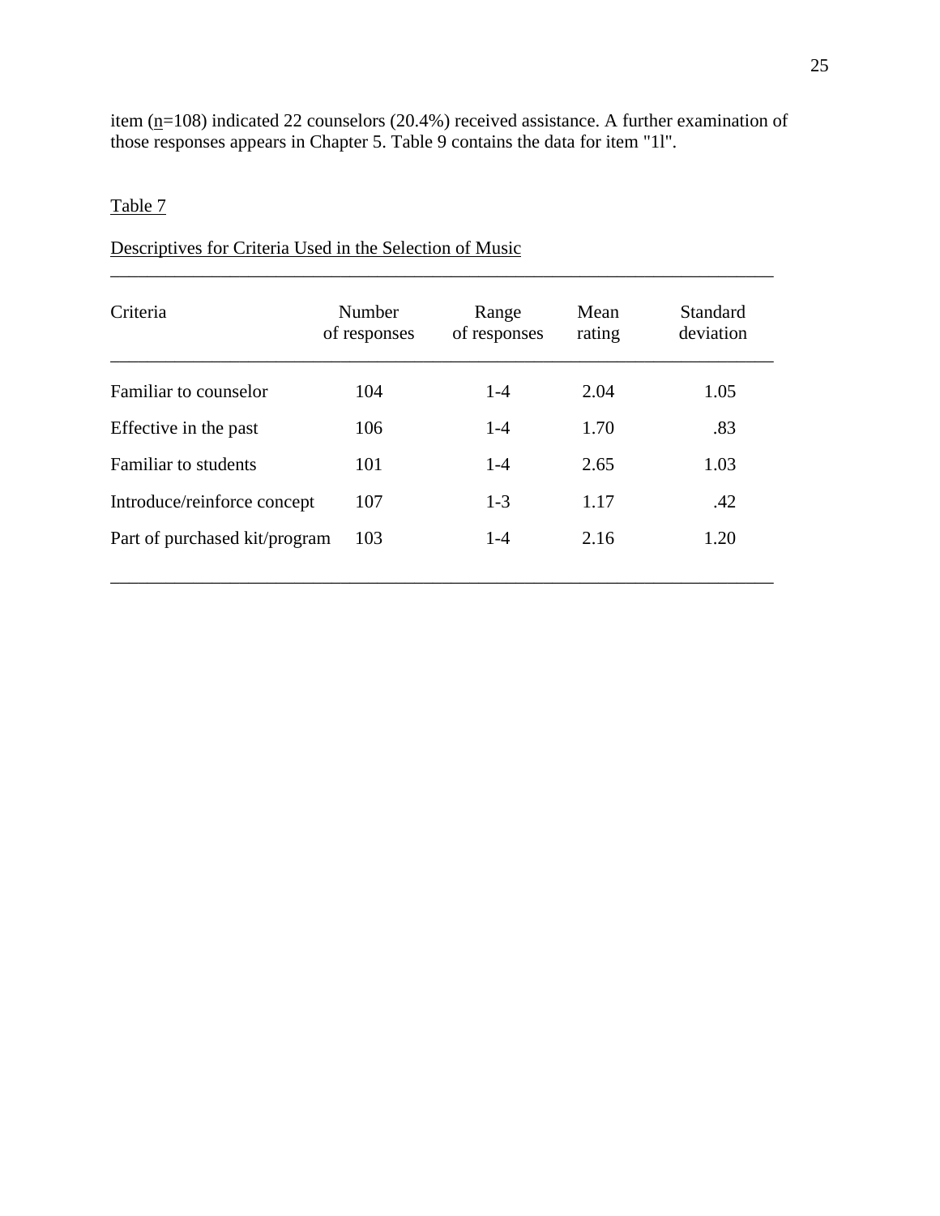item (n=108) indicated 22 counselors (20.4%) received assistance. A further examination of those responses appears in Chapter 5. Table 9 contains the data for item "1l".

Table 7

Descriptives for Criteria Used in the Selection of Music

| Criteria | Number of responses | Range of responses | Mean rating | Standard deviation |
|---|---|---|---|---|
| Familiar to counselor | 104 | 1-4 | 2.04 | 1.05 |
| Effective in the past | 106 | 1-4 | 1.70 | .83 |
| Familiar to students | 101 | 1-4 | 2.65 | 1.03 |
| Introduce/reinforce concept | 107 | 1-3 | 1.17 | .42 |
| Part of purchased kit/program | 103 | 1-4 | 2.16 | 1.20 |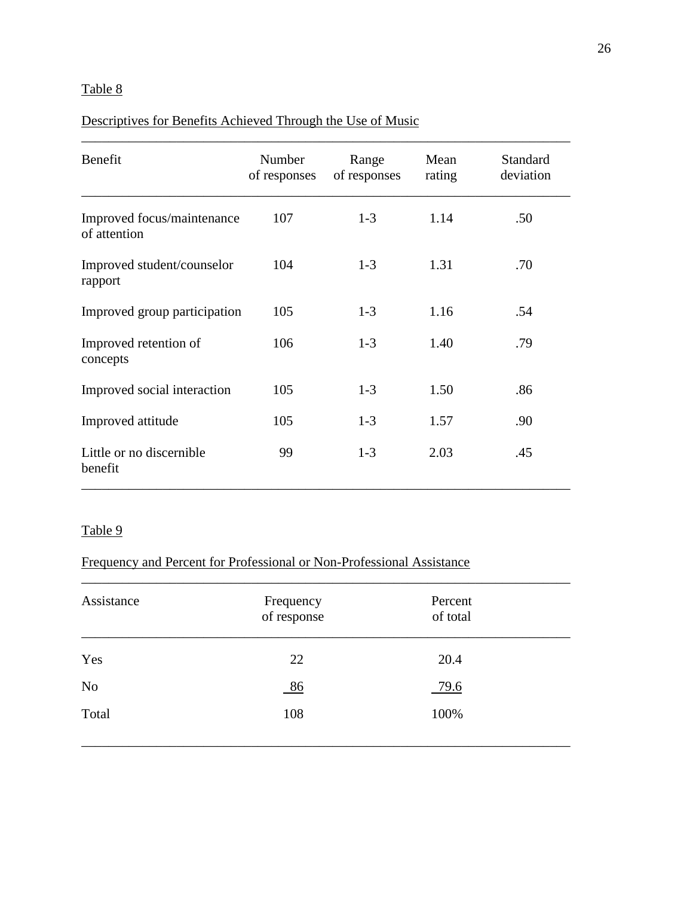Table 8

Descriptives for Benefits Achieved Through the Use of Music

| Benefit | Number of responses | Range of responses | Mean rating | Standard deviation |
|---|---|---|---|---|
| Improved focus/maintenance of attention | 107 | 1-3 | 1.14 | .50 |
| Improved student/counselor rapport | 104 | 1-3 | 1.31 | .70 |
| Improved group participation | 105 | 1-3 | 1.16 | .54 |
| Improved retention of concepts | 106 | 1-3 | 1.40 | .79 |
| Improved social interaction | 105 | 1-3 | 1.50 | .86 |
| Improved attitude | 105 | 1-3 | 1.57 | .90 |
| Little or no discernible benefit | 99 | 1-3 | 2.03 | .45 |

Table 9

Frequency and Percent for Professional or Non-Professional Assistance

| Assistance | Frequency of response | Percent of total |
|---|---|---|
| Yes | 22 | 20.4 |
| No | 86 | 79.6 |
| Total | 108 | 100% |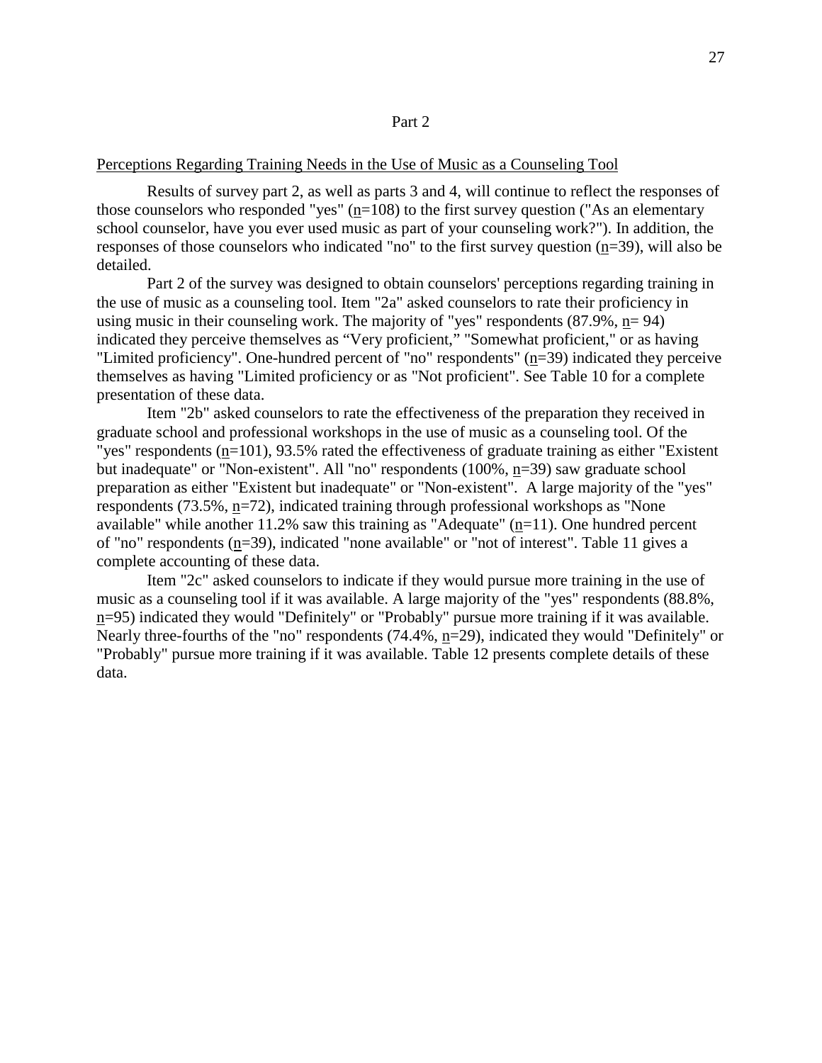Part 2

Perceptions Regarding Training Needs in the Use of Music as a Counseling Tool

Results of survey part 2, as well as parts 3 and 4, will continue to reflect the responses of those counselors who responded "yes" (n=108) to the first survey question ("As an elementary school counselor, have you ever used music as part of your counseling work?"). In addition, the responses of those counselors who indicated "no" to the first survey question (n=39), will also be detailed.

Part 2 of the survey was designed to obtain counselors' perceptions regarding training in the use of music as a counseling tool. Item "2a" asked counselors to rate their proficiency in using music in their counseling work. The majority of "yes" respondents (87.9%, n= 94) indicated they perceive themselves as "Very proficient," "Somewhat proficient," or as having "Limited proficiency". One-hundred percent of "no" respondents" (n=39) indicated they perceive themselves as having "Limited proficiency or as "Not proficient". See Table 10 for a complete presentation of these data.

Item "2b" asked counselors to rate the effectiveness of the preparation they received in graduate school and professional workshops in the use of music as a counseling tool. Of the "yes" respondents (n=101), 93.5% rated the effectiveness of graduate training as either "Existent but inadequate" or "Non-existent". All "no" respondents (100%, n=39) saw graduate school preparation as either "Existent but inadequate" or "Non-existent". A large majority of the "yes" respondents (73.5%, n=72), indicated training through professional workshops as "None available" while another 11.2% saw this training as "Adequate" (n=11). One hundred percent of "no" respondents (n=39), indicated "none available" or "not of interest". Table 11 gives a complete accounting of these data.

Item "2c" asked counselors to indicate if they would pursue more training in the use of music as a counseling tool if it was available. A large majority of the "yes" respondents (88.8%, n=95) indicated they would "Definitely" or "Probably" pursue more training if it was available. Nearly three-fourths of the "no" respondents (74.4%, n=29), indicated they would "Definitely" or "Probably" pursue more training if it was available. Table 12 presents complete details of these data.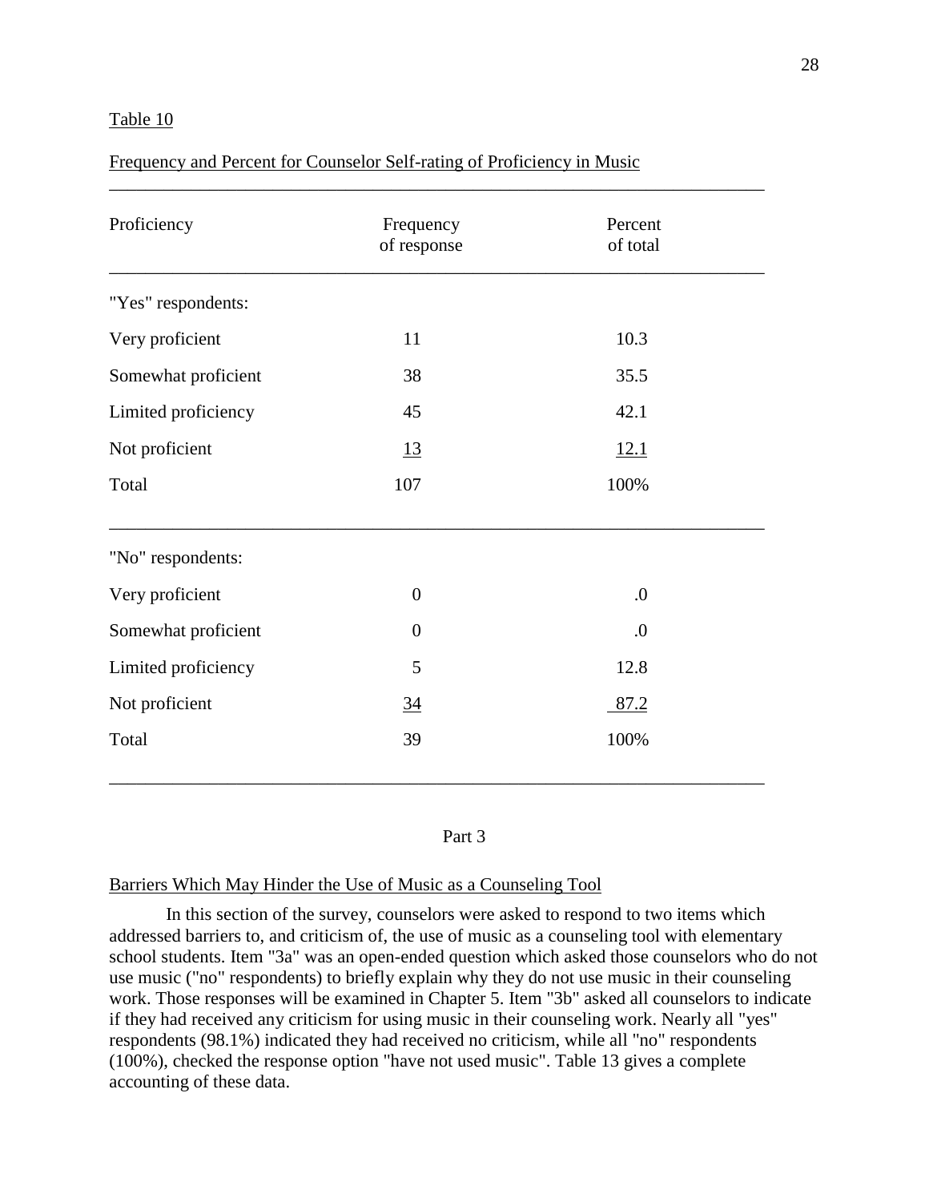Table 10

Frequency and Percent for Counselor Self-rating of Proficiency in Music

| Proficiency | Frequency of response | Percent of total |
|---|---|---|
| "Yes" respondents: | | |
| Very proficient | 11 | 10.3 |
| Somewhat proficient | 38 | 35.5 |
| Limited proficiency | 45 | 42.1 |
| Not proficient | 13 | 12.1 |
| Total | 107 | 100% |
| "No" respondents: | | |
| Very proficient | 0 | .0 |
| Somewhat proficient | 0 | .0 |
| Limited proficiency | 5 | 12.8 |
| Not proficient | 34 | 87.2 |
| Total | 39 | 100% |

Part 3

## Barriers Which May Hinder the Use of Music as a Counseling Tool

In this section of the survey, counselors were asked to respond to two items which addressed barriers to, and criticism of, the use of music as a counseling tool with elementary school students. Item "3a" was an open-ended question which asked those counselors who do not use music ("no" respondents) to briefly explain why they do not use music in their counseling work. Those responses will be examined in Chapter 5. Item "3b" asked all counselors to indicate if they had received any criticism for using music in their counseling work. Nearly all "yes" respondents (98.1%) indicated they had received no criticism, while all "no" respondents (100%), checked the response option "have not used music". Table 13 gives a complete accounting of these data.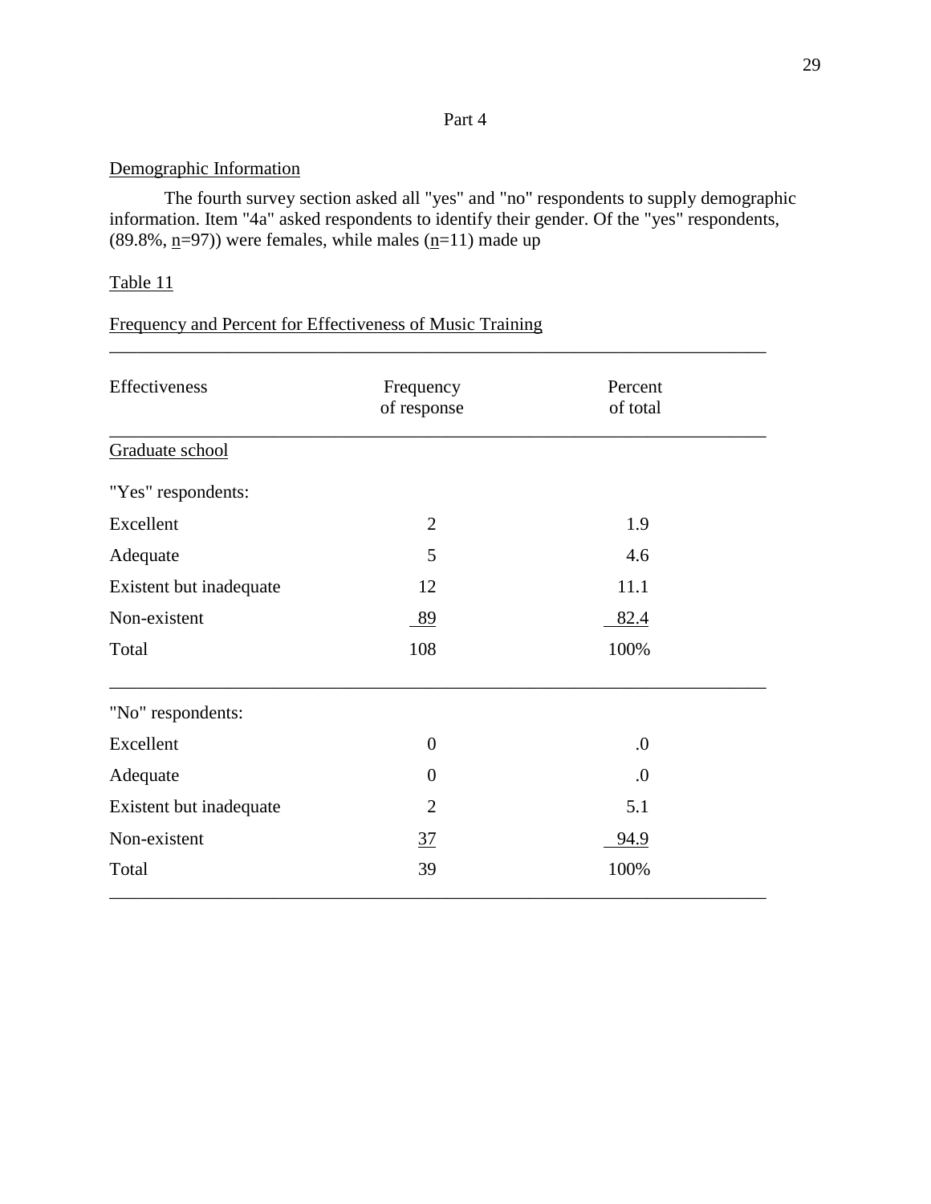Part 4

Demographic Information

The fourth survey section asked all "yes" and "no" respondents to supply demographic information. Item "4a" asked respondents to identify their gender. Of the "yes" respondents, (89.8%, n=97)) were females, while males (n=11) made up

Table 11

Frequency and Percent for Effectiveness of Music Training

| Effectiveness | Frequency of response | Percent of total |
|---|---|---|
| Graduate school | | |
| "Yes" respondents: | | |
| Excellent | 2 | 1.9 |
| Adequate | 5 | 4.6 |
| Existent but inadequate | 12 | 11.1 |
| Non-existent | 89 | 82.4 |
| Total | 108 | 100% |
| "No" respondents: | | |
| Excellent | 0 | .0 |
| Adequate | 0 | .0 |
| Existent but inadequate | 2 | 5.1 |
| Non-existent | 37 | 94.9 |
| Total | 39 | 100% |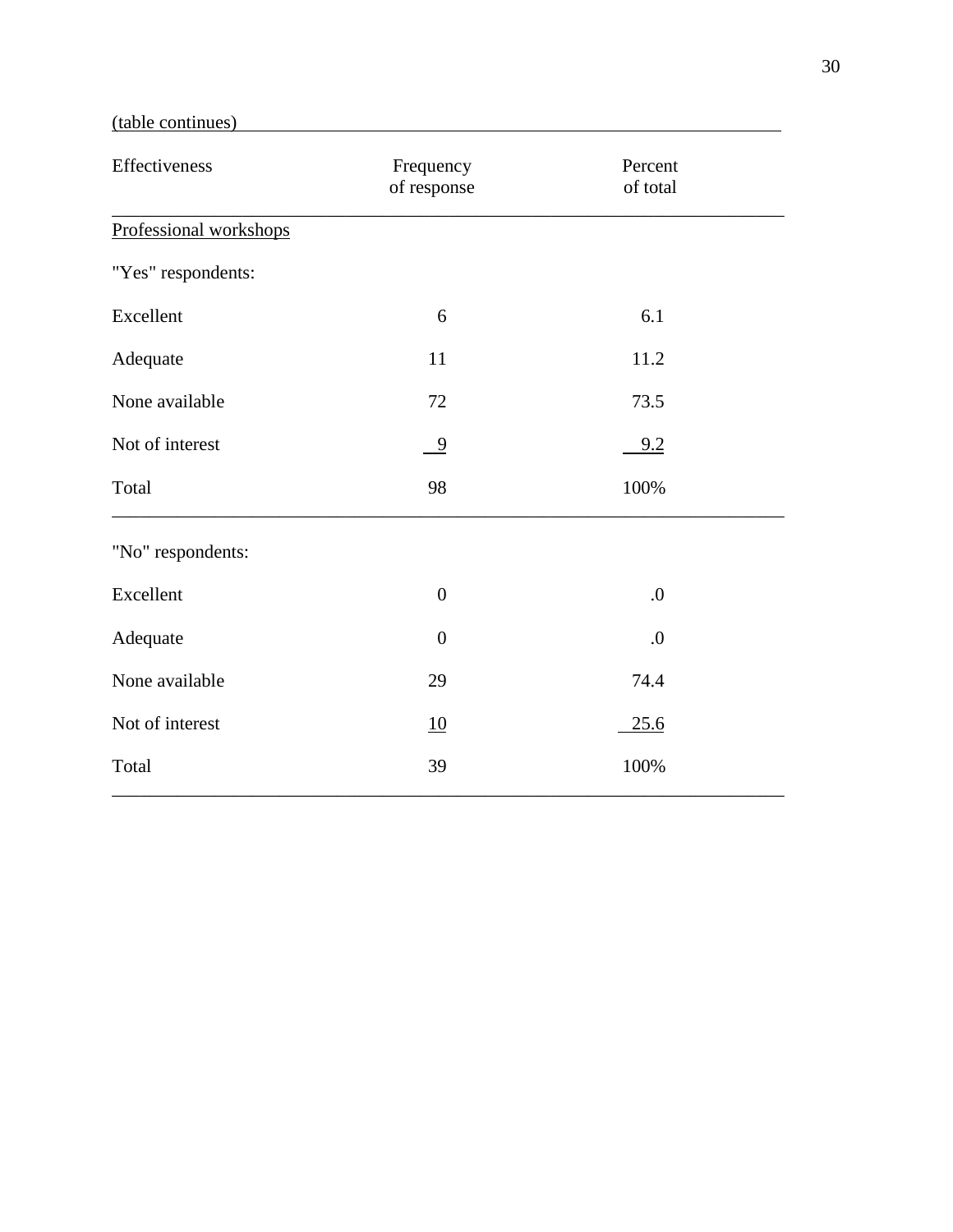(table continues)

| Effectiveness | Frequency of response | Percent of total |
|---|---|---|
| Professional workshops | | |
| "Yes" respondents: | | |
| Excellent | 6 | 6.1 |
| Adequate | 11 | 11.2 |
| None available | 72 | 73.5 |
| Not of interest | 9 | 9.2 |
| Total | 98 | 100% |
| "No" respondents: | | |
| Excellent | 0 | .0 |
| Adequate | 0 | .0 |
| None available | 29 | 74.4 |
| Not of interest | 10 | 25.6 |
| Total | 39 | 100% |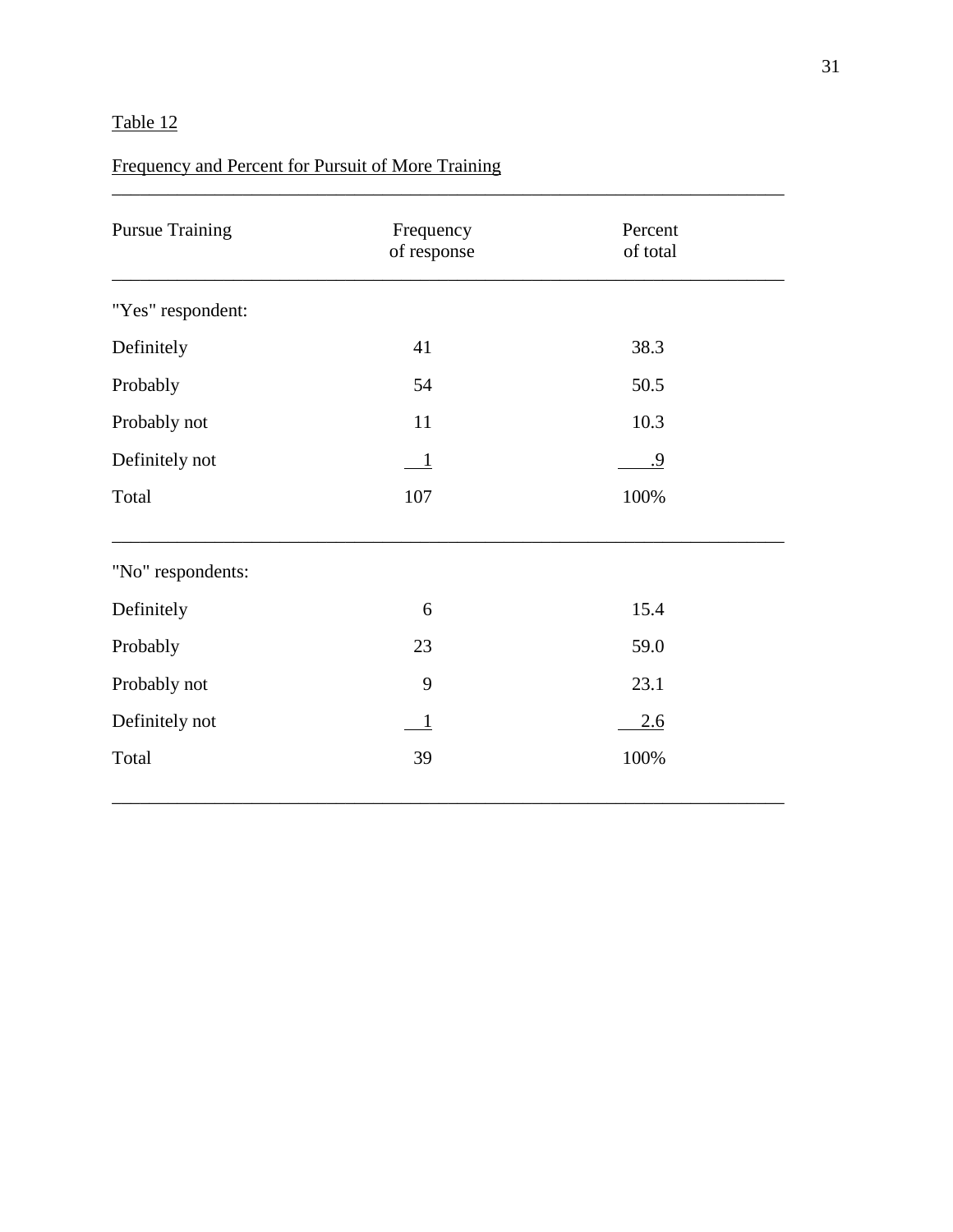Table 12

Frequency and Percent for Pursuit of More Training

| Pursue Training | Frequency of response | Percent of total |
|---|---|---|
| "Yes" respondent: | | |
| Definitely | 41 | 38.3 |
| Probably | 54 | 50.5 |
| Probably not | 11 | 10.3 |
| Definitely not | 1 | .9 |
| Total | 107 | 100% |
| "No" respondents: | | |
| Definitely | 6 | 15.4 |
| Probably | 23 | 59.0 |
| Probably not | 9 | 23.1 |
| Definitely not | 1 | 2.6 |
| Total | 39 | 100% |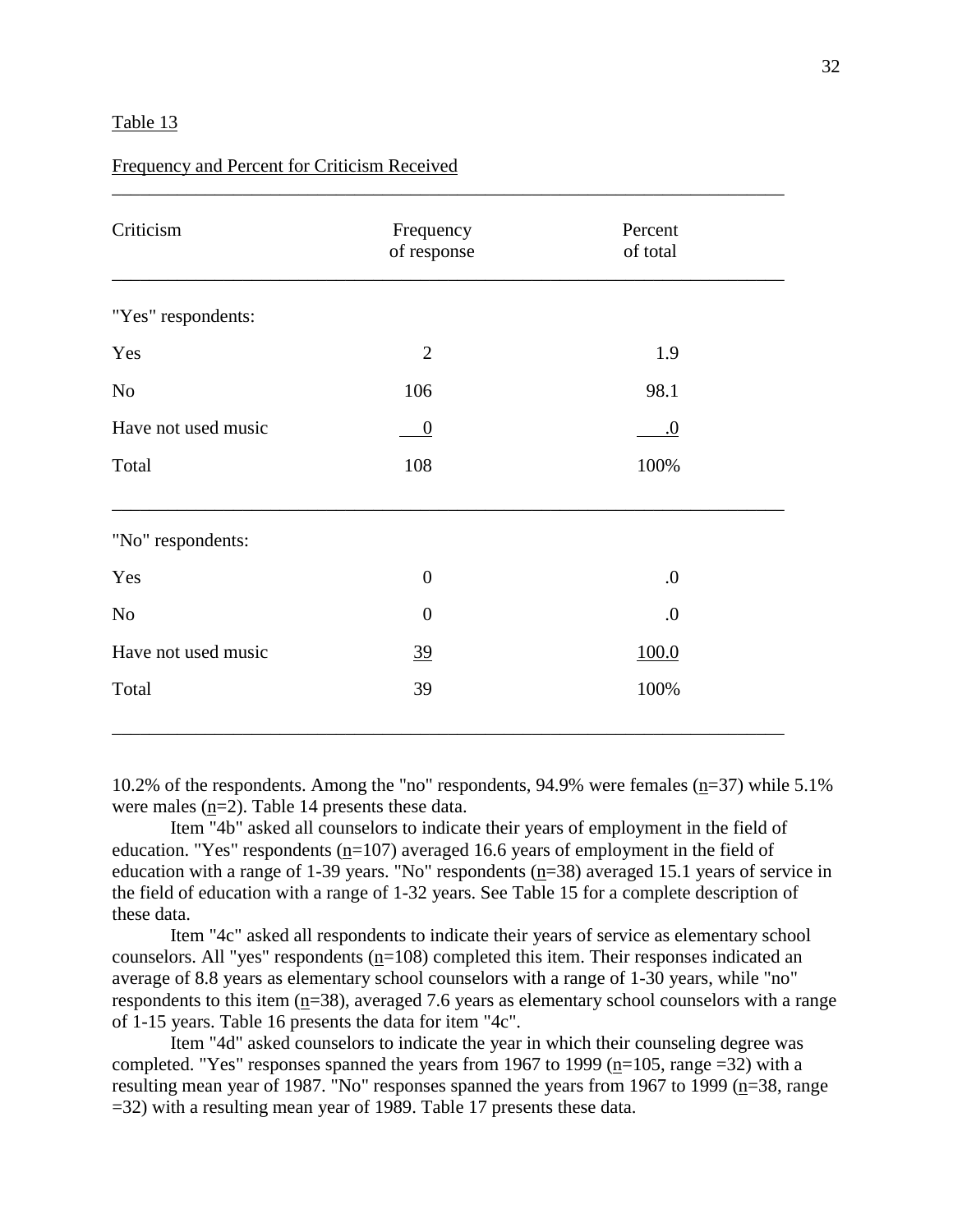Table 13

Frequency and Percent for Criticism Received

| Criticism | Frequency of response | Percent of total |
|---|---|---|
| "Yes" respondents: | | |
| Yes | 2 | 1.9 |
| No | 106 | 98.1 |
| Have not used music | 0 | .0 |
| Total | 108 | 100% |
| "No" respondents: | | |
| Yes | 0 | .0 |
| No | 0 | .0 |
| Have not used music | 39 | 100.0 |
| Total | 39 | 100% |

10.2% of the respondents. Among the "no" respondents, 94.9% were females (n=37) while 5.1% were males (n=2). Table 14 presents these data.

Item "4b" asked all counselors to indicate their years of employment in the field of education. "Yes" respondents (n=107) averaged 16.6 years of employment in the field of education with a range of 1-39 years. "No" respondents (n=38) averaged 15.1 years of service in the field of education with a range of 1-32 years. See Table 15 for a complete description of these data.

Item "4c" asked all respondents to indicate their years of service as elementary school counselors. All "yes" respondents (n=108) completed this item. Their responses indicated an average of 8.8 years as elementary school counselors with a range of 1-30 years, while "no" respondents to this item (n=38), averaged 7.6 years as elementary school counselors with a range of 1-15 years. Table 16 presents the data for item "4c".

Item "4d" asked counselors to indicate the year in which their counseling degree was completed. "Yes" responses spanned the years from 1967 to 1999 (n=105, range =32) with a resulting mean year of 1987. "No" responses spanned the years from 1967 to 1999 (n=38, range =32) with a resulting mean year of 1989. Table 17 presents these data.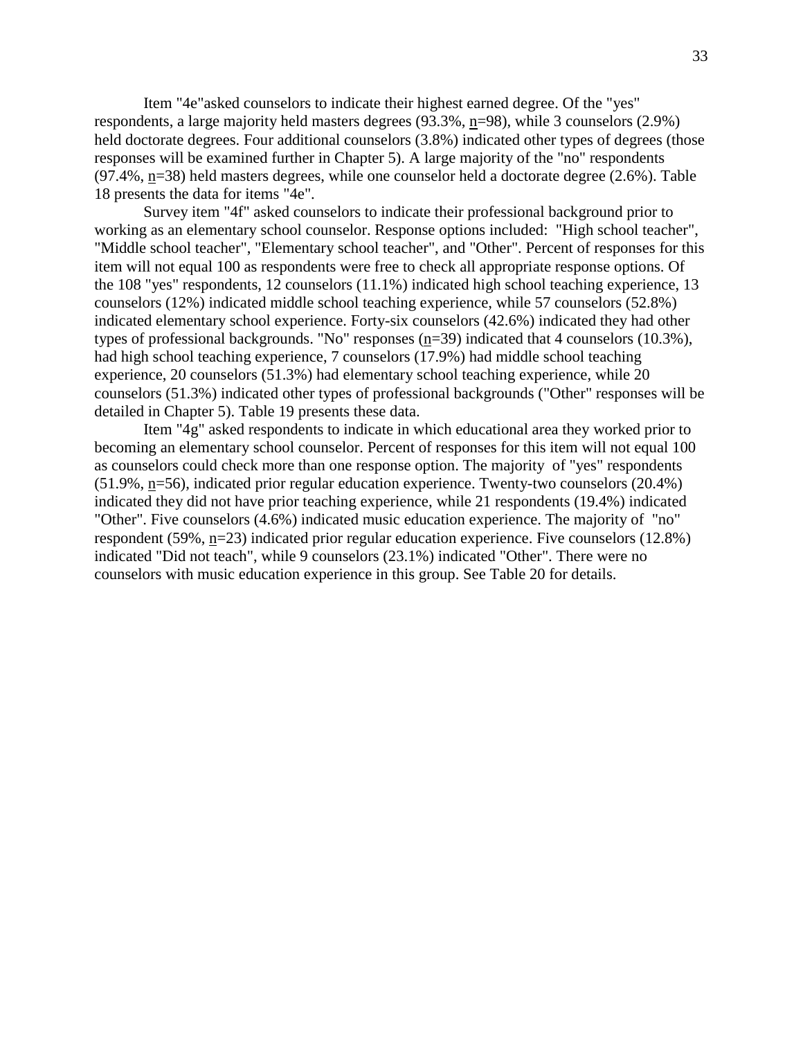Item "4e"asked counselors to indicate their highest earned degree. Of the "yes" respondents, a large majority held masters degrees (93.3%, n=98), while 3 counselors (2.9%) held doctorate degrees. Four additional counselors (3.8%) indicated other types of degrees (those responses will be examined further in Chapter 5). A large majority of the "no" respondents (97.4%, n=38) held masters degrees, while one counselor held a doctorate degree (2.6%). Table 18 presents the data for items "4e".

Survey item "4f" asked counselors to indicate their professional background prior to working as an elementary school counselor. Response options included: "High school teacher", "Middle school teacher", "Elementary school teacher", and "Other". Percent of responses for this item will not equal 100 as respondents were free to check all appropriate response options. Of the 108 "yes" respondents, 12 counselors (11.1%) indicated high school teaching experience, 13 counselors (12%) indicated middle school teaching experience, while 57 counselors (52.8%) indicated elementary school experience. Forty-six counselors (42.6%) indicated they had other types of professional backgrounds. "No" responses (n=39) indicated that 4 counselors (10.3%), had high school teaching experience, 7 counselors (17.9%) had middle school teaching experience, 20 counselors (51.3%) had elementary school teaching experience, while 20 counselors (51.3%) indicated other types of professional backgrounds ("Other" responses will be detailed in Chapter 5). Table 19 presents these data.

Item "4g" asked respondents to indicate in which educational area they worked prior to becoming an elementary school counselor. Percent of responses for this item will not equal 100 as counselors could check more than one response option. The majority of "yes" respondents (51.9%, n=56), indicated prior regular education experience. Twenty-two counselors (20.4%) indicated they did not have prior teaching experience, while 21 respondents (19.4%) indicated "Other". Five counselors (4.6%) indicated music education experience. The majority of "no" respondent (59%, n=23) indicated prior regular education experience. Five counselors (12.8%) indicated "Did not teach", while 9 counselors (23.1%) indicated "Other". There were no counselors with music education experience in this group. See Table 20 for details.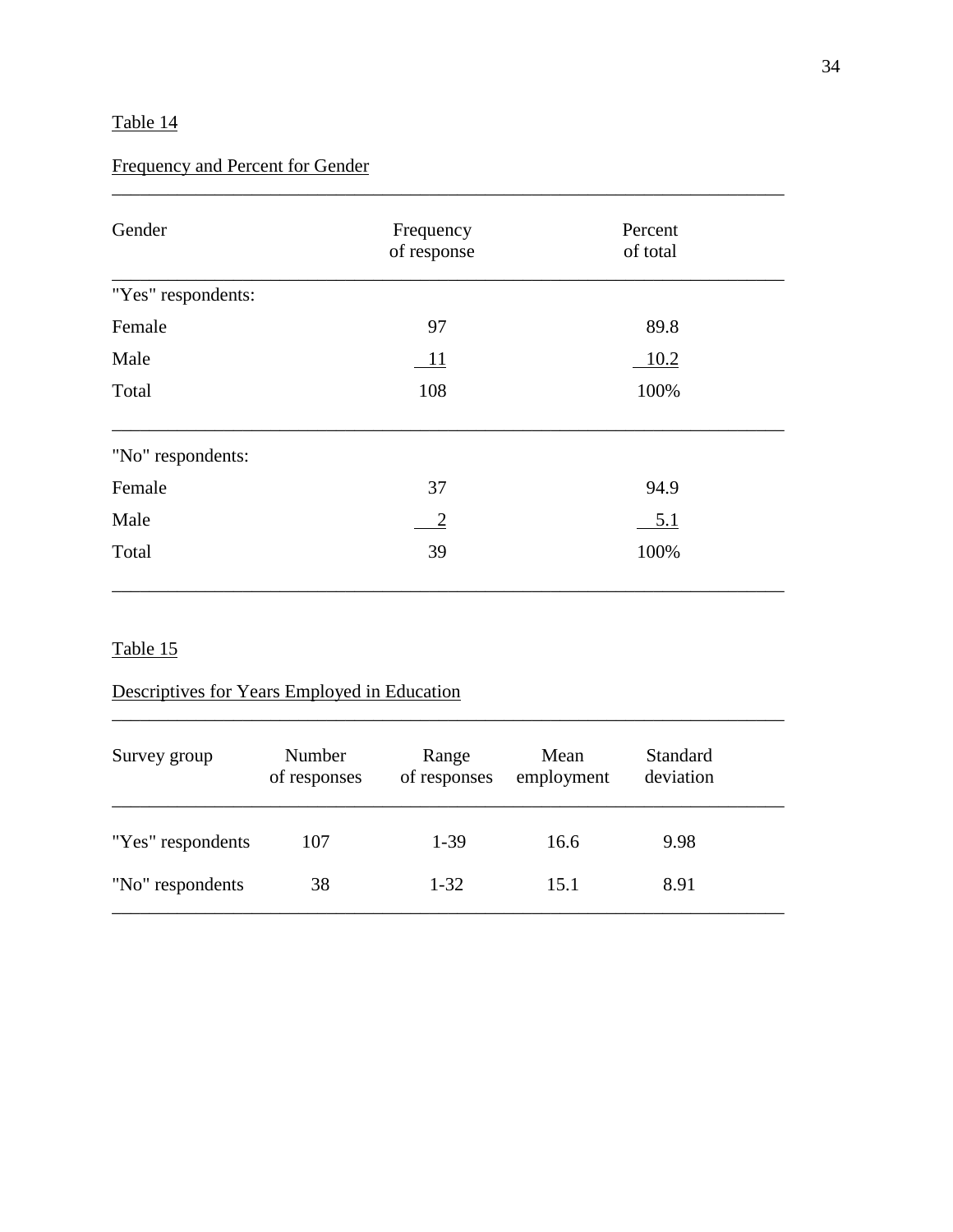Table 14

Frequency and Percent for Gender

| Gender | Frequency of response | Percent of total |
|---|---|---|
| "Yes" respondents: | | |
| Female | 97 | 89.8 |
| Male | 11 | 10.2 |
| Total | 108 | 100% |
| "No" respondents: | | |
| Female | 37 | 94.9 |
| Male | 2 | 5.1 |
| Total | 39 | 100% |

Table 15

Descriptives for Years Employed in Education

| Survey group | Number of responses | Range of responses | Mean employment | Standard deviation |
|---|---|---|---|---|
| "Yes" respondents | 107 | 1-39 | 16.6 | 9.98 |
| "No" respondents | 38 | 1-32 | 15.1 | 8.91 |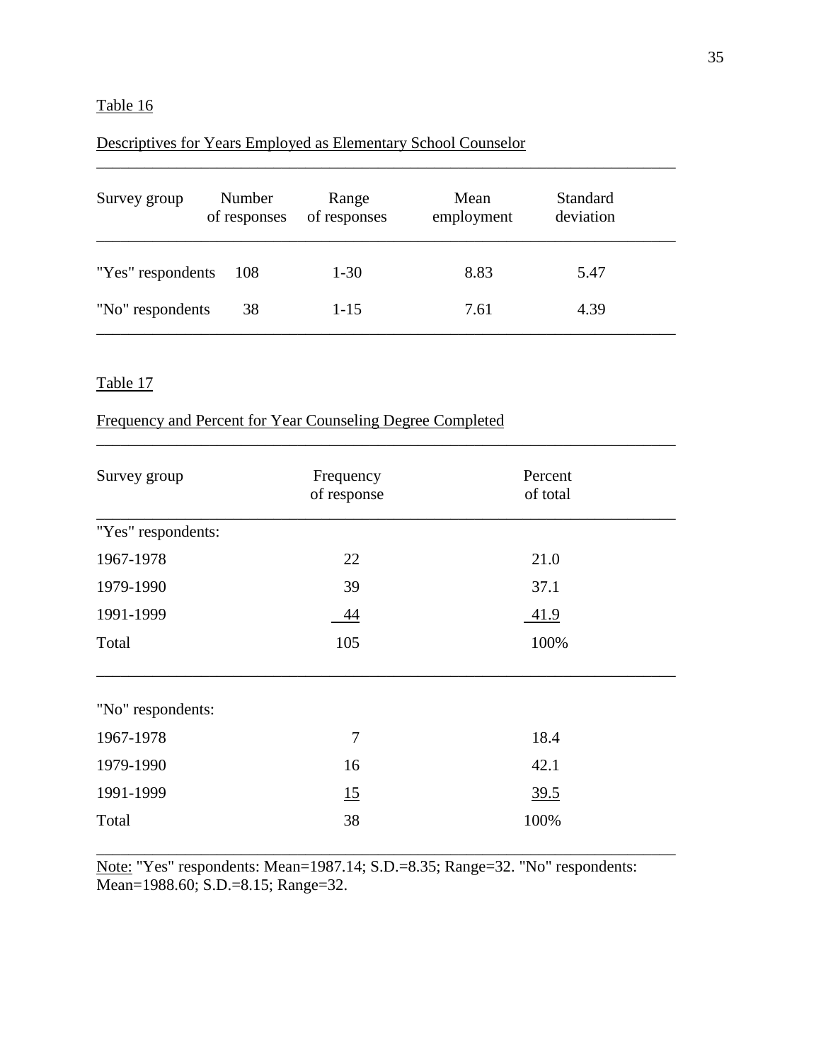Table 16

Descriptives for Years Employed as Elementary School Counselor

| Survey group | Number of responses | Range of responses | Mean employment | Standard deviation |
|---|---|---|---|---|
| "Yes" respondents | 108 | 1-30 | 8.83 | 5.47 |
| "No" respondents | 38 | 1-15 | 7.61 | 4.39 |

Table 17

Frequency and Percent for Year Counseling Degree Completed

| Survey group | Frequency of response | Percent of total |
|---|---|---|
| "Yes" respondents: | | |
| 1967-1978 | 22 | 21.0 |
| 1979-1990 | 39 | 37.1 |
| 1991-1999 | 44 | 41.9 |
| Total | 105 | 100% |
| "No" respondents: | | |
| 1967-1978 | 7 | 18.4 |
| 1979-1990 | 16 | 42.1 |
| 1991-1999 | 15 | 39.5 |
| Total | 38 | 100% |

Note: "Yes" respondents: Mean=1987.14; S.D.=8.35; Range=32. "No" respondents: Mean=1988.60; S.D.=8.15; Range=32.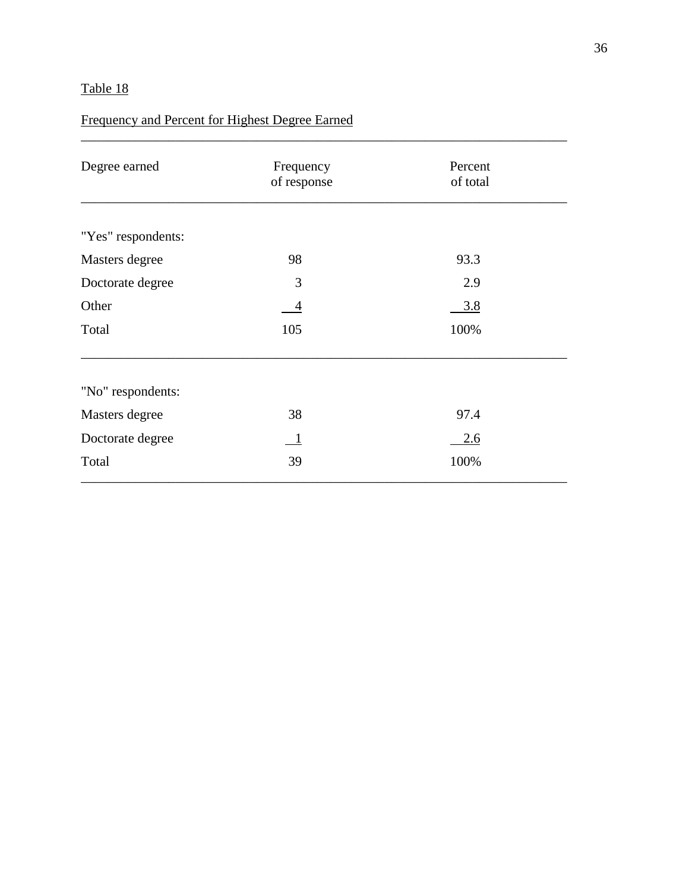Table 18

Frequency and Percent for Highest Degree Earned

| Degree earned | Frequency of response | Percent of total |
|---|---|---|
| "Yes" respondents: | | |
| Masters degree | 98 | 93.3 |
| Doctorate degree | 3 | 2.9 |
| Other | 4 | 3.8 |
| Total | 105 | 100% |
| "No" respondents: | | |
| Masters degree | 38 | 97.4 |
| Doctorate degree | 1 | 2.6 |
| Total | 39 | 100% |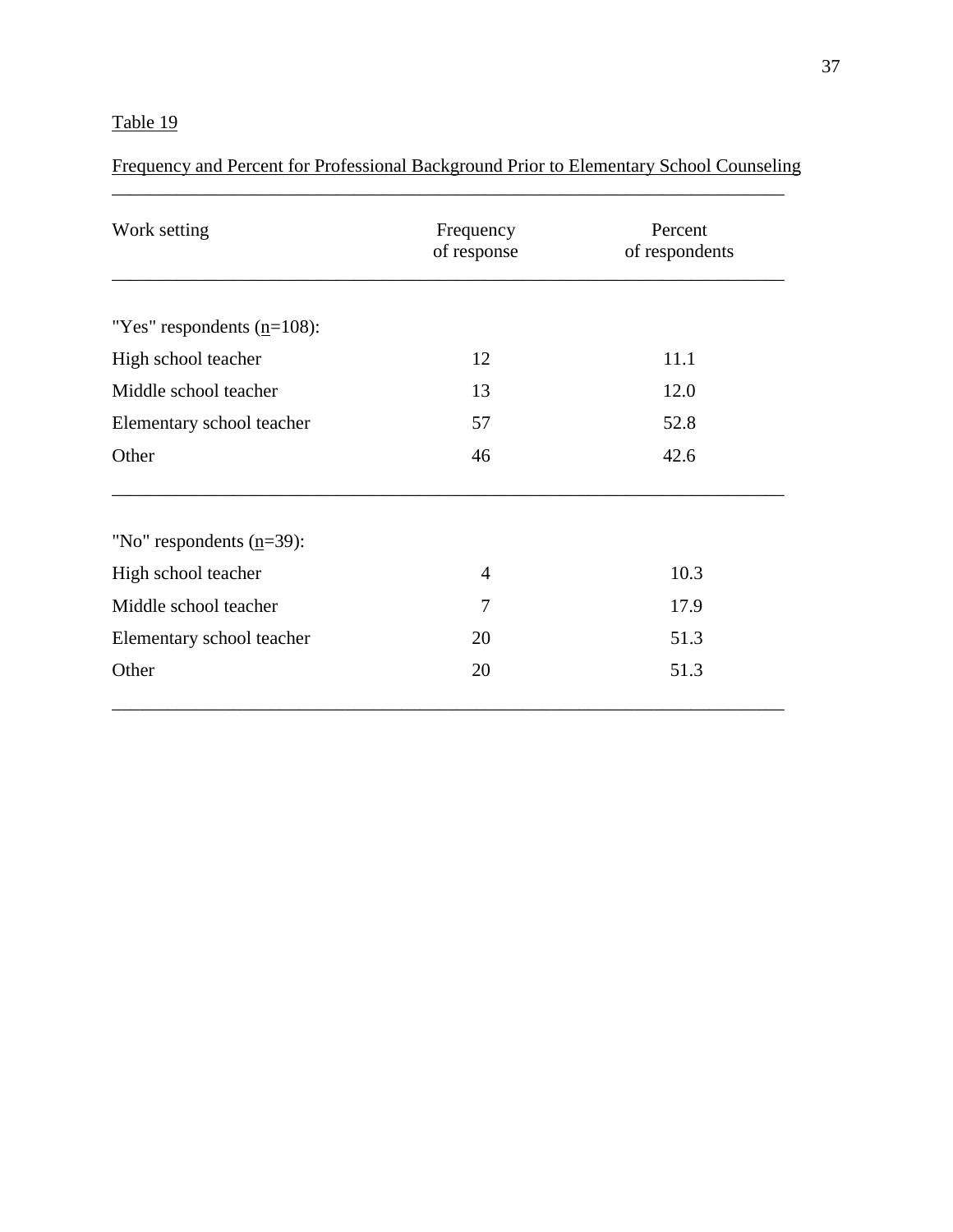Table 19

Frequency and Percent for Professional Background Prior to Elementary School Counseling

| Work setting | Frequency of response | Percent of respondents |
|---|---|---|
| "Yes" respondents (n=108): | | |
| High school teacher | 12 | 11.1 |
| Middle school teacher | 13 | 12.0 |
| Elementary school teacher | 57 | 52.8 |
| Other | 46 | 42.6 |
| "No" respondents (n=39): | | |
| High school teacher | 4 | 10.3 |
| Middle school teacher | 7 | 17.9 |
| Elementary school teacher | 20 | 51.3 |
| Other | 20 | 51.3 |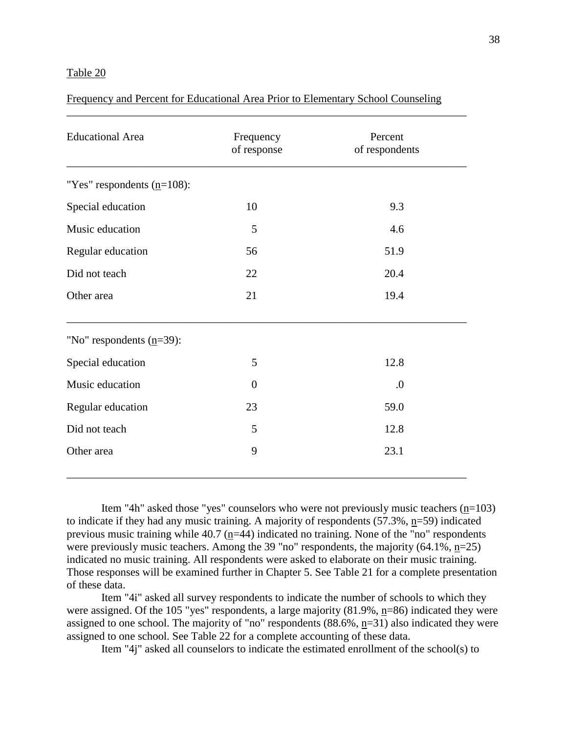Table 20

Frequency and Percent for Educational Area Prior to Elementary School Counseling

| Educational Area | Frequency of response | Percent of respondents |
|---|---|---|
| "Yes" respondents (n=108): | | |
| Special education | 10 | 9.3 |
| Music education | 5 | 4.6 |
| Regular education | 56 | 51.9 |
| Did not teach | 22 | 20.4 |
| Other area | 21 | 19.4 |
| "No" respondents (n=39): | | |
| Special education | 5 | 12.8 |
| Music education | 0 | .0 |
| Regular education | 23 | 59.0 |
| Did not teach | 5 | 12.8 |
| Other area | 9 | 23.1 |

Item "4h" asked those "yes" counselors who were not previously music teachers (n=103) to indicate if they had any music training. A majority of respondents (57.3%, n=59) indicated previous music training while 40.7 (n=44) indicated no training. None of the "no" respondents were previously music teachers. Among the 39 "no" respondents, the majority (64.1%, n=25) indicated no music training. All respondents were asked to elaborate on their music training. Those responses will be examined further in Chapter 5. See Table 21 for a complete presentation of these data.

Item "4i" asked all survey respondents to indicate the number of schools to which they were assigned. Of the 105 "yes" respondents, a large majority (81.9%, n=86) indicated they were assigned to one school. The majority of "no" respondents (88.6%, n=31) also indicated they were assigned to one school. See Table 22 for a complete accounting of these data.

Item "4j" asked all counselors to indicate the estimated enrollment of the school(s) to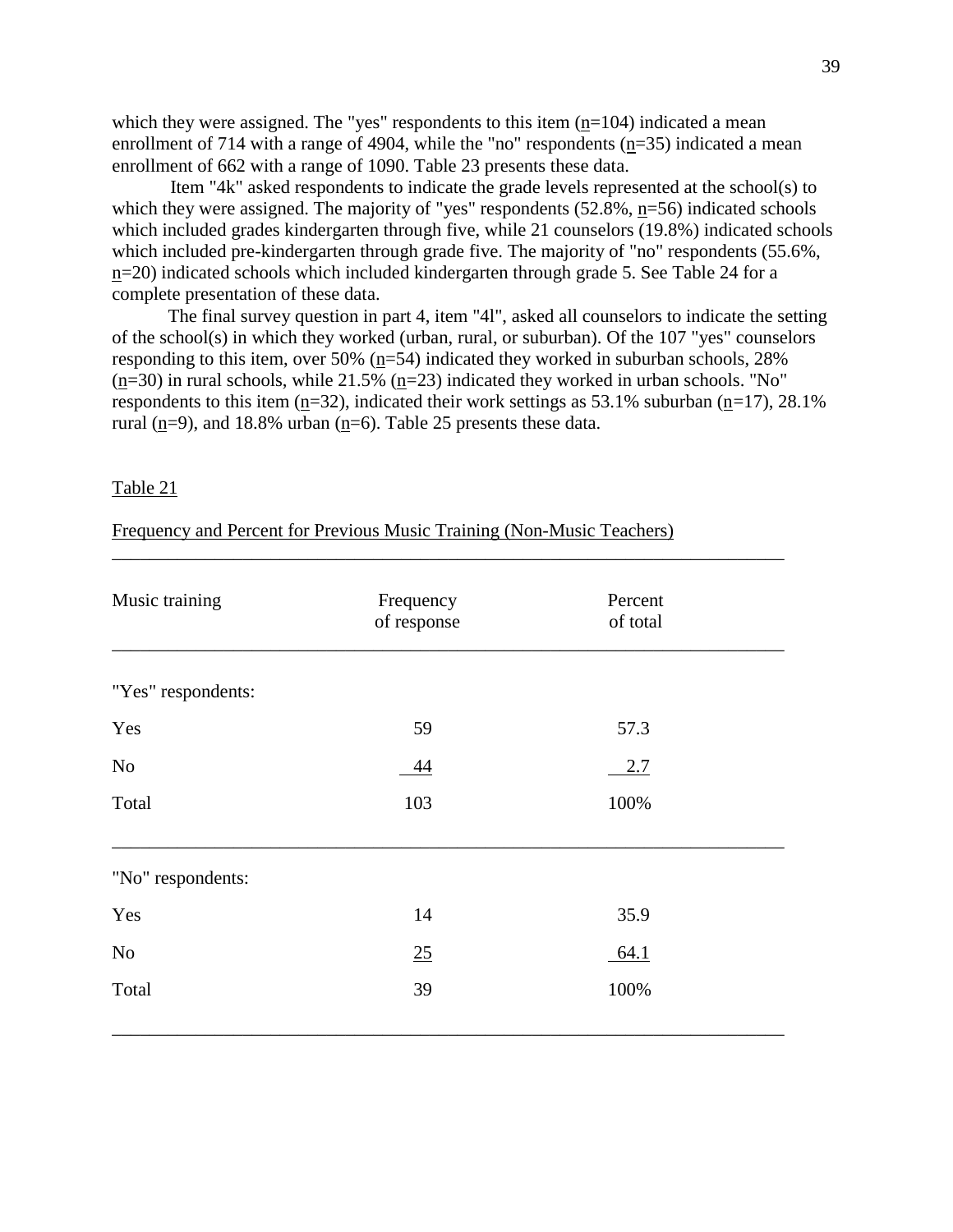which they were assigned. The "yes" respondents to this item (n=104) indicated a mean enrollment of 714 with a range of 4904, while the "no" respondents (n=35) indicated a mean enrollment of 662 with a range of 1090. Table 23 presents these data.

Item "4k" asked respondents to indicate the grade levels represented at the school(s) to which they were assigned. The majority of "yes" respondents (52.8%, n=56) indicated schools which included grades kindergarten through five, while 21 counselors (19.8%) indicated schools which included pre-kindergarten through grade five. The majority of "no" respondents (55.6%, n=20) indicated schools which included kindergarten through grade 5. See Table 24 for a complete presentation of these data.

The final survey question in part 4, item "4l", asked all counselors to indicate the setting of the school(s) in which they worked (urban, rural, or suburban). Of the 107 "yes" counselors responding to this item, over 50% (n=54) indicated they worked in suburban schools, 28% (n=30) in rural schools, while 21.5% (n=23) indicated they worked in urban schools. "No" respondents to this item (n=32), indicated their work settings as 53.1% suburban (n=17), 28.1% rural (n=9), and 18.8% urban (n=6). Table 25 presents these data.

Table 21

Frequency and Percent for Previous Music Training (Non-Music Teachers)

| Music training | Frequency of response | Percent of total |
|---|---|---|
| "Yes" respondents: | | |
| Yes | 59 | 57.3 |
| No | 44 | 2.7 |
| Total | 103 | 100% |
| "No" respondents: | | |
| Yes | 14 | 35.9 |
| No | 25 | 64.1 |
| Total | 39 | 100% |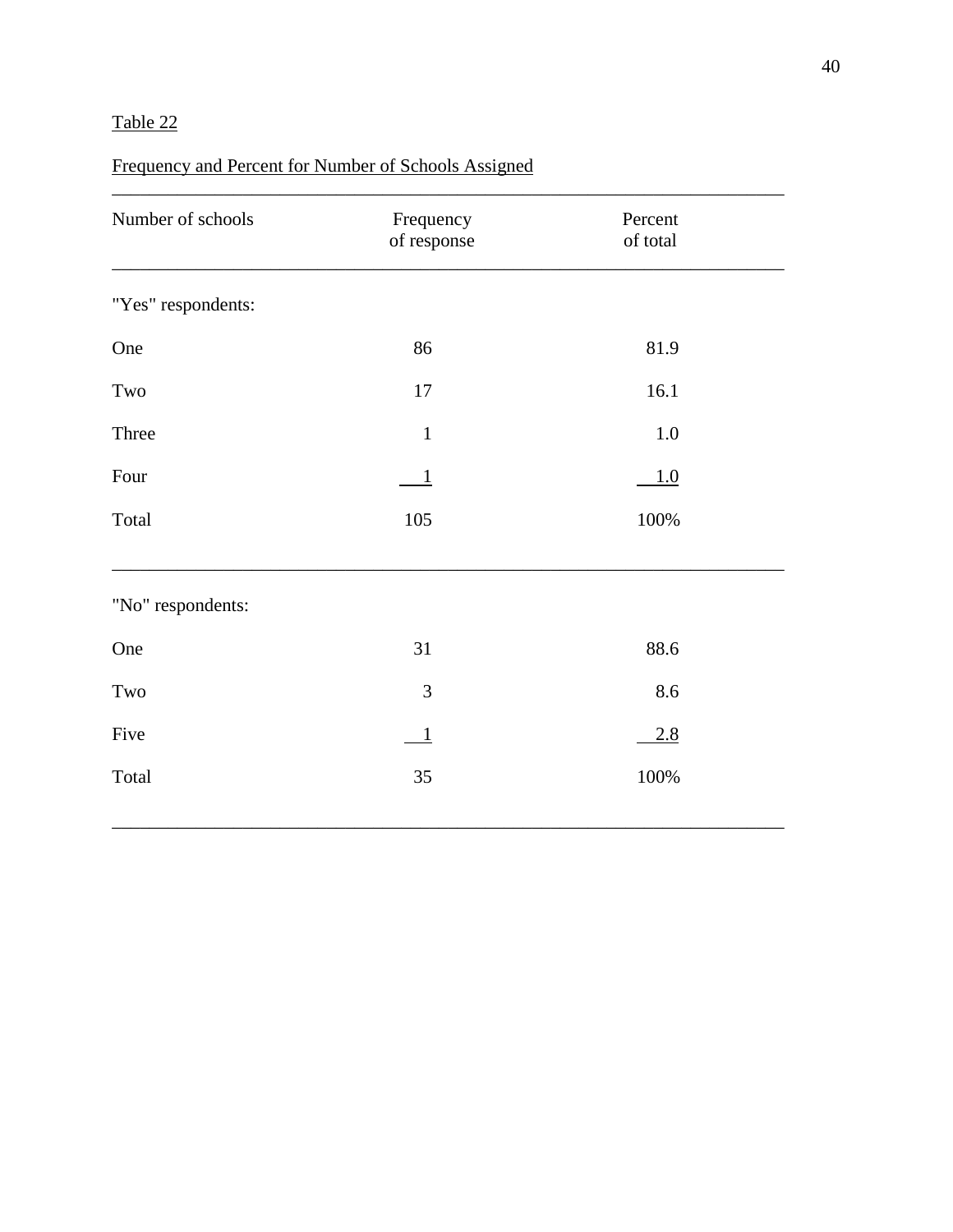Table 22

Frequency and Percent for Number of Schools Assigned

| Number of schools | Frequency of response | Percent of total |
|---|---|---|
| "Yes" respondents: | | |
| One | 86 | 81.9 |
| Two | 17 | 16.1 |
| Three | 1 | 1.0 |
| Four | 1 | 1.0 |
| Total | 105 | 100% |
| "No" respondents: | | |
| One | 31 | 88.6 |
| Two | 3 | 8.6 |
| Five | 1 | 2.8 |
| Total | 35 | 100% |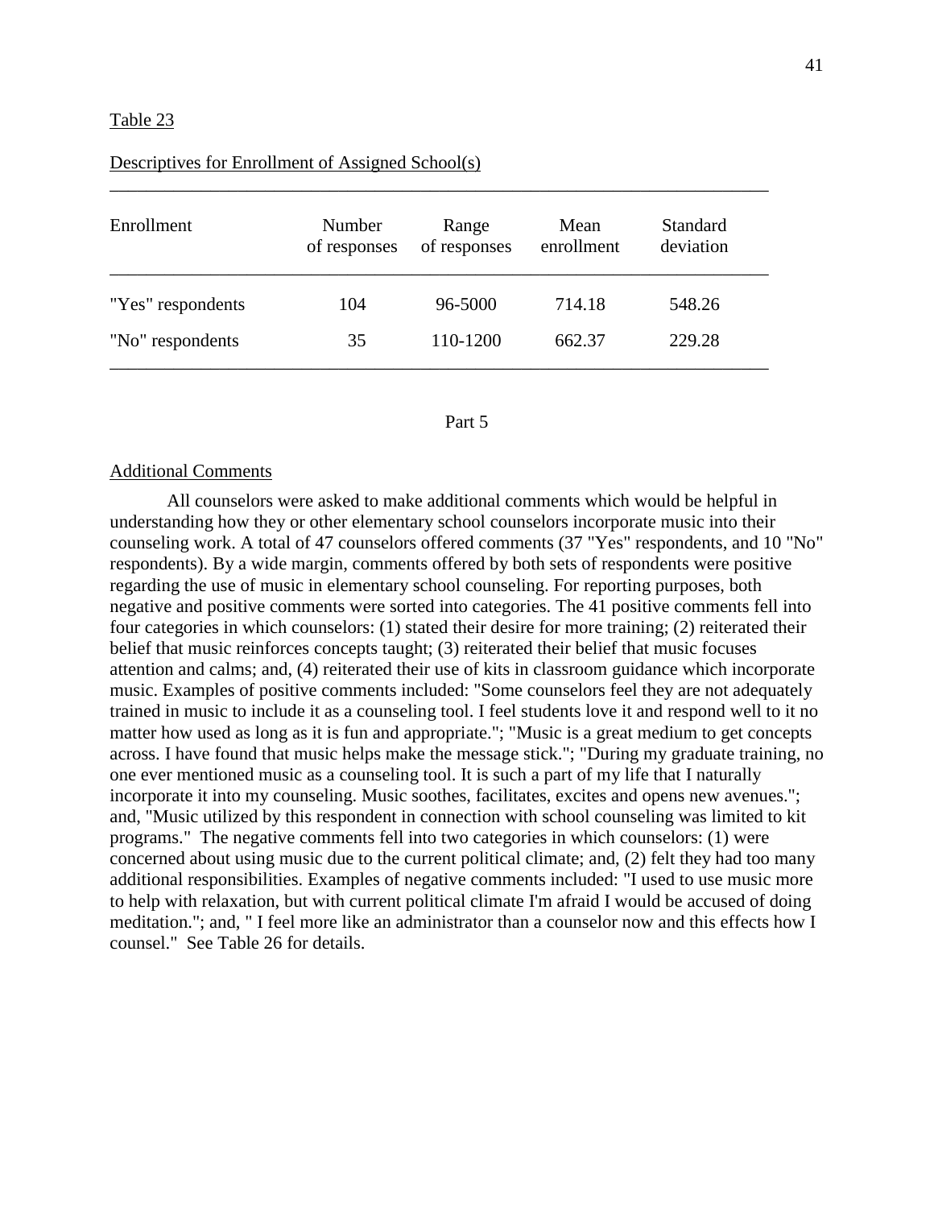Table 23

Descriptives for Enrollment of Assigned School(s)

| Enrollment | Number of responses | Range of responses | Mean enrollment | Standard deviation |
|---|---|---|---|---|
| "Yes" respondents | 104 | 96-5000 | 714.18 | 548.26 |
| "No" respondents | 35 | 110-1200 | 662.37 | 229.28 |

Part 5

Additional Comments

All counselors were asked to make additional comments which would be helpful in understanding how they or other elementary school counselors incorporate music into their counseling work. A total of 47 counselors offered comments (37 "Yes" respondents, and 10 "No" respondents). By a wide margin, comments offered by both sets of respondents were positive regarding the use of music in elementary school counseling. For reporting purposes, both negative and positive comments were sorted into categories. The 41 positive comments fell into four categories in which counselors: (1) stated their desire for more training; (2) reiterated their belief that music reinforces concepts taught; (3) reiterated their belief that music focuses attention and calms; and, (4) reiterated their use of kits in classroom guidance which incorporate music. Examples of positive comments included: "Some counselors feel they are not adequately trained in music to include it as a counseling tool. I feel students love it and respond well to it no matter how used as long as it is fun and appropriate."; "Music is a great medium to get concepts across. I have found that music helps make the message stick."; "During my graduate training, no one ever mentioned music as a counseling tool. It is such a part of my life that I naturally incorporate it into my counseling. Music soothes, facilitates, excites and opens new avenues."; and, "Music utilized by this respondent in connection with school counseling was limited to kit programs." The negative comments fell into two categories in which counselors: (1) were concerned about using music due to the current political climate; and, (2) felt they had too many additional responsibilities. Examples of negative comments included: "I used to use music more to help with relaxation, but with current political climate I'm afraid I would be accused of doing meditation."; and, " I feel more like an administrator than a counselor now and this effects how I counsel." See Table 26 for details.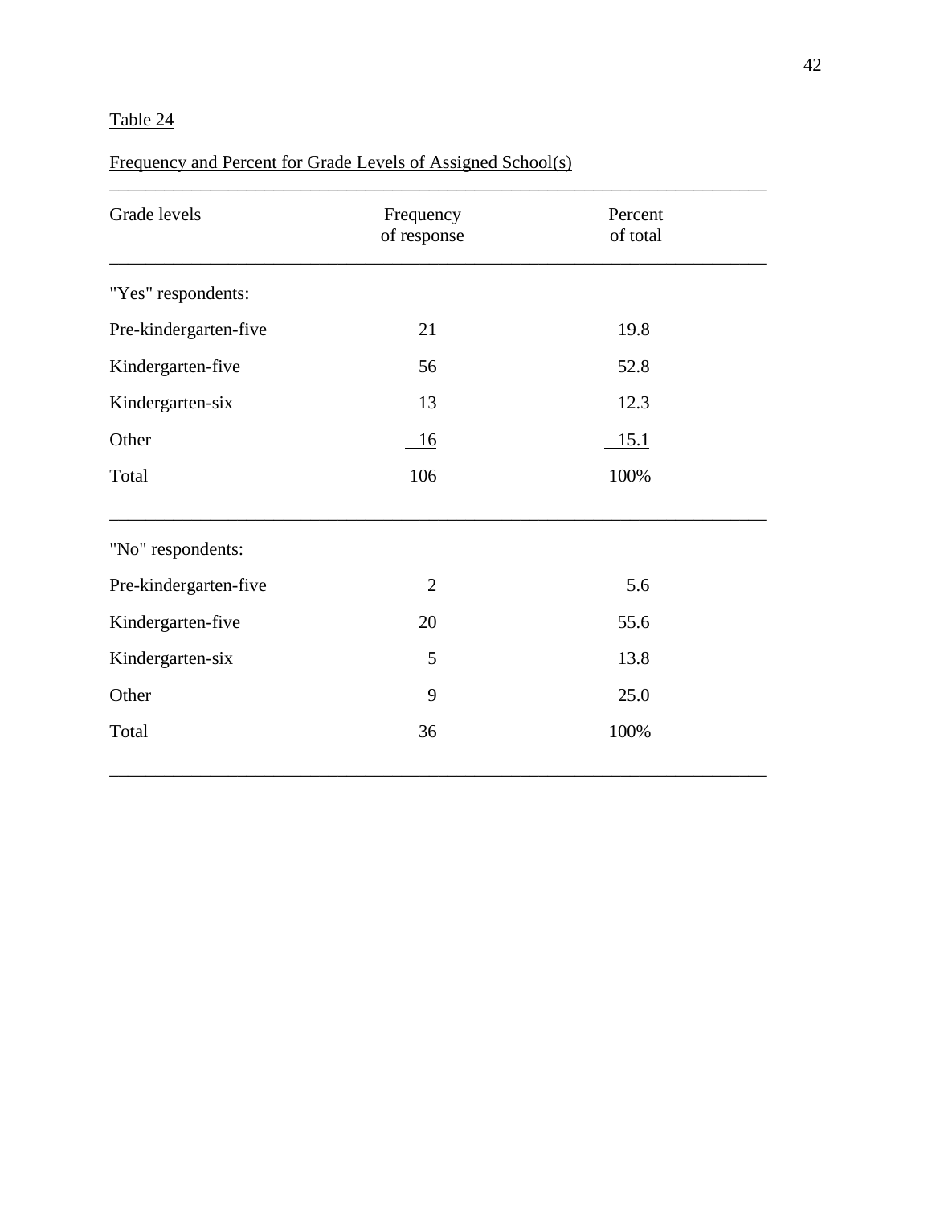Table 24

Frequency and Percent for Grade Levels of Assigned School(s)

| Grade levels | Frequency of response | Percent of total |
|---|---|---|
| "Yes" respondents: | | |
| Pre-kindergarten-five | 21 | 19.8 |
| Kindergarten-five | 56 | 52.8 |
| Kindergarten-six | 13 | 12.3 |
| Other | 16 | 15.1 |
| Total | 106 | 100% |
| "No" respondents: | | |
| Pre-kindergarten-five | 2 | 5.6 |
| Kindergarten-five | 20 | 55.6 |
| Kindergarten-six | 5 | 13.8 |
| Other | 9 | 25.0 |
| Total | 36 | 100% |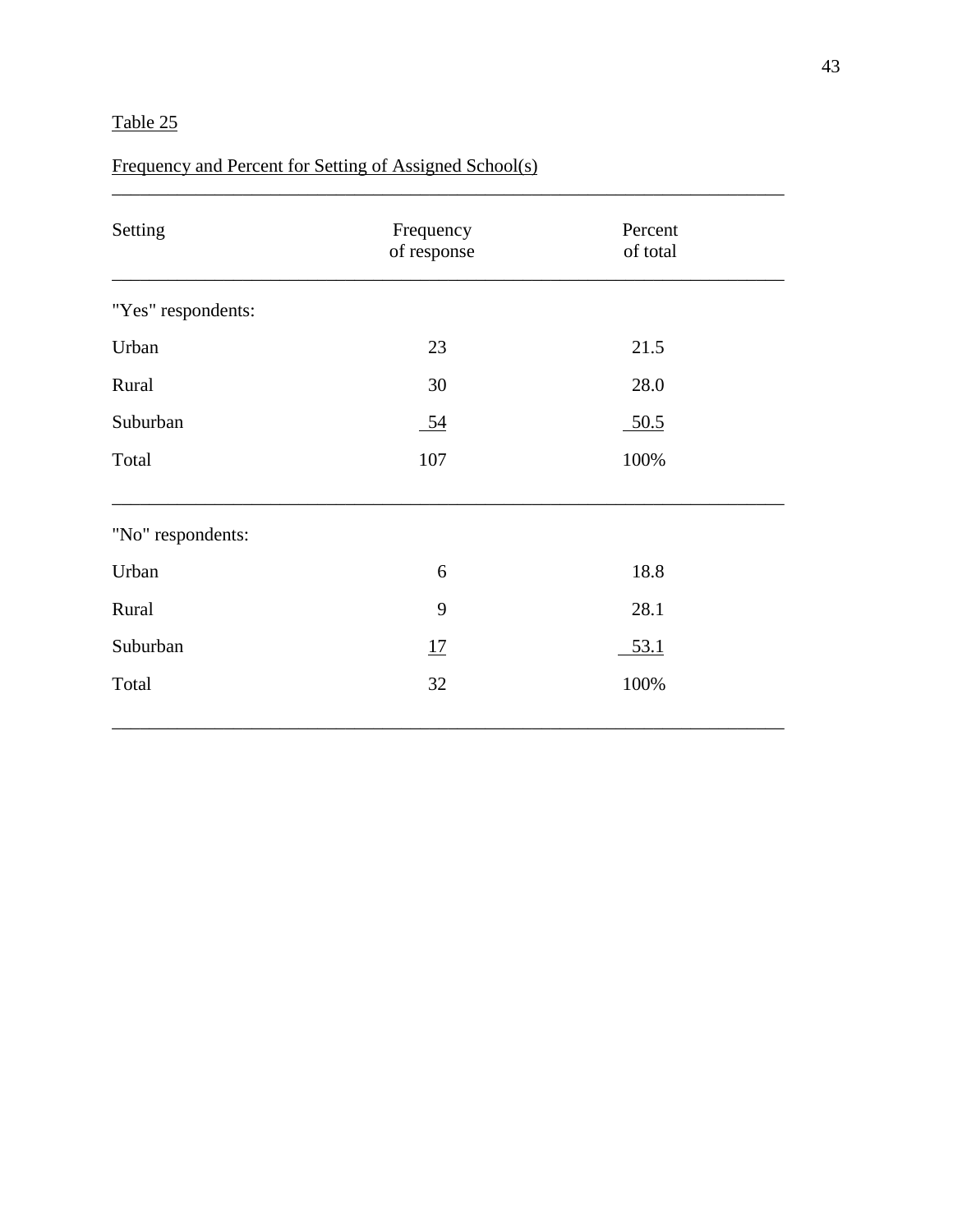Table 25

Frequency and Percent for Setting of Assigned School(s)

| Setting | Frequency of response | Percent of total |
|---|---|---|
| "Yes" respondents: | | |
| Urban | 23 | 21.5 |
| Rural | 30 | 28.0 |
| Suburban | 54 | 50.5 |
| Total | 107 | 100% |
| "No" respondents: | | |
| Urban | 6 | 18.8 |
| Rural | 9 | 28.1 |
| Suburban | 17 | 53.1 |
| Total | 32 | 100% |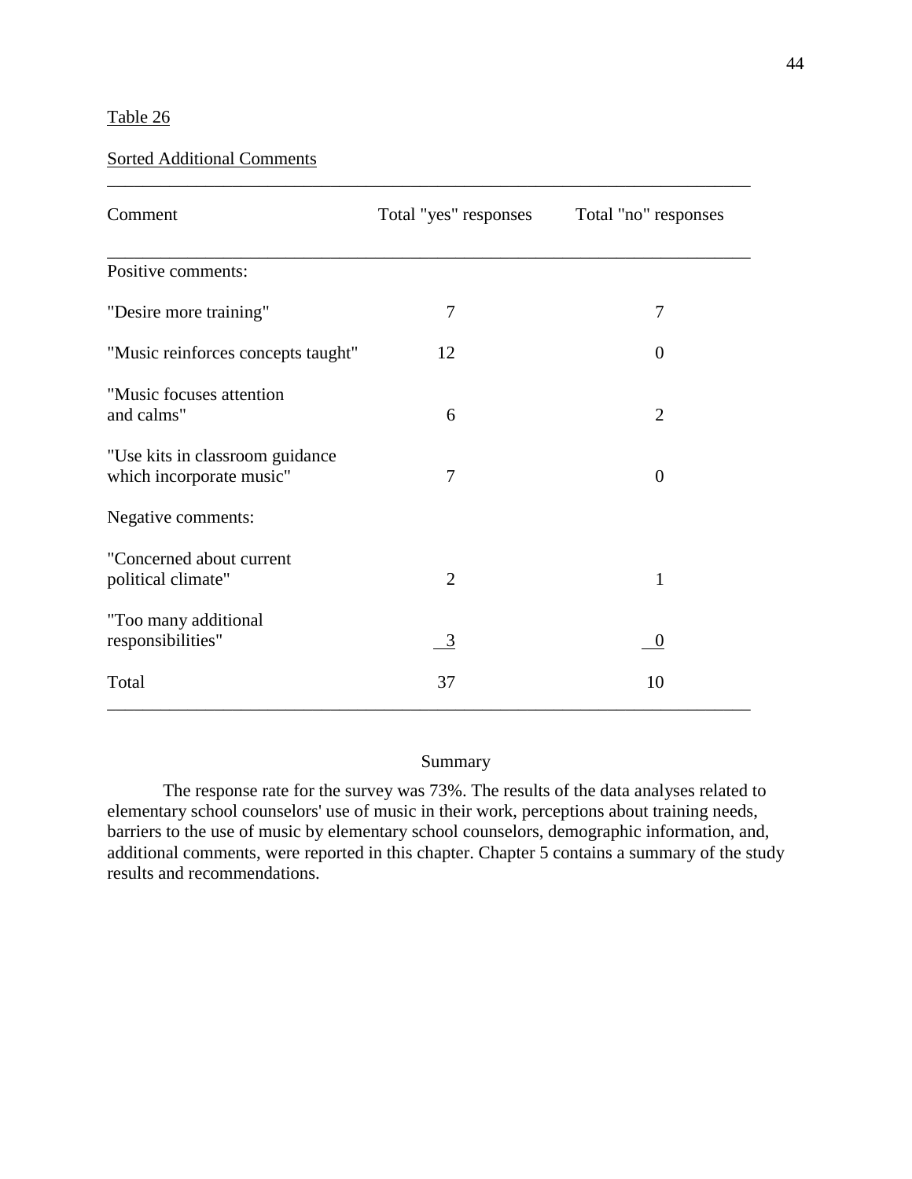Table 26

Sorted Additional Comments

| Comment | Total "yes" responses | Total "no" responses |
|---|---|---|
| Positive comments: | | |
| "Desire more training" | 7 | 7 |
| "Music reinforces concepts taught" | 12 | 0 |
| "Music focuses attention and calms" | 6 | 2 |
| "Use kits in classroom guidance which incorporate music" | 7 | 0 |
| Negative comments: | | |
| "Concerned about current political climate" | 2 | 1 |
| "Too many additional responsibilities" | 3 | 0 |
| Total | 37 | 10 |

## Summary

The response rate for the survey was 73%. The results of the data analyses related to elementary school counselors' use of music in their work, perceptions about training needs, barriers to the use of music by elementary school counselors, demographic information, and, additional comments, were reported in this chapter. Chapter 5 contains a summary of the study results and recommendations.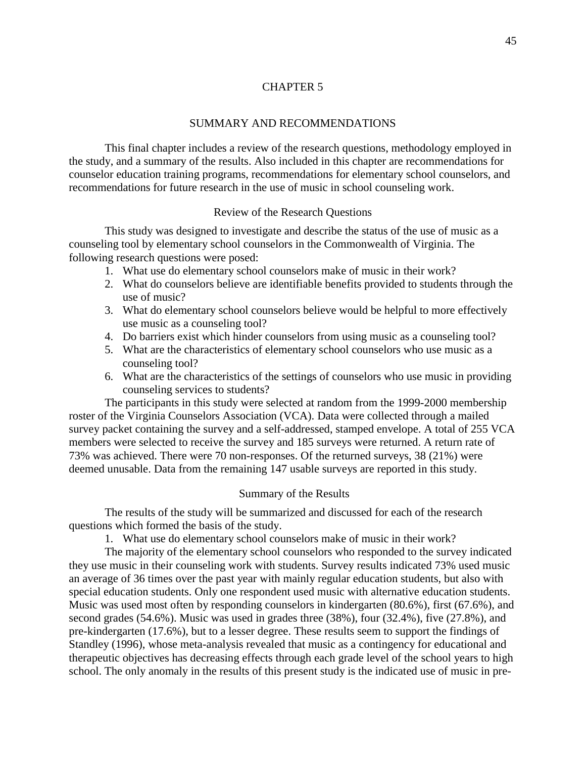# CHAPTER 5

## SUMMARY AND RECOMMENDATIONS

This final chapter includes a review of the research questions, methodology employed in the study, and a summary of the results. Also included in this chapter are recommendations for counselor education training programs, recommendations for elementary school counselors, and recommendations for future research in the use of music in school counseling work.

### Review of the Research Questions

This study was designed to investigate and describe the status of the use of music as a counseling tool by elementary school counselors in the Commonwealth of Virginia. The following research questions were posed:

1. What use do elementary school counselors make of music in their work?
2. What do counselors believe are identifiable benefits provided to students through the use of music?
3. What do elementary school counselors believe would be helpful to more effectively use music as a counseling tool?
4. Do barriers exist which hinder counselors from using music as a counseling tool?
5. What are the characteristics of elementary school counselors who use music as a counseling tool?
6. What are the characteristics of the settings of counselors who use music in providing counseling services to students?

The participants in this study were selected at random from the 1999-2000 membership roster of the Virginia Counselors Association (VCA). Data were collected through a mailed survey packet containing the survey and a self-addressed, stamped envelope. A total of 255 VCA members were selected to receive the survey and 185 surveys were returned. A return rate of 73% was achieved. There were 70 non-responses. Of the returned surveys, 38 (21%) were deemed unusable. Data from the remaining 147 usable surveys are reported in this study.

### Summary of the Results

The results of the study will be summarized and discussed for each of the research questions which formed the basis of the study.

1. What use do elementary school counselors make of music in their work?

The majority of the elementary school counselors who responded to the survey indicated they use music in their counseling work with students. Survey results indicated 73% used music an average of 36 times over the past year with mainly regular education students, but also with special education students. Only one respondent used music with alternative education students. Music was used most often by responding counselors in kindergarten (80.6%), first (67.6%), and second grades (54.6%). Music was used in grades three (38%), four (32.4%), five (27.8%), and pre-kindergarten (17.6%), but to a lesser degree. These results seem to support the findings of Standley (1996), whose meta-analysis revealed that music as a contingency for educational and therapeutic objectives has decreasing effects through each grade level of the school years to high school. The only anomaly in the results of this present study is the indicated use of music in pre-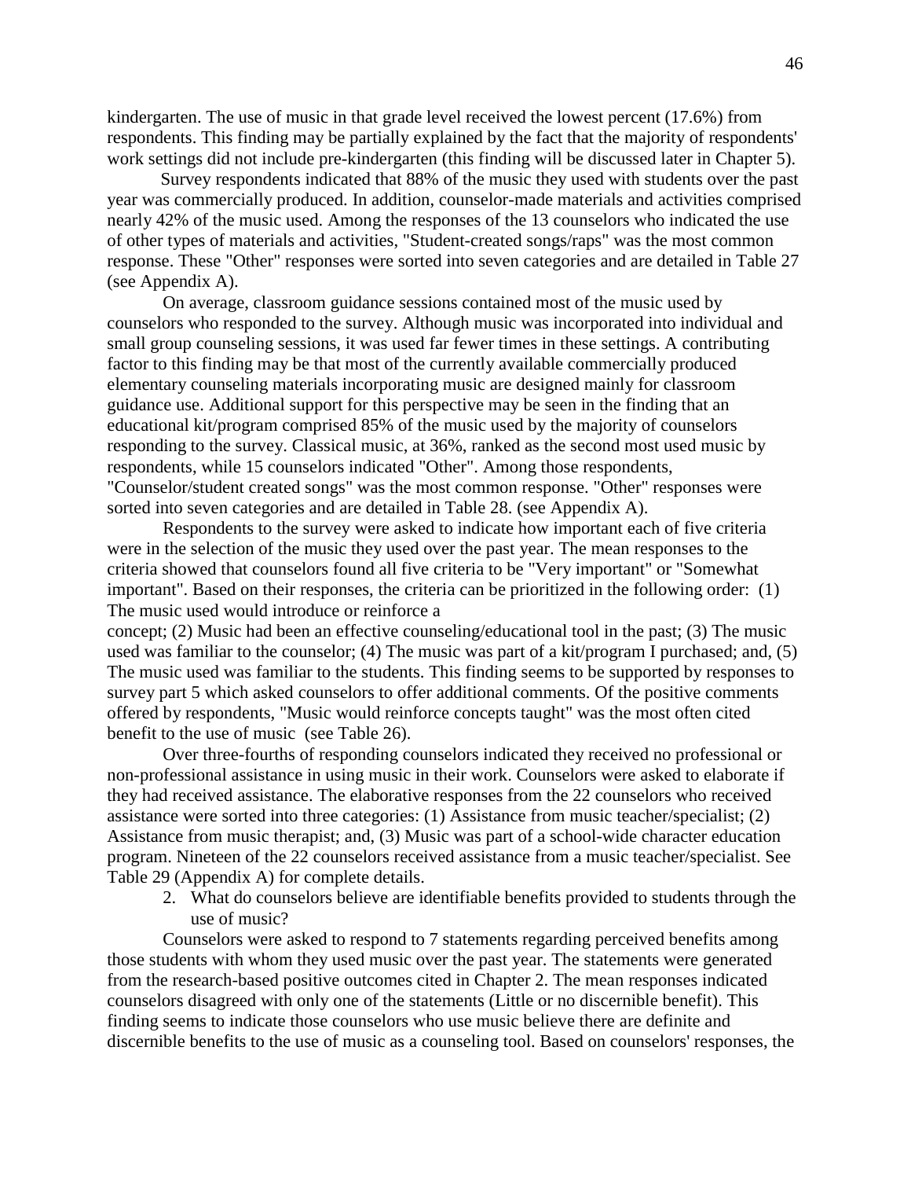kindergarten. The use of music in that grade level received the lowest percent (17.6%) from respondents. This finding may be partially explained by the fact that the majority of respondents' work settings did not include pre-kindergarten (this finding will be discussed later in Chapter 5).

Survey respondents indicated that 88% of the music they used with students over the past year was commercially produced. In addition, counselor-made materials and activities comprised nearly 42% of the music used. Among the responses of the 13 counselors who indicated the use of other types of materials and activities, "Student-created songs/raps" was the most common response. These "Other" responses were sorted into seven categories and are detailed in Table 27 (see Appendix A).

On average, classroom guidance sessions contained most of the music used by counselors who responded to the survey. Although music was incorporated into individual and small group counseling sessions, it was used far fewer times in these settings. A contributing factor to this finding may be that most of the currently available commercially produced elementary counseling materials incorporating music are designed mainly for classroom guidance use. Additional support for this perspective may be seen in the finding that an educational kit/program comprised 85% of the music used by the majority of counselors responding to the survey. Classical music, at 36%, ranked as the second most used music by respondents, while 15 counselors indicated "Other". Among those respondents, "Counselor/student created songs" was the most common response. "Other" responses were sorted into seven categories and are detailed in Table 28. (see Appendix A).

Respondents to the survey were asked to indicate how important each of five criteria were in the selection of the music they used over the past year. The mean responses to the criteria showed that counselors found all five criteria to be "Very important" or "Somewhat important". Based on their responses, the criteria can be prioritized in the following order: (1) The music used would introduce or reinforce a concept; (2) Music had been an effective counseling/educational tool in the past; (3) The music used was familiar to the counselor; (4) The music was part of a kit/program I purchased; and, (5) The music used was familiar to the students. This finding seems to be supported by responses to survey part 5 which asked counselors to offer additional comments. Of the positive comments offered by respondents, "Music would reinforce concepts taught" was the most often cited benefit to the use of music (see Table 26).

Over three-fourths of responding counselors indicated they received no professional or non-professional assistance in using music in their work. Counselors were asked to elaborate if they had received assistance. The elaborative responses from the 22 counselors who received assistance were sorted into three categories: (1) Assistance from music teacher/specialist; (2) Assistance from music therapist; and, (3) Music was part of a school-wide character education program. Nineteen of the 22 counselors received assistance from a music teacher/specialist. See Table 29 (Appendix A) for complete details.

2. What do counselors believe are identifiable benefits provided to students through the use of music?

Counselors were asked to respond to 7 statements regarding perceived benefits among those students with whom they used music over the past year. The statements were generated from the research-based positive outcomes cited in Chapter 2. The mean responses indicated counselors disagreed with only one of the statements (Little or no discernible benefit). This finding seems to indicate those counselors who use music believe there are definite and discernible benefits to the use of music as a counseling tool. Based on counselors' responses, the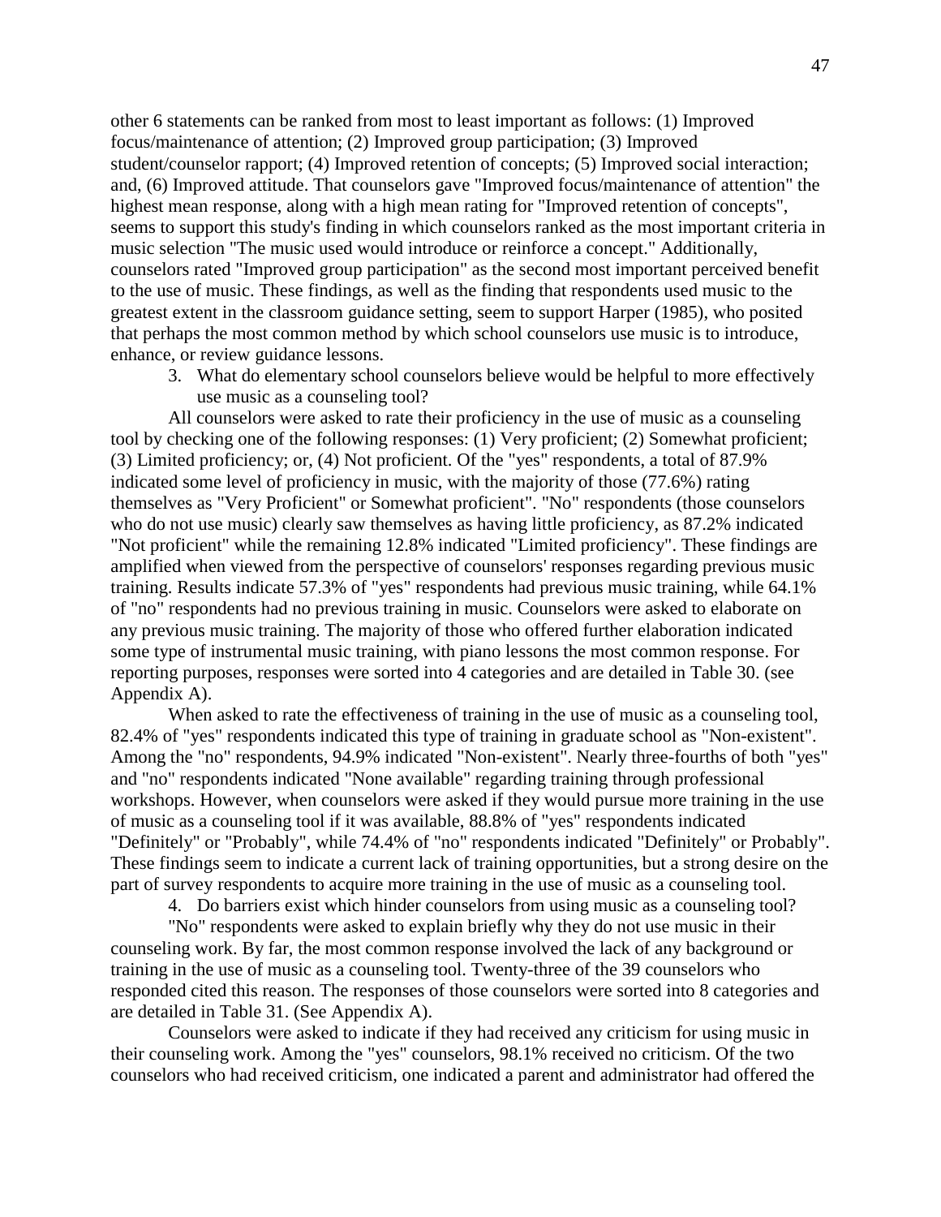other 6 statements can be ranked from most to least important as follows: (1) Improved focus/maintenance of attention; (2) Improved group participation; (3) Improved student/counselor rapport; (4) Improved retention of concepts; (5) Improved social interaction; and, (6) Improved attitude. That counselors gave "Improved focus/maintenance of attention" the highest mean response, along with a high mean rating for "Improved retention of concepts", seems to support this study's finding in which counselors ranked as the most important criteria in music selection "The music used would introduce or reinforce a concept." Additionally, counselors rated "Improved group participation" as the second most important perceived benefit to the use of music. These findings, as well as the finding that respondents used music to the greatest extent in the classroom guidance setting, seem to support Harper (1985), who posited that perhaps the most common method by which school counselors use music is to introduce, enhance, or review guidance lessons.

3. What do elementary school counselors believe would be helpful to more effectively use music as a counseling tool?

All counselors were asked to rate their proficiency in the use of music as a counseling tool by checking one of the following responses: (1) Very proficient; (2) Somewhat proficient; (3) Limited proficiency; or, (4) Not proficient. Of the "yes" respondents, a total of 87.9% indicated some level of proficiency in music, with the majority of those (77.6%) rating themselves as "Very Proficient" or Somewhat proficient". "No" respondents (those counselors who do not use music) clearly saw themselves as having little proficiency, as 87.2% indicated "Not proficient" while the remaining 12.8% indicated "Limited proficiency". These findings are amplified when viewed from the perspective of counselors' responses regarding previous music training. Results indicate 57.3% of "yes" respondents had previous music training, while 64.1% of "no" respondents had no previous training in music. Counselors were asked to elaborate on any previous music training. The majority of those who offered further elaboration indicated some type of instrumental music training, with piano lessons the most common response. For reporting purposes, responses were sorted into 4 categories and are detailed in Table 30. (see Appendix A).

When asked to rate the effectiveness of training in the use of music as a counseling tool, 82.4% of "yes" respondents indicated this type of training in graduate school as "Non-existent". Among the "no" respondents, 94.9% indicated "Non-existent". Nearly three-fourths of both "yes" and "no" respondents indicated "None available" regarding training through professional workshops. However, when counselors were asked if they would pursue more training in the use of music as a counseling tool if it was available, 88.8% of "yes" respondents indicated "Definitely" or "Probably", while 74.4% of "no" respondents indicated "Definitely" or Probably". These findings seem to indicate a current lack of training opportunities, but a strong desire on the part of survey respondents to acquire more training in the use of music as a counseling tool.

4. Do barriers exist which hinder counselors from using music as a counseling tool?

"No" respondents were asked to explain briefly why they do not use music in their counseling work. By far, the most common response involved the lack of any background or training in the use of music as a counseling tool. Twenty-three of the 39 counselors who responded cited this reason. The responses of those counselors were sorted into 8 categories and are detailed in Table 31. (See Appendix A).

Counselors were asked to indicate if they had received any criticism for using music in their counseling work. Among the "yes" counselors, 98.1% received no criticism. Of the two counselors who had received criticism, one indicated a parent and administrator had offered the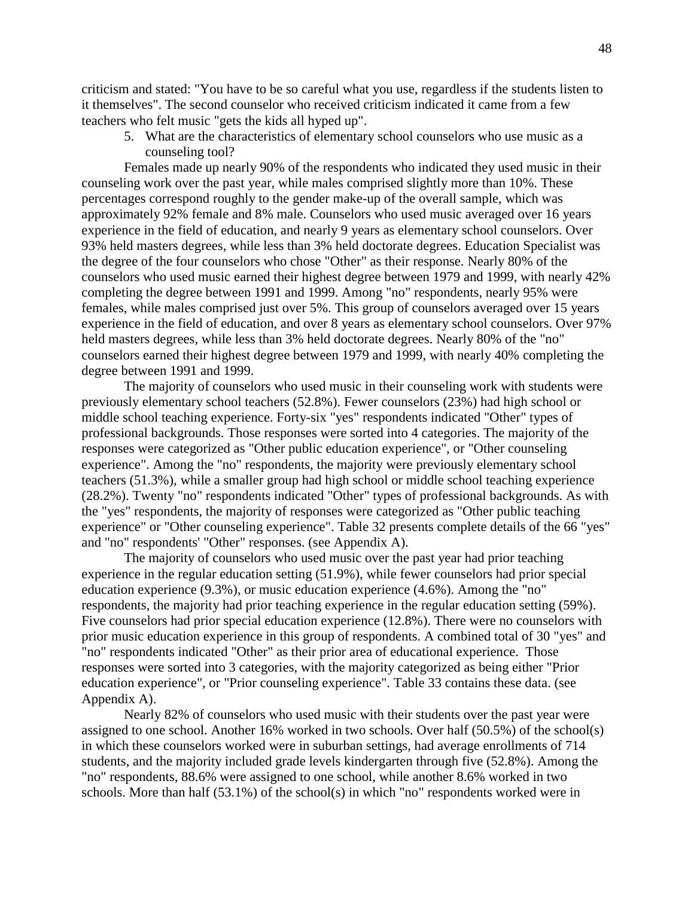criticism and stated: "You have to be so careful what you use, regardless if the students listen to it themselves". The second counselor who received criticism indicated it came from a few teachers who felt music "gets the kids all hyped up".

5. What are the characteristics of elementary school counselors who use music as a counseling tool?

Females made up nearly 90% of the respondents who indicated they used music in their counseling work over the past year, while males comprised slightly more than 10%. These percentages correspond roughly to the gender make-up of the overall sample, which was approximately 92% female and 8% male. Counselors who used music averaged over 16 years experience in the field of education, and nearly 9 years as elementary school counselors. Over 93% held masters degrees, while less than 3% held doctorate degrees. Education Specialist was the degree of the four counselors who chose "Other" as their response. Nearly 80% of the counselors who used music earned their highest degree between 1979 and 1999, with nearly 42% completing the degree between 1991 and 1999. Among "no" respondents, nearly 95% were females, while males comprised just over 5%. This group of counselors averaged over 15 years experience in the field of education, and over 8 years as elementary school counselors. Over 97% held masters degrees, while less than 3% held doctorate degrees. Nearly 80% of the "no" counselors earned their highest degree between 1979 and 1999, with nearly 40% completing the degree between 1991 and 1999.

The majority of counselors who used music in their counseling work with students were previously elementary school teachers (52.8%). Fewer counselors (23%) had high school or middle school teaching experience. Forty-six "yes" respondents indicated "Other" types of professional backgrounds. Those responses were sorted into 4 categories. The majority of the responses were categorized as "Other public education experience", or "Other counseling experience". Among the "no" respondents, the majority were previously elementary school teachers (51.3%), while a smaller group had high school or middle school teaching experience (28.2%). Twenty "no" respondents indicated "Other" types of professional backgrounds. As with the "yes" respondents, the majority of responses were categorized as "Other public teaching experience" or "Other counseling experience". Table 32 presents complete details of the 66 "yes" and "no" respondents' "Other" responses. (see Appendix A).

The majority of counselors who used music over the past year had prior teaching experience in the regular education setting (51.9%), while fewer counselors had prior special education experience (9.3%), or music education experience (4.6%). Among the "no" respondents, the majority had prior teaching experience in the regular education setting (59%). Five counselors had prior special education experience (12.8%). There were no counselors with prior music education experience in this group of respondents. A combined total of 30 "yes" and "no" respondents indicated "Other" as their prior area of educational experience. Those responses were sorted into 3 categories, with the majority categorized as being either "Prior education experience", or "Prior counseling experience". Table 33 contains these data. (see Appendix A).

Nearly 82% of counselors who used music with their students over the past year were assigned to one school. Another 16% worked in two schools. Over half (50.5%) of the school(s) in which these counselors worked were in suburban settings, had average enrollments of 714 students, and the majority included grade levels kindergarten through five (52.8%). Among the "no" respondents, 88.6% were assigned to one school, while another 8.6% worked in two schools. More than half (53.1%) of the school(s) in which "no" respondents worked were in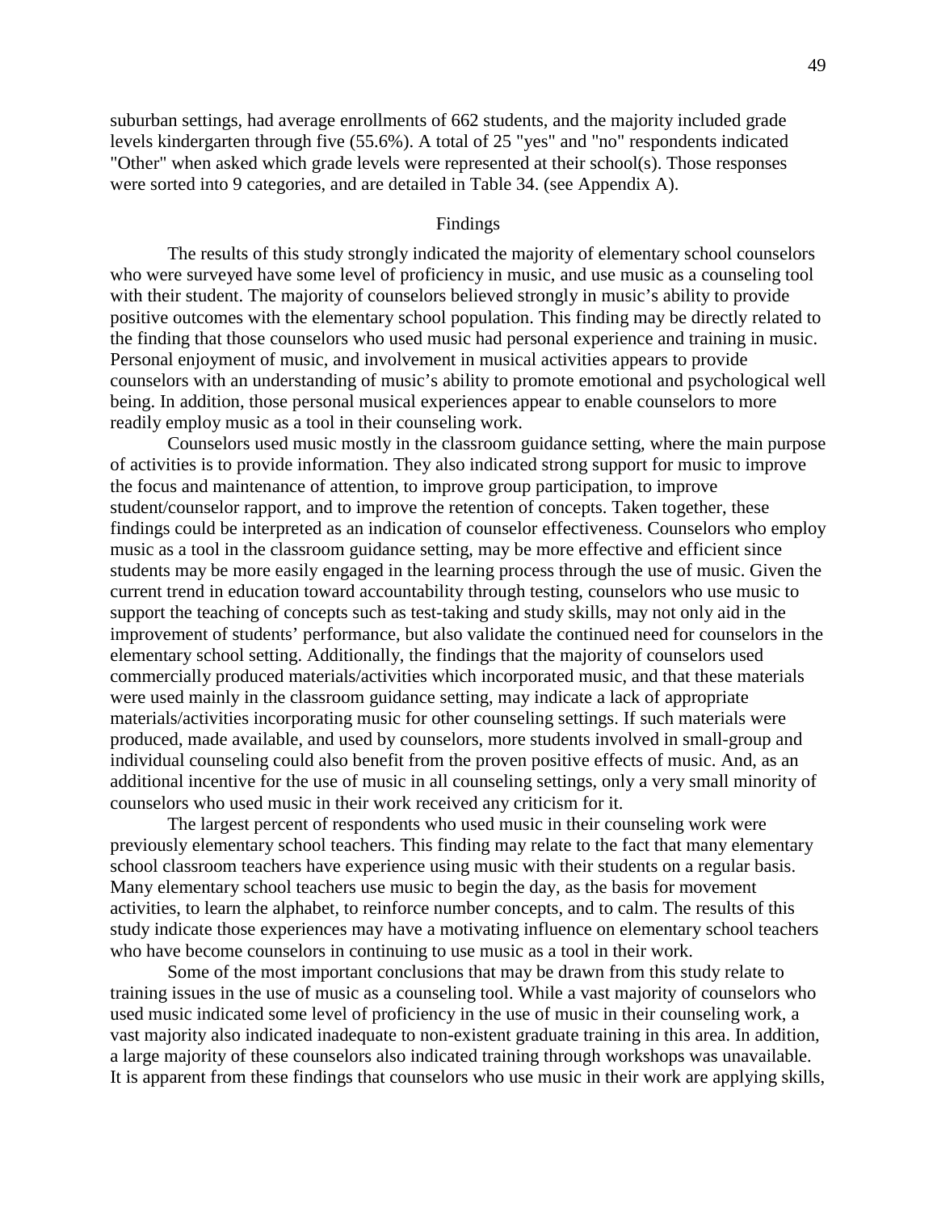suburban settings, had average enrollments of 662 students, and the majority included grade levels kindergarten through five (55.6%). A total of 25 "yes" and "no" respondents indicated "Other" when asked which grade levels were represented at their school(s). Those responses were sorted into 9 categories, and are detailed in Table 34. (see Appendix A).

## Findings

The results of this study strongly indicated the majority of elementary school counselors who were surveyed have some level of proficiency in music, and use music as a counseling tool with their student. The majority of counselors believed strongly in music's ability to provide positive outcomes with the elementary school population. This finding may be directly related to the finding that those counselors who used music had personal experience and training in music. Personal enjoyment of music, and involvement in musical activities appears to provide counselors with an understanding of music's ability to promote emotional and psychological well being. In addition, those personal musical experiences appear to enable counselors to more readily employ music as a tool in their counseling work.

Counselors used music mostly in the classroom guidance setting, where the main purpose of activities is to provide information. They also indicated strong support for music to improve the focus and maintenance of attention, to improve group participation, to improve student/counselor rapport, and to improve the retention of concepts. Taken together, these findings could be interpreted as an indication of counselor effectiveness. Counselors who employ music as a tool in the classroom guidance setting, may be more effective and efficient since students may be more easily engaged in the learning process through the use of music. Given the current trend in education toward accountability through testing, counselors who use music to support the teaching of concepts such as test-taking and study skills, may not only aid in the improvement of students' performance, but also validate the continued need for counselors in the elementary school setting. Additionally, the findings that the majority of counselors used commercially produced materials/activities which incorporated music, and that these materials were used mainly in the classroom guidance setting, may indicate a lack of appropriate materials/activities incorporating music for other counseling settings. If such materials were produced, made available, and used by counselors, more students involved in small-group and individual counseling could also benefit from the proven positive effects of music. And, as an additional incentive for the use of music in all counseling settings, only a very small minority of counselors who used music in their work received any criticism for it.

The largest percent of respondents who used music in their counseling work were previously elementary school teachers. This finding may relate to the fact that many elementary school classroom teachers have experience using music with their students on a regular basis. Many elementary school teachers use music to begin the day, as the basis for movement activities, to learn the alphabet, to reinforce number concepts, and to calm. The results of this study indicate those experiences may have a motivating influence on elementary school teachers who have become counselors in continuing to use music as a tool in their work.

Some of the most important conclusions that may be drawn from this study relate to training issues in the use of music as a counseling tool. While a vast majority of counselors who used music indicated some level of proficiency in the use of music in their counseling work, a vast majority also indicated inadequate to non-existent graduate training in this area. In addition, a large majority of these counselors also indicated training through workshops was unavailable. It is apparent from these findings that counselors who use music in their work are applying skills,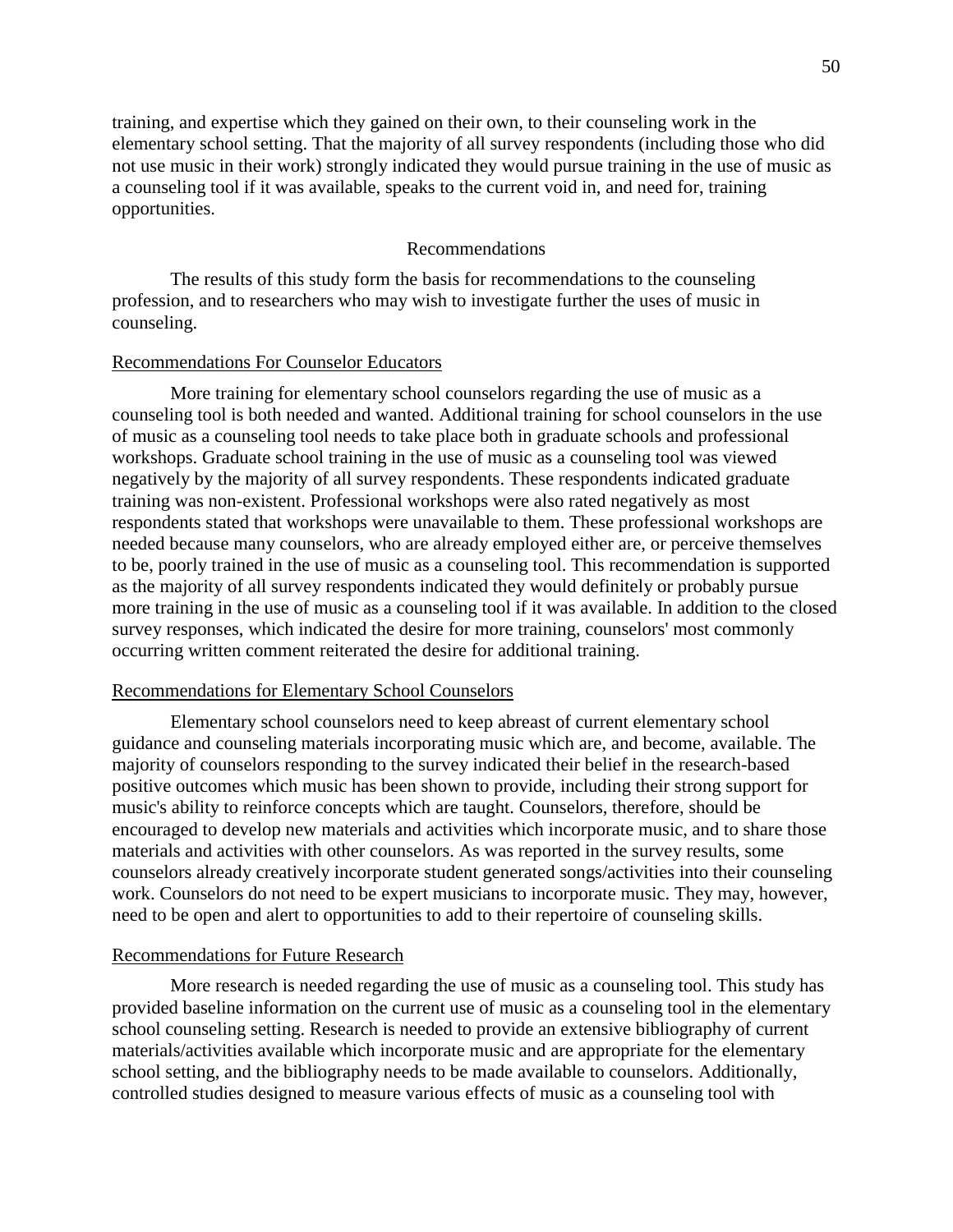training, and expertise which they gained on their own, to their counseling work in the elementary school setting. That the majority of all survey respondents (including those who did not use music in their work) strongly indicated they would pursue training in the use of music as a counseling tool if it was available, speaks to the current void in, and need for, training opportunities.

## Recommendations

The results of this study form the basis for recommendations to the counseling profession, and to researchers who may wish to investigate further the uses of music in counseling.

### Recommendations For Counselor Educators

More training for elementary school counselors regarding the use of music as a counseling tool is both needed and wanted. Additional training for school counselors in the use of music as a counseling tool needs to take place both in graduate schools and professional workshops. Graduate school training in the use of music as a counseling tool was viewed negatively by the majority of all survey respondents. These respondents indicated graduate training was non-existent. Professional workshops were also rated negatively as most respondents stated that workshops were unavailable to them. These professional workshops are needed because many counselors, who are already employed either are, or perceive themselves to be, poorly trained in the use of music as a counseling tool. This recommendation is supported as the majority of all survey respondents indicated they would definitely or probably pursue more training in the use of music as a counseling tool if it was available. In addition to the closed survey responses, which indicated the desire for more training, counselors' most commonly occurring written comment reiterated the desire for additional training.

### Recommendations for Elementary School Counselors

Elementary school counselors need to keep abreast of current elementary school guidance and counseling materials incorporating music which are, and become, available. The majority of counselors responding to the survey indicated their belief in the research-based positive outcomes which music has been shown to provide, including their strong support for music's ability to reinforce concepts which are taught. Counselors, therefore, should be encouraged to develop new materials and activities which incorporate music, and to share those materials and activities with other counselors. As was reported in the survey results, some counselors already creatively incorporate student generated songs/activities into their counseling work. Counselors do not need to be expert musicians to incorporate music. They may, however, need to be open and alert to opportunities to add to their repertoire of counseling skills.

### Recommendations for Future Research

More research is needed regarding the use of music as a counseling tool. This study has provided baseline information on the current use of music as a counseling tool in the elementary school counseling setting. Research is needed to provide an extensive bibliography of current materials/activities available which incorporate music and are appropriate for the elementary school setting, and the bibliography needs to be made available to counselors. Additionally, controlled studies designed to measure various effects of music as a counseling tool with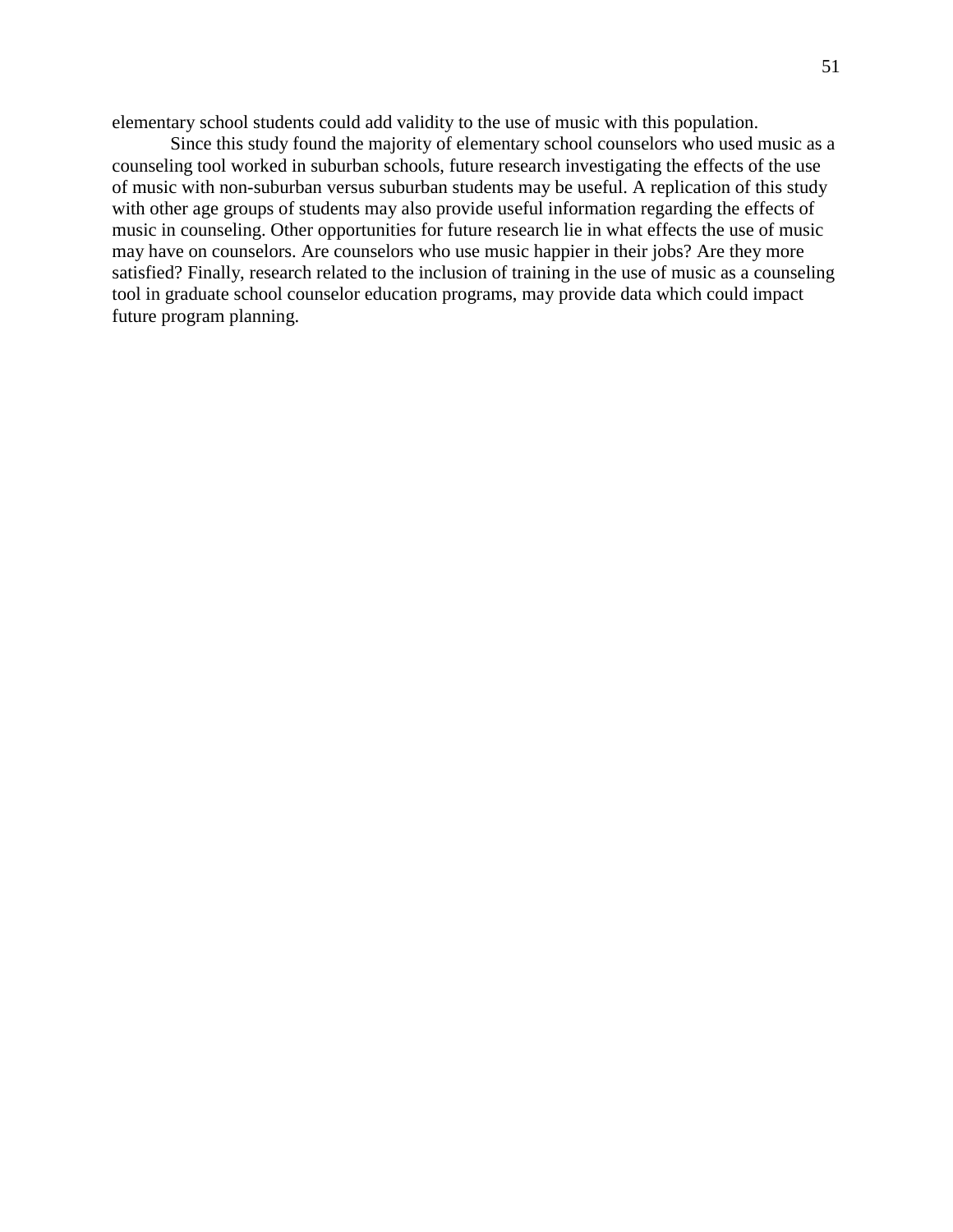elementary school students could add validity to the use of music with this population.

Since this study found the majority of elementary school counselors who used music as a counseling tool worked in suburban schools, future research investigating the effects of the use of music with non-suburban versus suburban students may be useful. A replication of this study with other age groups of students may also provide useful information regarding the effects of music in counseling. Other opportunities for future research lie in what effects the use of music may have on counselors. Are counselors who use music happier in their jobs? Are they more satisfied? Finally, research related to the inclusion of training in the use of music as a counseling tool in graduate school counselor education programs, may provide data which could impact future program planning.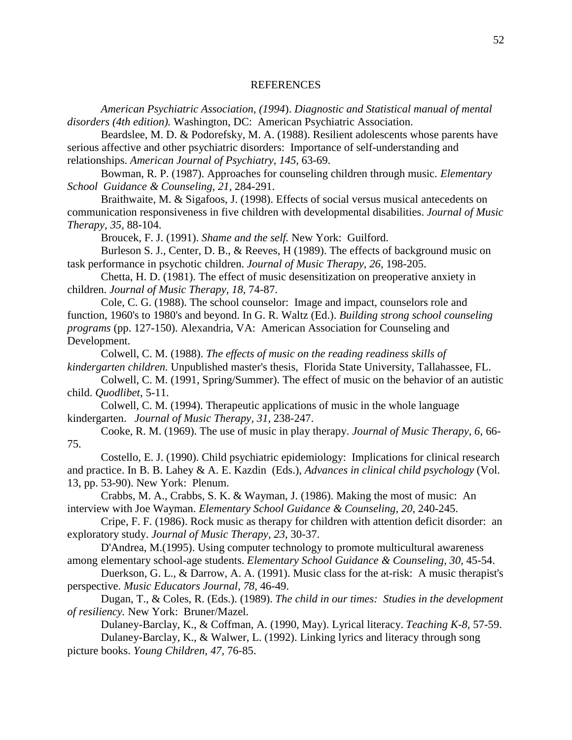# REFERENCES

*American Psychiatric Association, (1994*). *Diagnostic and Statistical manual of mental disorders (4th edition).* Washington, DC: American Psychiatric Association.

Beardslee, M. D. & Podorefsky, M. A. (1988). Resilient adolescents whose parents have serious affective and other psychiatric disorders: Importance of self-understanding and relationships. *American Journal of Psychiatry, 145*, 63-69.

Bowman, R. P. (1987). Approaches for counseling children through music. *Elementary School Guidance & Counseling, 21*, 284-291.

Braithwaite, M. & Sigafoos, J. (1998). Effects of social versus musical antecedents on communication responsiveness in five children with developmental disabilities. *Journal of Music Therapy, 35,* 88-104.

Broucek, F. J. (1991). *Shame and the self.* New York: Guilford.

Burleson S. J., Center, D. B., & Reeves, H (1989). The effects of background music on task performance in psychotic children. *Journal of Music Therapy, 26*, 198-205.

Chetta, H. D. (1981). The effect of music desensitization on preoperative anxiety in children. *Journal of Music Therapy, 18,* 74-87.

Cole, C. G. (1988). The school counselor: Image and impact, counselors role and function, 1960's to 1980's and beyond. In G. R. Waltz (Ed.). *Building strong school counseling programs* (pp. 127-150). Alexandria, VA: American Association for Counseling and Development.

Colwell, C. M. (1988). *The effects of music on the reading readiness skills of kindergarten children.* Unpublished master's thesis, Florida State University, Tallahassee, FL.

Colwell, C. M. (1991, Spring/Summer). The effect of music on the behavior of an autistic child. *Quodlibet*, 5-11.

Colwell, C. M. (1994). Therapeutic applications of music in the whole language kindergarten. *Journal of Music Therapy, 31*, 238-247.

Cooke, R. M. (1969). The use of music in play therapy. *Journal of Music Therapy, 6,* 66-75.

Costello, E. J. (1990). Child psychiatric epidemiology: Implications for clinical research and practice. In B. B. Lahey & A. E. Kazdin (Eds.), *Advances in clinical child psychology* (Vol. 13, pp. 53-90). New York: Plenum.

Crabbs, M. A., Crabbs, S. K. & Wayman, J. (1986). Making the most of music: An interview with Joe Wayman. *Elementary School Guidance & Counseling, 20,* 240-245.

Cripe, F. F. (1986). Rock music as therapy for children with attention deficit disorder: an exploratory study. *Journal of Music Therapy, 23*, 30-37.

D'Andrea, M.(1995). Using computer technology to promote multicultural awareness among elementary school-age students. *Elementary School Guidance & Counseling, 30,* 45-54.

Duerkson, G. L., & Darrow, A. A. (1991). Music class for the at-risk: A music therapist's perspective. *Music Educators Journal, 78,* 46-49.

Dugan, T., & Coles, R. (Eds.). (1989). *The child in our times: Studies in the development of resiliency.* New York: Bruner/Mazel.

Dulaney-Barclay, K., & Coffman, A. (1990, May). Lyrical literacy. *Teaching K-8,* 57-59.

Dulaney-Barclay, K., & Walwer, L. (1992). Linking lyrics and literacy through song picture books. *Young Children, 47*, 76-85.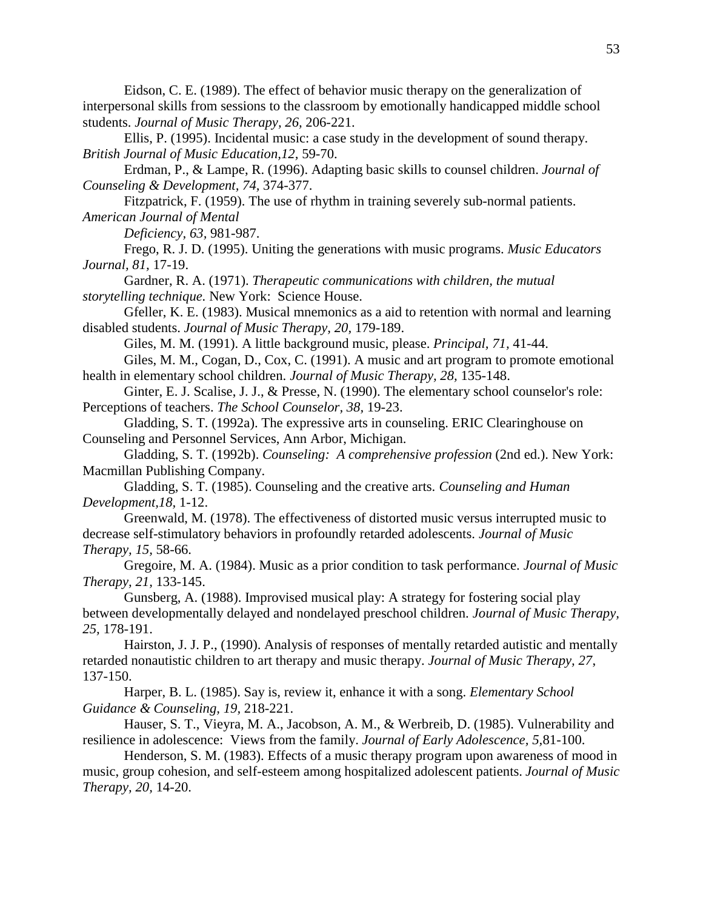Eidson, C. E. (1989). The effect of behavior music therapy on the generalization of interpersonal skills from sessions to the classroom by emotionally handicapped middle school students. *Journal of Music Therapy, 26,* 206-221.

Ellis, P. (1995). Incidental music: a case study in the development of sound therapy. *British Journal of Music Education,12*, 59-70.

Erdman, P., & Lampe, R. (1996). Adapting basic skills to counsel children. *Journal of Counseling & Development, 74,* 374-377.

Fitzpatrick, F. (1959). The use of rhythm in training severely sub-normal patients. *American Journal of Mental Deficiency, 63,* 981-987.

Frego, R. J. D. (1995). Uniting the generations with music programs. *Music Educators Journal, 81,* 17-19.

Gardner, R. A. (1971). *Therapeutic communications with children, the mutual storytelling technique.* New York: Science House.

Gfeller, K. E. (1983). Musical mnemonics as a aid to retention with normal and learning disabled students. *Journal of Music Therapy, 20,* 179-189.

Giles, M. M. (1991). A little background music, please. *Principal, 71,* 41-44.

Giles, M. M., Cogan, D., Cox, C. (1991). A music and art program to promote emotional health in elementary school children. *Journal of Music Therapy, 28,* 135-148.

Ginter, E. J. Scalise, J. J., & Presse, N. (1990). The elementary school counselor's role: Perceptions of teachers. *The School Counselor, 38,* 19-23.

Gladding, S. T. (1992a). The expressive arts in counseling. ERIC Clearinghouse on Counseling and Personnel Services, Ann Arbor, Michigan.

Gladding, S. T. (1992b). *Counseling: A comprehensive profession* (2nd ed.). New York: Macmillan Publishing Company.

Gladding, S. T. (1985). Counseling and the creative arts. *Counseling and Human Development,18,* 1-12.

Greenwald, M. (1978). The effectiveness of distorted music versus interrupted music to decrease self-stimulatory behaviors in profoundly retarded adolescents. *Journal of Music Therapy, 15,* 58-66.

Gregoire, M. A. (1984). Music as a prior condition to task performance. *Journal of Music Therapy, 21,* 133-145.

Gunsberg, A. (1988). Improvised musical play: A strategy for fostering social play between developmentally delayed and nondelayed preschool children. *Journal of Music Therapy, 25,* 178-191.

Hairston, J. J. P., (1990). Analysis of responses of mentally retarded autistic and mentally retarded nonautistic children to art therapy and music therapy. *Journal of Music Therapy, 27,* 137-150.

Harper, B. L. (1985). Say is, review it, enhance it with a song. *Elementary School Guidance & Counseling, 19,* 218-221.

Hauser, S. T., Vieyra, M. A., Jacobson, A. M., & Werbreib, D. (1985). Vulnerability and resilience in adolescence: Views from the family. *Journal of Early Adolescence, 5,*81-100.

Henderson, S. M. (1983). Effects of a music therapy program upon awareness of mood in music, group cohesion, and self-esteem among hospitalized adolescent patients. *Journal of Music Therapy, 20,* 14-20.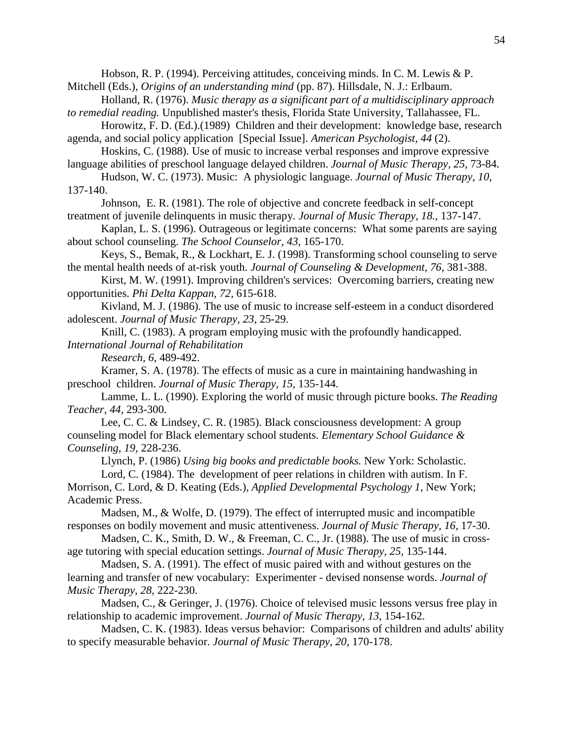Hobson, R. P. (1994). Perceiving attitudes, conceiving minds. In C. M. Lewis & P. Mitchell (Eds.), *Origins of an understanding mind* (pp. 87). Hillsdale, N. J.: Erlbaum.

Holland, R. (1976). *Music therapy as a significant part of a multidisciplinary approach to remedial reading.* Unpublished master's thesis, Florida State University, Tallahassee, FL.

Horowitz, F. D. (Ed.).(1989) Children and their development: knowledge base, research agenda, and social policy application [Special Issue]. *American Psychologist, 44* (2).

Hoskins, C. (1988). Use of music to increase verbal responses and improve expressive language abilities of preschool language delayed children. *Journal of Music Therapy, 25,* 73-84.

Hudson, W. C. (1973). Music: A physiologic language. *Journal of Music Therapy, 10,* 137-140.

Johnson, E. R. (1981). The role of objective and concrete feedback in self-concept treatment of juvenile delinquents in music therapy. *Journal of Music Therapy, 18.*, 137-147.

Kaplan, L. S. (1996). Outrageous or legitimate concerns: What some parents are saying about school counseling. *The School Counselor, 43*, 165-170.

Keys, S., Bemak, R., & Lockhart, E. J. (1998). Transforming school counseling to serve the mental health needs of at-risk youth. *Journal of Counseling & Development, 76,* 381-388.

Kirst, M. W. (1991). Improving children's services: Overcoming barriers, creating new opportunities. *Phi Delta Kappan, 72,* 615-618.

Kivland, M. J. (1986). The use of music to increase self-esteem in a conduct disordered adolescent. *Journal of Music Therapy, 23,* 25-29.

Knill, C. (1983). A program employing music with the profoundly handicapped. *International Journal of Rehabilitation Research, 6,* 489-492.

Kramer, S. A. (1978). The effects of music as a cure in maintaining handwashing in preschool children. *Journal of Music Therapy, 15,* 135-144.

Lamme, L. L. (1990). Exploring the world of music through picture books. *The Reading Teacher, 44,* 293-300.

Lee, C. C. & Lindsey, C. R. (1985). Black consciousness development: A group counseling model for Black elementary school students. *Elementary School Guidance & Counseling, 19,* 228-236.

Llynch, P. (1986) *Using big books and predictable books.* New York: Scholastic.

Lord, C. (1984). The development of peer relations in children with autism. In F. Morrison, C. Lord, & D. Keating (Eds.), *Applied Developmental Psychology 1,* New York; Academic Press.

Madsen, M., & Wolfe, D. (1979). The effect of interrupted music and incompatible responses on bodily movement and music attentiveness. *Journal of Music Therapy, 16,* 17-30.

Madsen, C. K., Smith, D. W., & Freeman, C. C., Jr. (1988). The use of music in cross-age tutoring with special education settings. *Journal of Music Therapy, 25,* 135-144.

Madsen, S. A. (1991). The effect of music paired with and without gestures on the learning and transfer of new vocabulary: Experimenter - devised nonsense words. *Journal of Music Therapy, 28,* 222-230.

Madsen, C., & Geringer, J. (1976). Choice of televised music lessons versus free play in relationship to academic improvement. *Journal of Music Therapy, 13,* 154-162.

Madsen, C. K. (1983). Ideas versus behavior: Comparisons of children and adults' ability to specify measurable behavior. *Journal of Music Therapy, 20,* 170-178.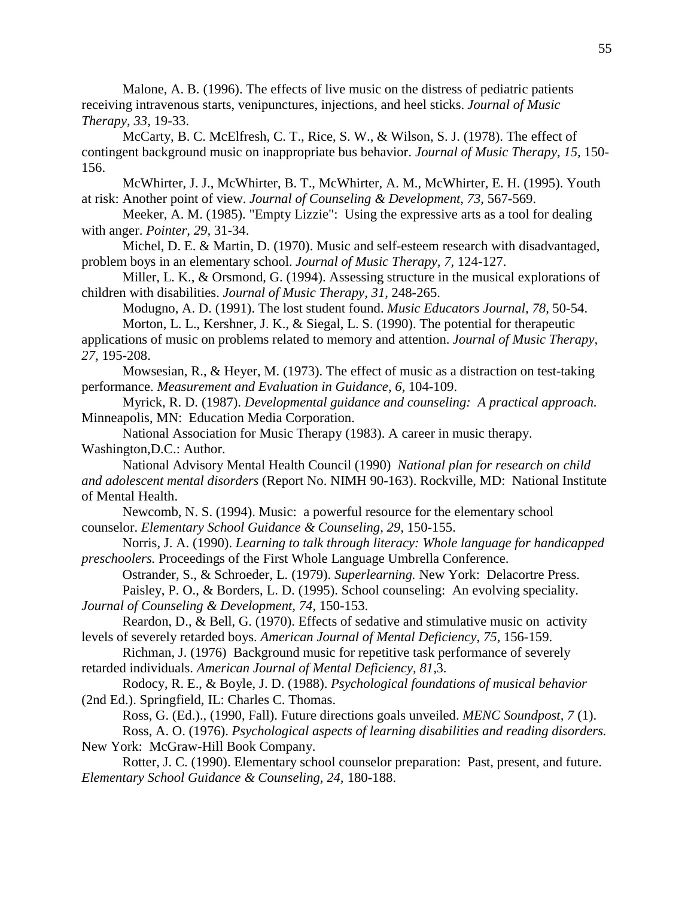Malone, A. B. (1996). The effects of live music on the distress of pediatric patients receiving intravenous starts, venipunctures, injections, and heel sticks. *Journal of Music Therapy, 33*, 19-33.

McCarty, B. C. McElfresh, C. T., Rice, S. W., & Wilson, S. J. (1978). The effect of contingent background music on inappropriate bus behavior. *Journal of Music Therapy, 15,* 150-156.

McWhirter, J. J., McWhirter, B. T., McWhirter, A. M., McWhirter, E. H. (1995). Youth at risk: Another point of view. *Journal of Counseling & Development, 73,* 567-569.

Meeker, A. M. (1985). "Empty Lizzie": Using the expressive arts as a tool for dealing with anger. *Pointer, 29*, 31-34.

Michel, D. E. & Martin, D. (1970). Music and self-esteem research with disadvantaged, problem boys in an elementary school. *Journal of Music Therapy, 7,* 124-127.

Miller, L. K., & Orsmond, G. (1994). Assessing structure in the musical explorations of children with disabilities. *Journal of Music Therapy, 31,* 248-265.

Modugno, A. D. (1991). The lost student found. *Music Educators Journal, 78,* 50-54.

Morton, L. L., Kershner, J. K., & Siegal, L. S. (1990). The potential for therapeutic applications of music on problems related to memory and attention. *Journal of Music Therapy, 27,* 195-208.

Mowsesian, R., & Heyer, M. (1973). The effect of music as a distraction on test-taking performance. *Measurement and Evaluation in Guidance, 6,* 104-109.

Myrick, R. D. (1987). *Developmental guidance and counseling: A practical approach.* Minneapolis, MN: Education Media Corporation.

National Association for Music Therapy (1983). A career in music therapy. Washington,D.C.: Author.

National Advisory Mental Health Council (1990) *National plan for research on child and adolescent mental disorders* (Report No. NIMH 90-163). Rockville, MD: National Institute of Mental Health.

Newcomb, N. S. (1994). Music: a powerful resource for the elementary school counselor. *Elementary School Guidance & Counseling, 29,* 150-155.

Norris, J. A. (1990). *Learning to talk through literacy: Whole language for handicapped preschoolers.* Proceedings of the First Whole Language Umbrella Conference.

Ostrander, S., & Schroeder, L. (1979). *Superlearning.* New York: Delacortre Press.

Paisley, P. O., & Borders, L. D. (1995). School counseling: An evolving speciality. *Journal of Counseling & Development, 74,* 150-153.

Reardon, D., & Bell, G. (1970). Effects of sedative and stimulative music on activity levels of severely retarded boys. *American Journal of Mental Deficiency, 75,* 156-159.

Richman, J. (1976) Background music for repetitive task performance of severely retarded individuals. *American Journal of Mental Deficiency, 81,*3.

Rodocy, R. E., & Boyle, J. D. (1988). *Psychological foundations of musical behavior* (2nd Ed.). Springfield, IL: Charles C. Thomas.

Ross, G. (Ed.)., (1990, Fall). Future directions goals unveiled. *MENC Soundpost, 7* (1).

Ross, A. O. (1976). *Psychological aspects of learning disabilities and reading disorders.* New York: McGraw-Hill Book Company.

Rotter, J. C. (1990). Elementary school counselor preparation: Past, present, and future. *Elementary School Guidance & Counseling, 24,* 180-188.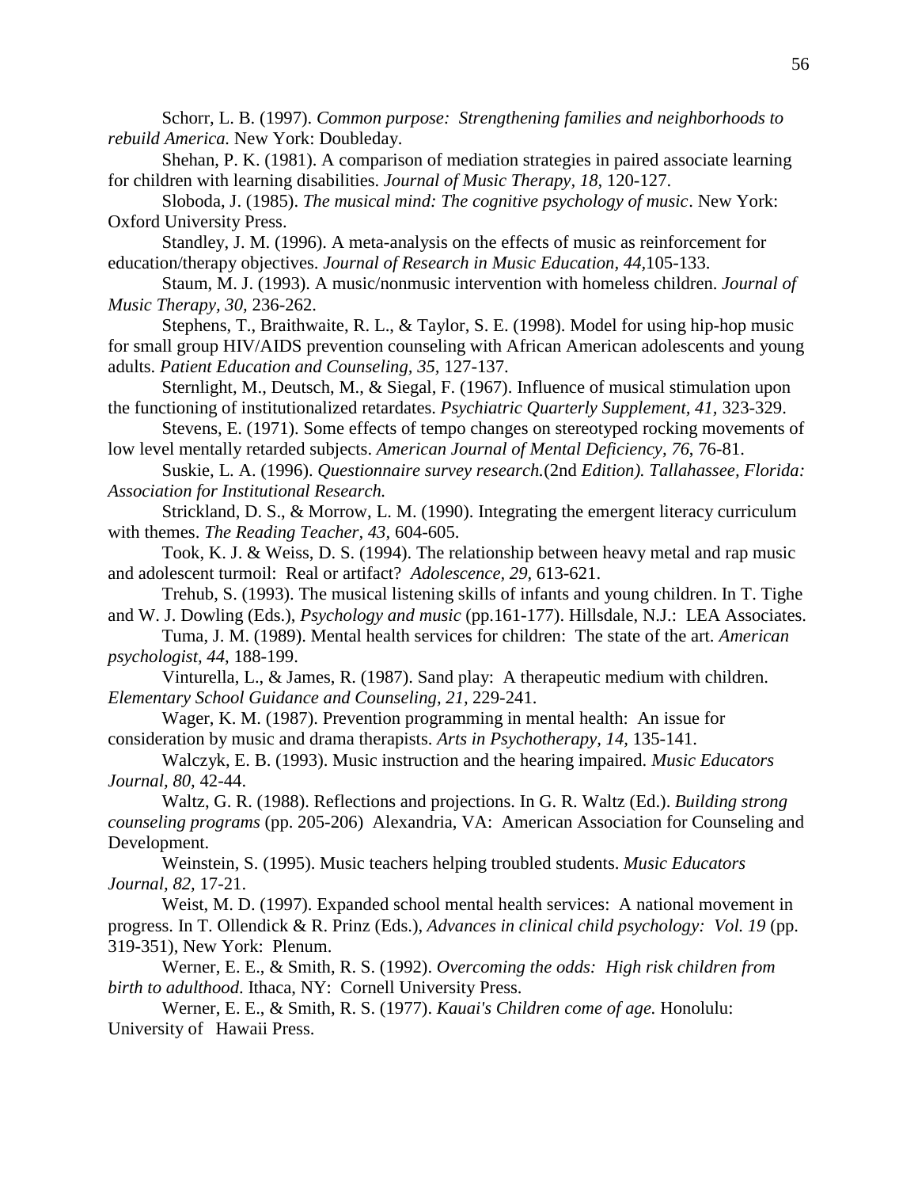Schorr, L. B. (1997). *Common purpose: Strengthening families and neighborhoods to rebuild America.* New York: Doubleday.

Shehan, P. K. (1981). A comparison of mediation strategies in paired associate learning for children with learning disabilities. *Journal of Music Therapy, 18*, 120-127.

Sloboda, J. (1985). *The musical mind: The cognitive psychology of music*. New York: Oxford University Press.

Standley, J. M. (1996). A meta-analysis on the effects of music as reinforcement for education/therapy objectives. *Journal of Research in Music Education, 44,*105-133.

Staum, M. J. (1993). A music/nonmusic intervention with homeless children. *Journal of Music Therapy, 30,* 236-262.

Stephens, T., Braithwaite, R. L., & Taylor, S. E. (1998). Model for using hip-hop music for small group HIV/AIDS prevention counseling with African American adolescents and young adults. *Patient Education and Counseling, 35,* 127-137.

Sternlight, M., Deutsch, M., & Siegal, F. (1967). Influence of musical stimulation upon the functioning of institutionalized retardates. *Psychiatric Quarterly Supplement, 41,* 323-329.

Stevens, E. (1971). Some effects of tempo changes on stereotyped rocking movements of low level mentally retarded subjects. *American Journal of Mental Deficiency, 76*, 76-81.

Suskie, L. A. (1996). *Questionnaire survey research.*(2nd *Edition). Tallahassee, Florida: Association for Institutional Research.*

Strickland, D. S., & Morrow, L. M. (1990). Integrating the emergent literacy curriculum with themes. *The Reading Teacher, 43,* 604-605.

Took, K. J. & Weiss, D. S. (1994). The relationship between heavy metal and rap music and adolescent turmoil: Real or artifact? *Adolescence, 29,* 613-621.

Trehub, S. (1993). The musical listening skills of infants and young children. In T. Tighe and W. J. Dowling (Eds.), *Psychology and music* (pp.161-177). Hillsdale, N.J.: LEA Associates.

Tuma, J. M. (1989). Mental health services for children: The state of the art. *American psychologist, 44*, 188-199.

Vinturella, L., & James, R. (1987). Sand play: A therapeutic medium with children. *Elementary School Guidance and Counseling, 21,* 229-241.

Wager, K. M. (1987). Prevention programming in mental health: An issue for consideration by music and drama therapists. *Arts in Psychotherapy, 14,* 135-141.

Walczyk, E. B. (1993). Music instruction and the hearing impaired. *Music Educators Journal, 80,* 42-44.

Waltz, G. R. (1988). Reflections and projections. In G. R. Waltz (Ed.). *Building strong counseling programs* (pp. 205-206) Alexandria, VA: American Association for Counseling and Development.

Weinstein, S. (1995). Music teachers helping troubled students. *Music Educators Journal, 82,* 17-21.

Weist, M. D. (1997). Expanded school mental health services: A national movement in progress. In T. Ollendick & R. Prinz (Eds.), *Advances in clinical child psychology: Vol. 19* (pp. 319-351), New York: Plenum.

Werner, E. E., & Smith, R. S. (1992). *Overcoming the odds: High risk children from birth to adulthood*. Ithaca, NY: Cornell University Press.

Werner, E. E., & Smith, R. S. (1977). *Kauai's Children come of age.* Honolulu: University of Hawaii Press.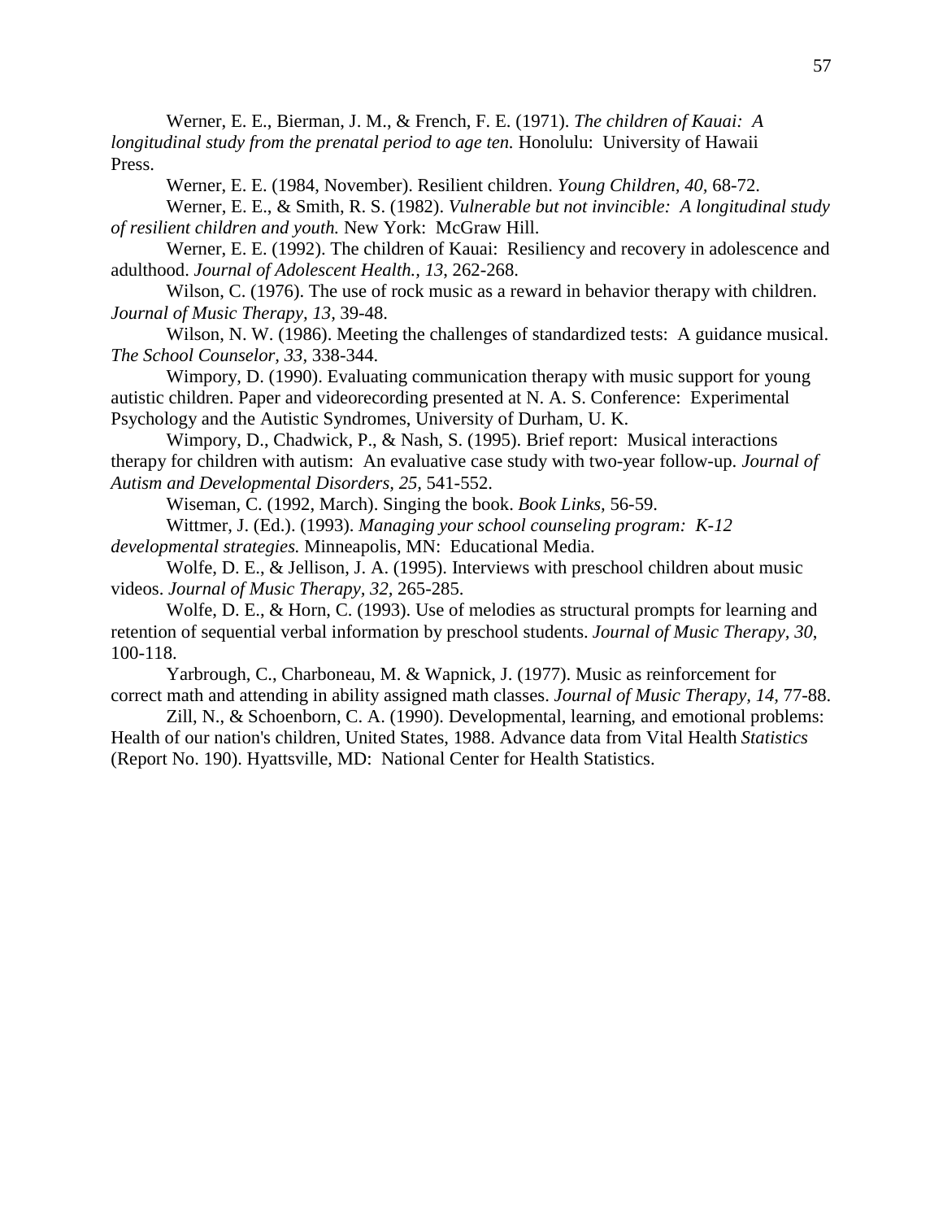Werner, E. E., Bierman, J. M., & French, F. E. (1971). *The children of Kauai: A longitudinal study from the prenatal period to age ten.* Honolulu: University of Hawaii Press.

Werner, E. E. (1984, November). Resilient children. *Young Children, 40,* 68-72.

Werner, E. E., & Smith, R. S. (1982). *Vulnerable but not invincible: A longitudinal study of resilient children and youth.* New York: McGraw Hill.

Werner, E. E. (1992). The children of Kauai: Resiliency and recovery in adolescence and adulthood. *Journal of Adolescent Health., 13*, 262-268.

Wilson, C. (1976). The use of rock music as a reward in behavior therapy with children. *Journal of Music Therapy, 13,* 39-48.

Wilson, N. W. (1986). Meeting the challenges of standardized tests: A guidance musical. *The School Counselor, 33,* 338-344.

Wimpory, D. (1990). Evaluating communication therapy with music support for young autistic children. Paper and videorecording presented at N. A. S. Conference: Experimental Psychology and the Autistic Syndromes, University of Durham, U. K.

Wimpory, D., Chadwick, P., & Nash, S. (1995). Brief report: Musical interactions therapy for children with autism: An evaluative case study with two-year follow-up. *Journal of Autism and Developmental Disorders, 25,* 541-552.

Wiseman, C. (1992, March). Singing the book. *Book Links,* 56-59.

Wittmer, J. (Ed.). (1993). *Managing your school counseling program: K-12 developmental strategies.* Minneapolis, MN: Educational Media.

Wolfe, D. E., & Jellison, J. A. (1995). Interviews with preschool children about music videos. *Journal of Music Therapy, 32,* 265-285.

Wolfe, D. E., & Horn, C. (1993). Use of melodies as structural prompts for learning and retention of sequential verbal information by preschool students. *Journal of Music Therapy, 30,* 100-118.

Yarbrough, C., Charboneau, M. & Wapnick, J. (1977). Music as reinforcement for correct math and attending in ability assigned math classes. *Journal of Music Therapy, 14,* 77-88.

Zill, N., & Schoenborn, C. A. (1990). Developmental, learning, and emotional problems: Health of our nation's children, United States, 1988. Advance data from Vital Health *Statistics* (Report No. 190). Hyattsville, MD: National Center for Health Statistics.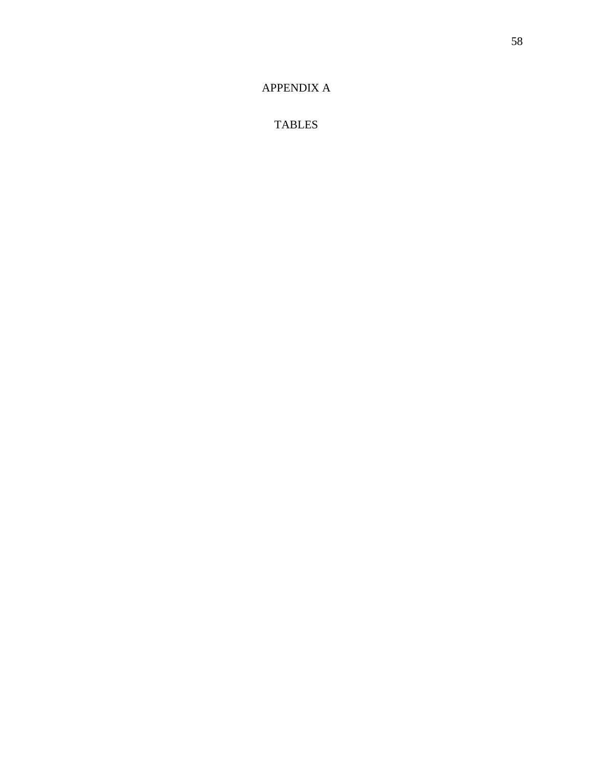# APPENDIX A

# TABLES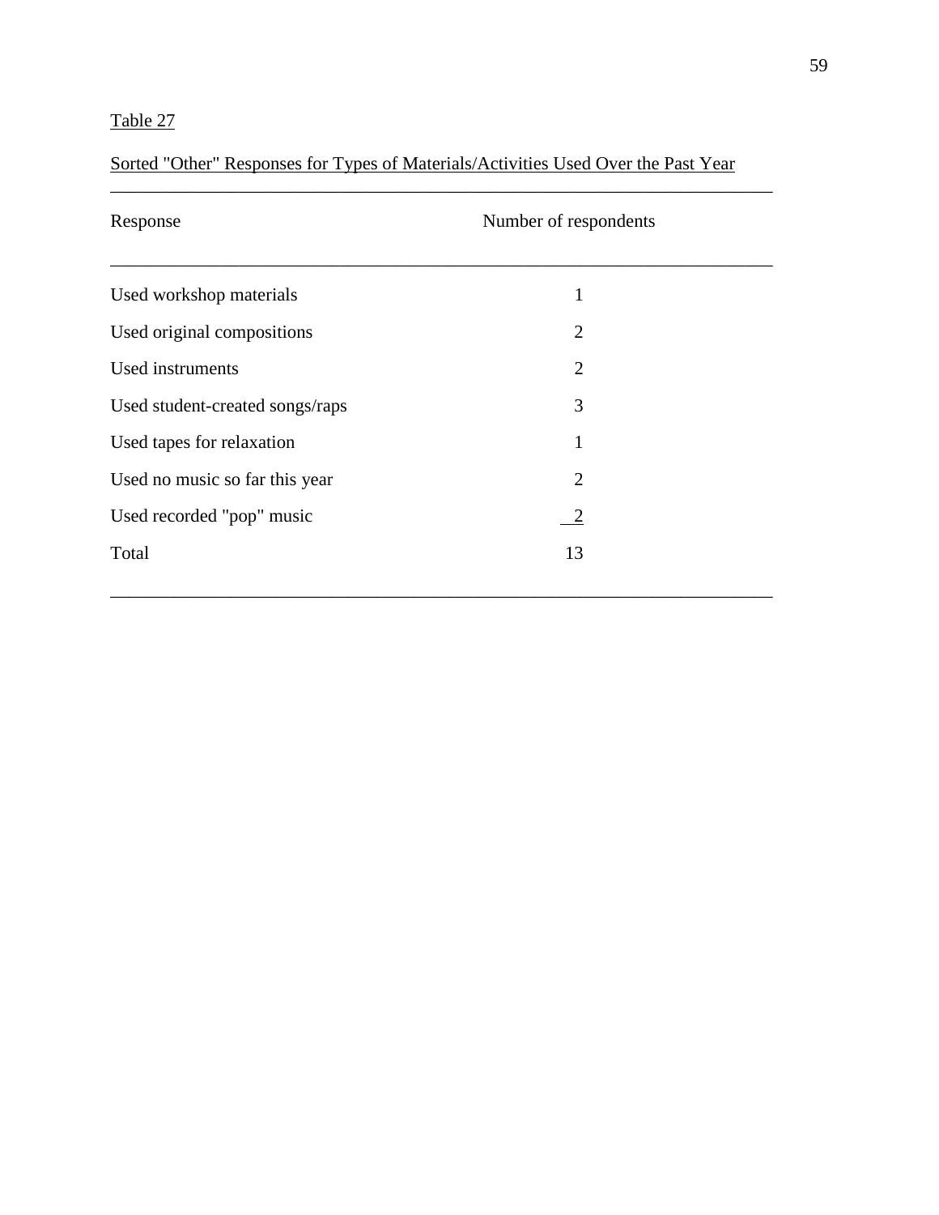Table 27

Sorted "Other" Responses for Types of Materials/Activities Used Over the Past Year

| Response | Number of respondents |
|---|---|
| Used workshop materials | 1 |
| Used original compositions | 2 |
| Used instruments | 2 |
| Used student-created songs/raps | 3 |
| Used tapes for relaxation | 1 |
| Used no music so far this year | 2 |
| Used recorded "pop" music | 2 |
| Total | 13 |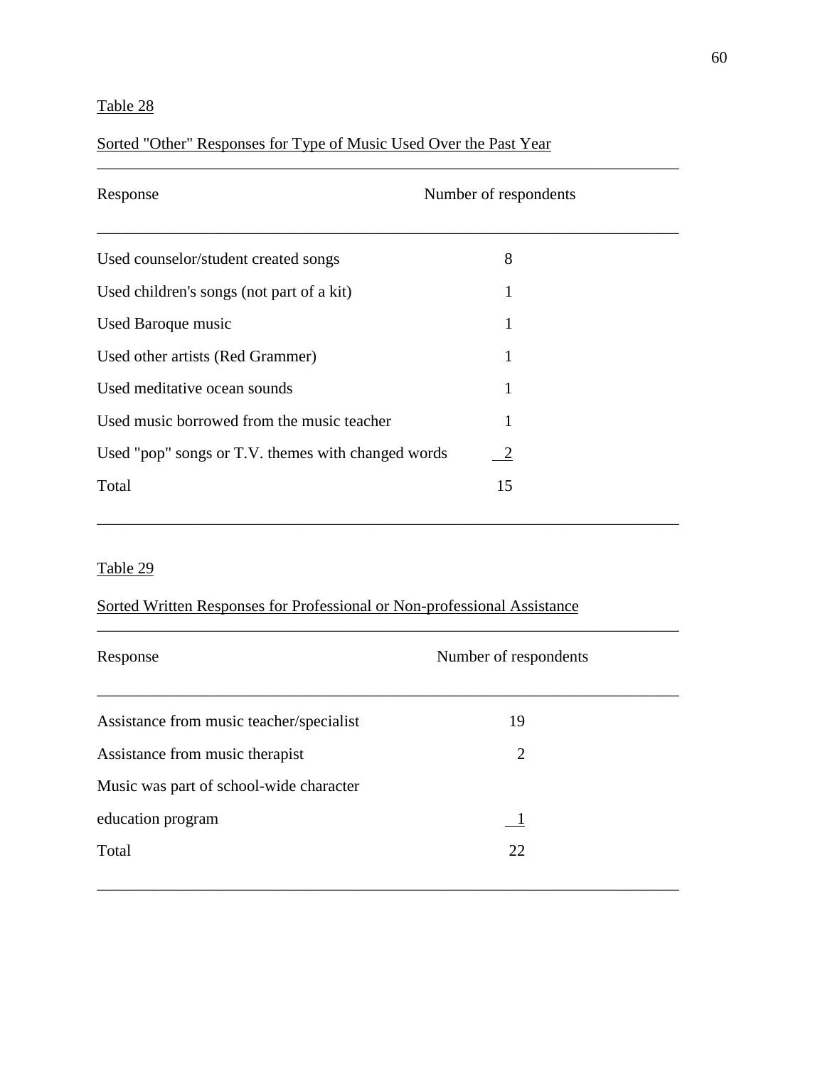Table 28

Sorted "Other" Responses for Type of Music Used Over the Past Year

| Response | Number of respondents |
|---|---|
| Used counselor/student created songs | 8 |
| Used children's songs (not part of a kit) | 1 |
| Used Baroque music | 1 |
| Used other artists (Red Grammer) | 1 |
| Used meditative ocean sounds | 1 |
| Used music borrowed from the music teacher | 1 |
| Used "pop" songs or T.V. themes with changed words | 2 |
| Total | 15 |

Table 29

Sorted Written Responses for Professional or Non-professional Assistance

| Response | Number of respondents |
|---|---|
| Assistance from music teacher/specialist | 19 |
| Assistance from music therapist | 2 |
| Music was part of school-wide character education program | 1 |
| Total | 22 |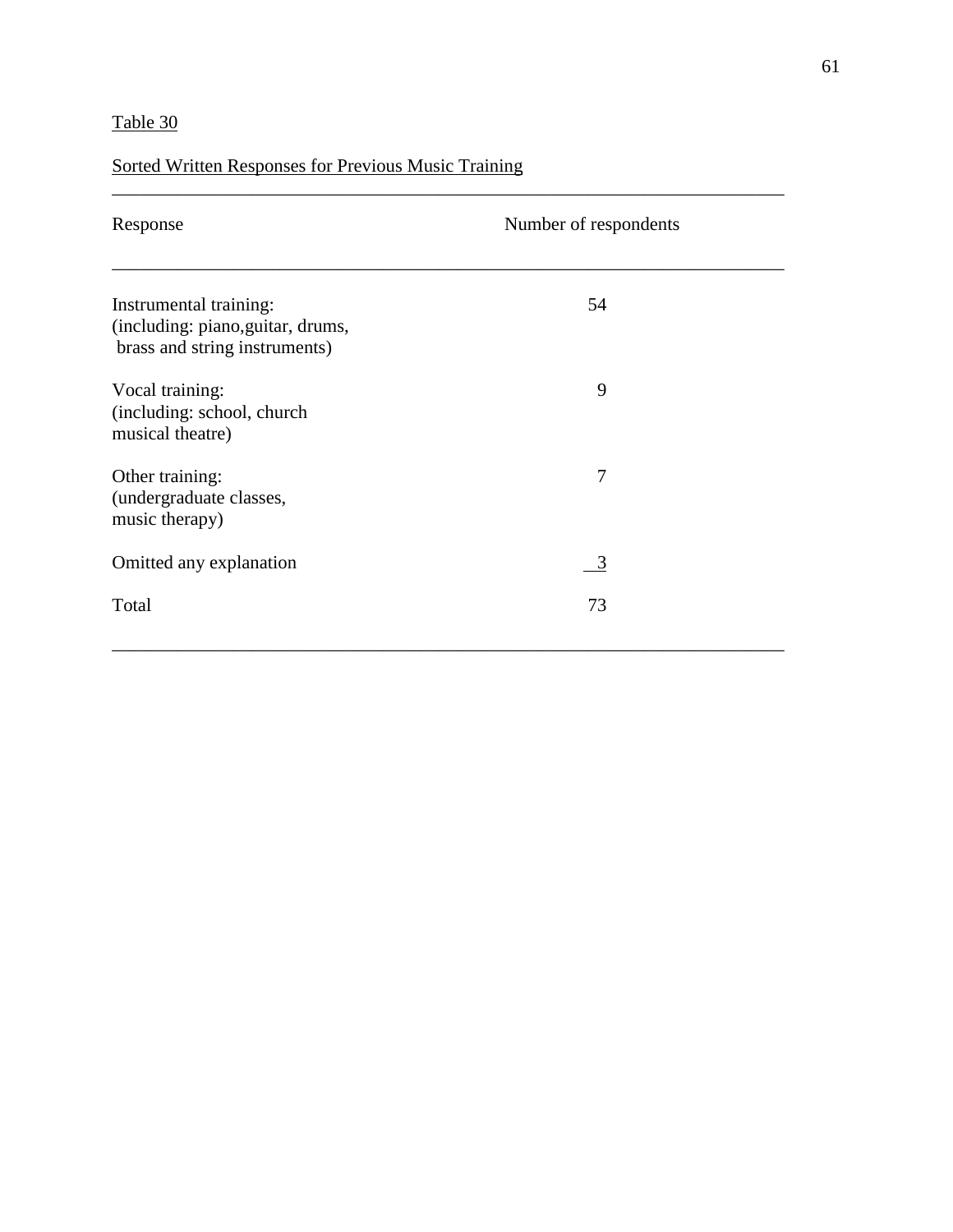Table 30

Sorted Written Responses for Previous Music Training

| Response | Number of respondents |
|---|---|
| Instrumental training: (including: piano,guitar, drums, brass and string instruments) | 54 |
| Vocal training: (including: school, church musical theatre) | 9 |
| Other training: (undergraduate classes, music therapy) | 7 |
| Omitted any explanation | 3 |
| Total | 73 |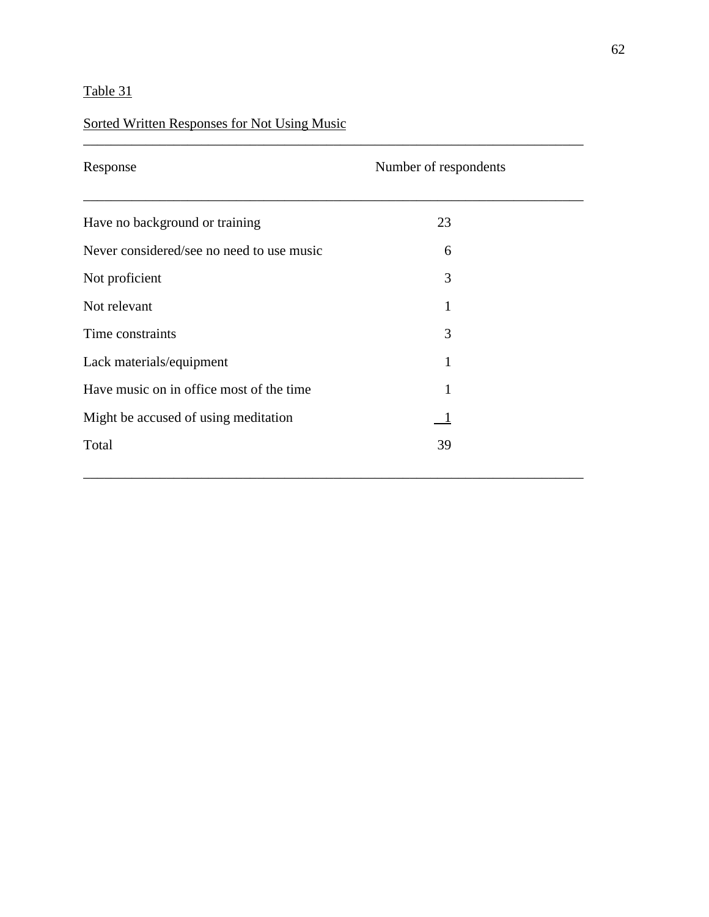Table 31

Sorted Written Responses for Not Using Music

| Response | Number of respondents |
|---|---|
| Have no background or training | 23 |
| Never considered/see no need to use music | 6 |
| Not proficient | 3 |
| Not relevant | 1 |
| Time constraints | 3 |
| Lack materials/equipment | 1 |
| Have music on in office most of the time | 1 |
| Might be accused of using meditation | 1 |
| Total | 39 |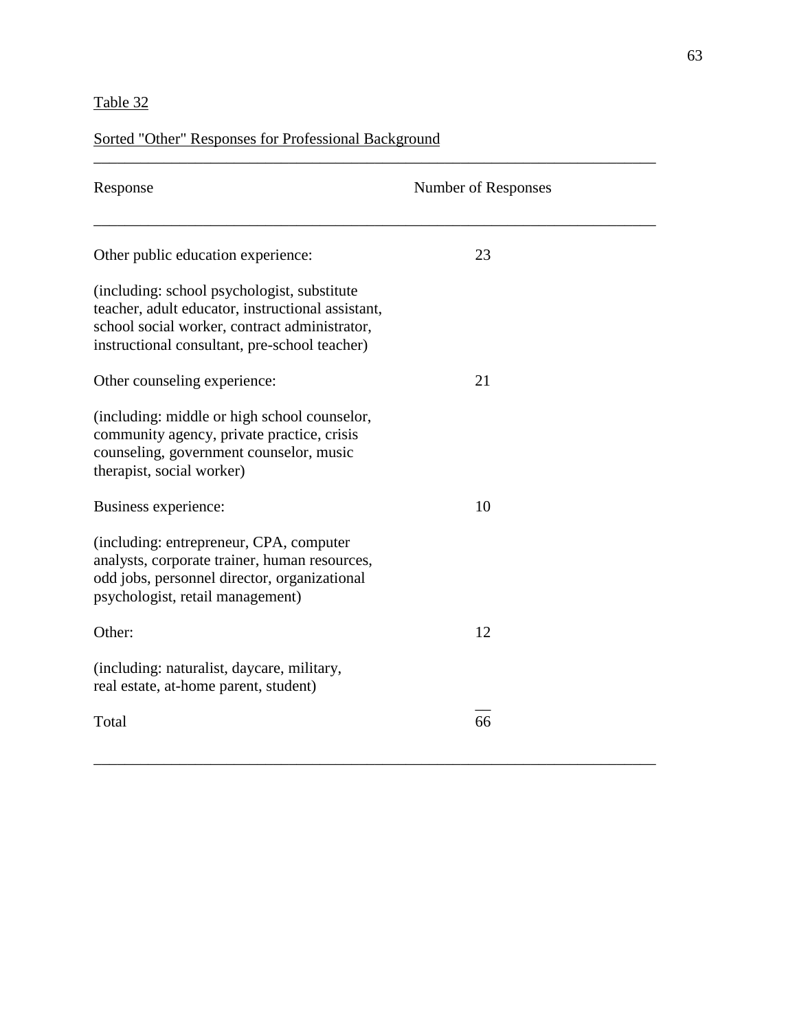Table 32

Sorted "Other" Responses for Professional Background

| Response | Number of Responses |
| --- | --- |
| Other public education experience: | 23 |
| (including: school psychologist, substitute teacher, adult educator, instructional assistant, school social worker, contract administrator, instructional consultant, pre-school teacher) | |
| Other counseling experience: | 21 |
| (including: middle or high school counselor, community agency, private practice, crisis counseling, government counselor, music therapist, social worker) | |
| Business experience: | 10 |
| (including: entrepreneur, CPA, computer analysts, corporate trainer, human resources, odd jobs, personnel director, organizational psychologist, retail management) | |
| Other: | 12 |
| (including: naturalist, daycare, military, real estate, at-home parent, student) | |
| Total | 66 |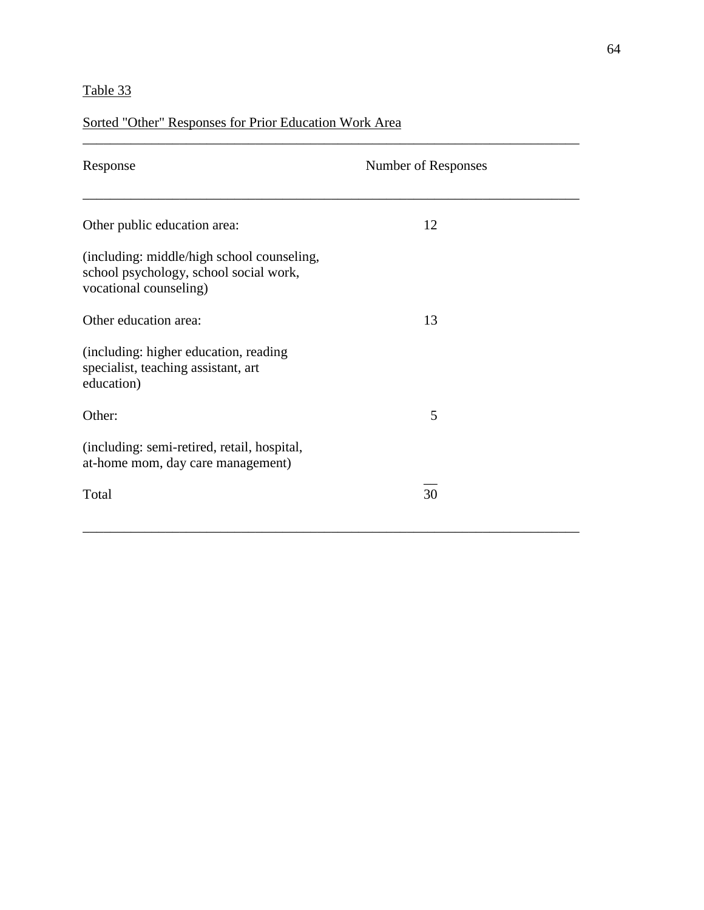Table 33

Sorted "Other" Responses for Prior Education Work Area

| Response | Number of Responses |
|---|---|
| Other public education area:<br>(including: middle/high school counseling, school psychology, school social work, vocational counseling) | 12 |
| Other education area:<br>(including: higher education, reading specialist, teaching assistant, art education) | 13 |
| Other:<br>(including: semi-retired, retail, hospital, at-home mom, day care management) | 5 |
| Total | 30 |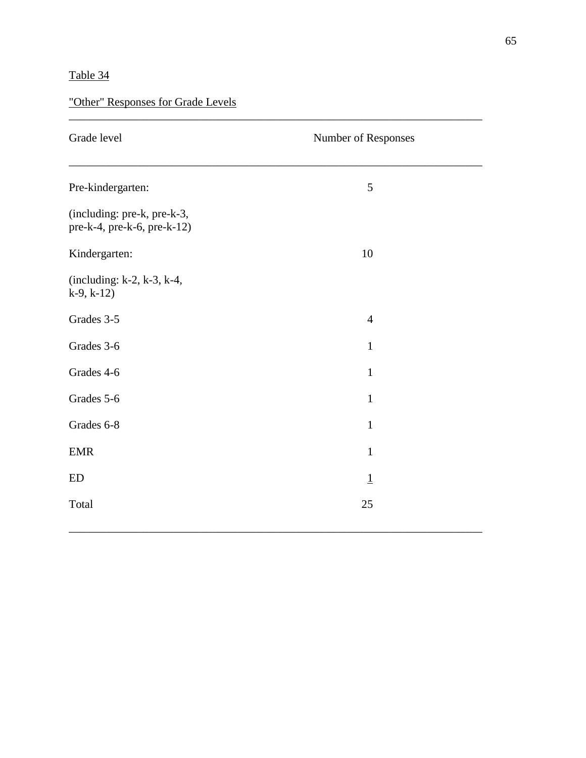Table 34

"Other" Responses for Grade Levels

| Grade level | Number of Responses |
|---|---|
| Pre-kindergarten: | 5 |
| (including: pre-k, pre-k-3, pre-k-4, pre-k-6, pre-k-12) | |
| Kindergarten: | 10 |
| (including: k-2, k-3, k-4, k-9, k-12) | |
| Grades 3-5 | 4 |
| Grades 3-6 | 1 |
| Grades 4-6 | 1 |
| Grades 5-6 | 1 |
| Grades 6-8 | 1 |
| EMR | 1 |
| ED | 1 |
| Total | 25 |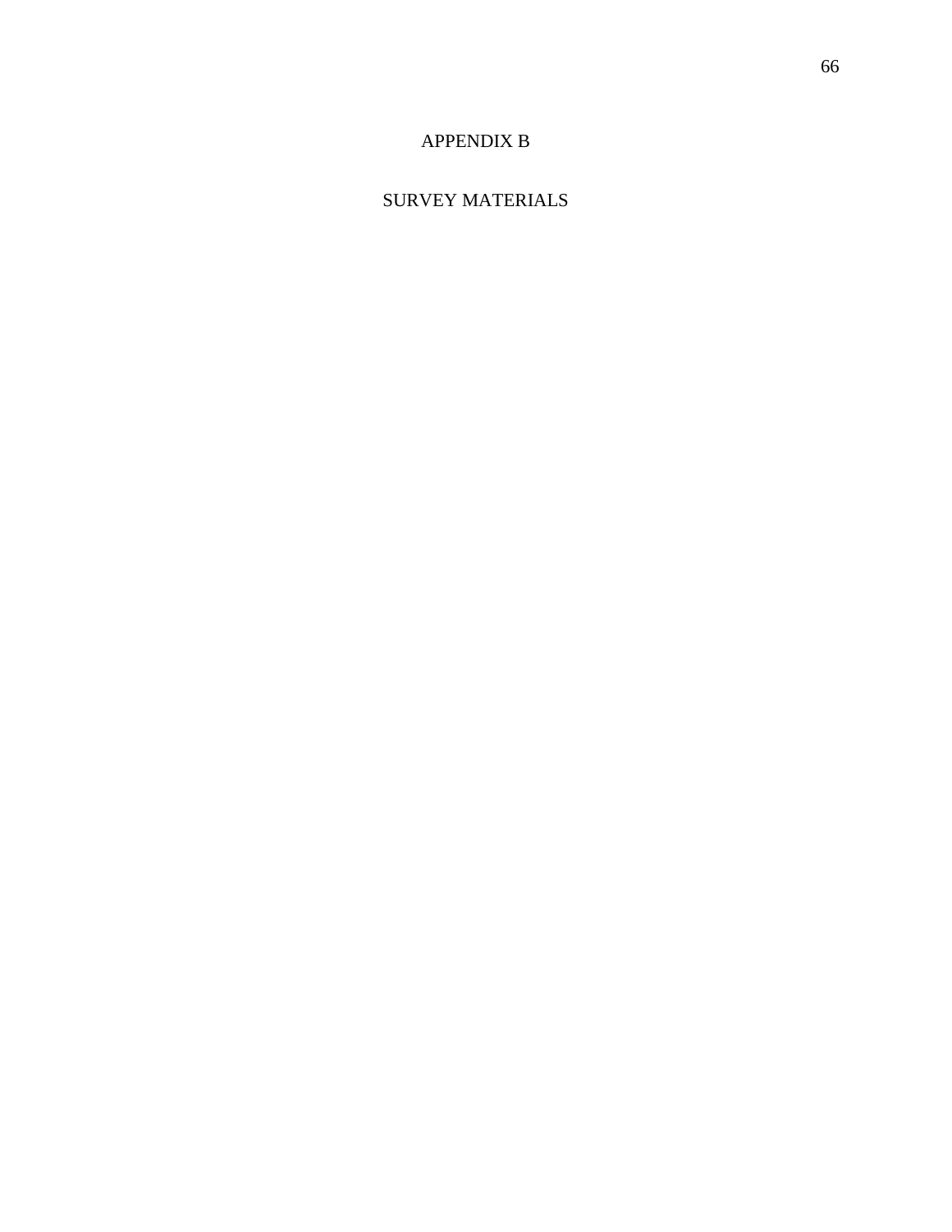# APPENDIX B

# SURVEY MATERIALS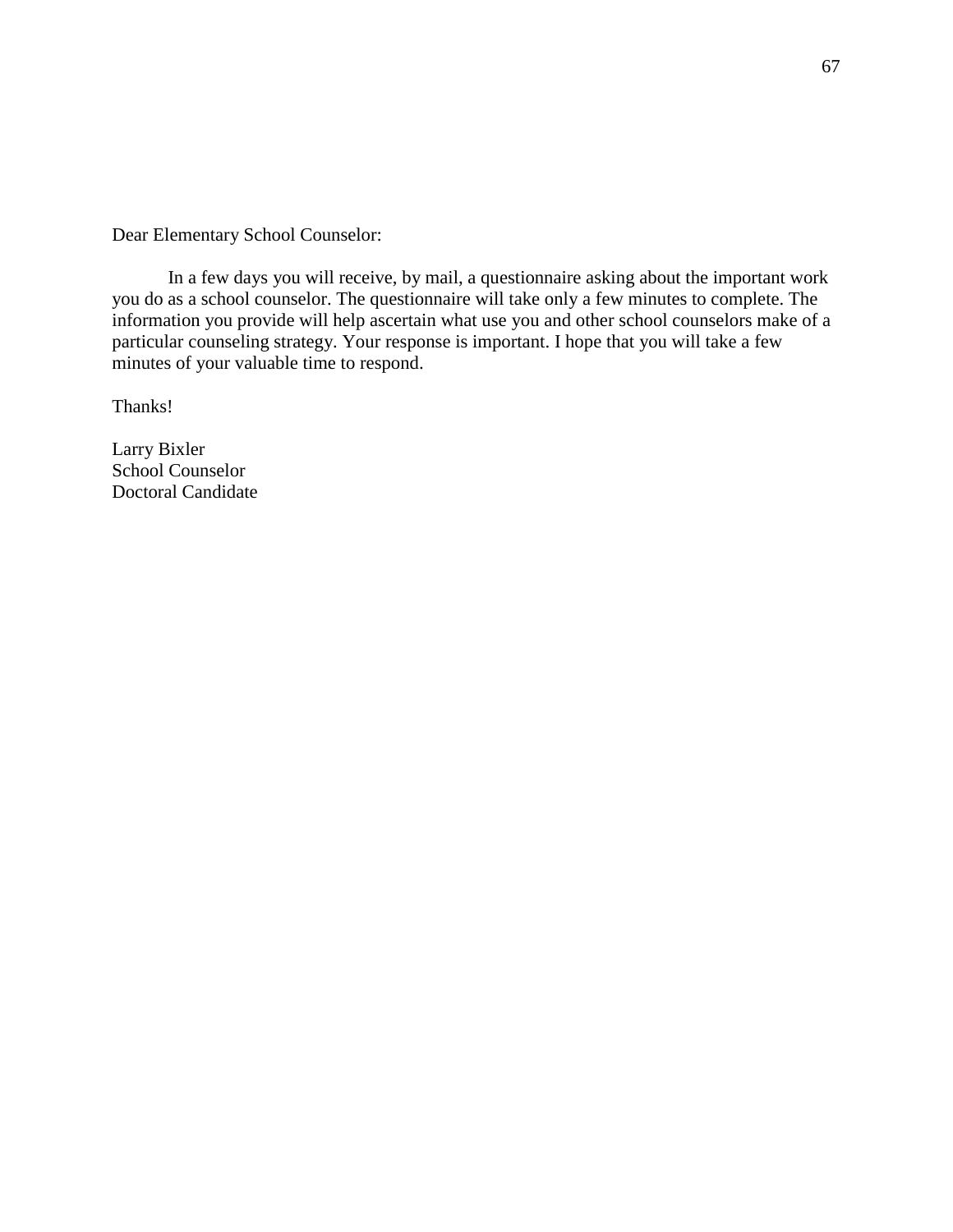Dear Elementary School Counselor:

In a few days you will receive, by mail, a questionnaire asking about the important work you do as a school counselor. The questionnaire will take only a few minutes to complete. The information you provide will help ascertain what use you and other school counselors make of a particular counseling strategy. Your response is important. I hope that you will take a few minutes of your valuable time to respond.

Thanks!

Larry Bixler  
School Counselor  
Doctoral Candidate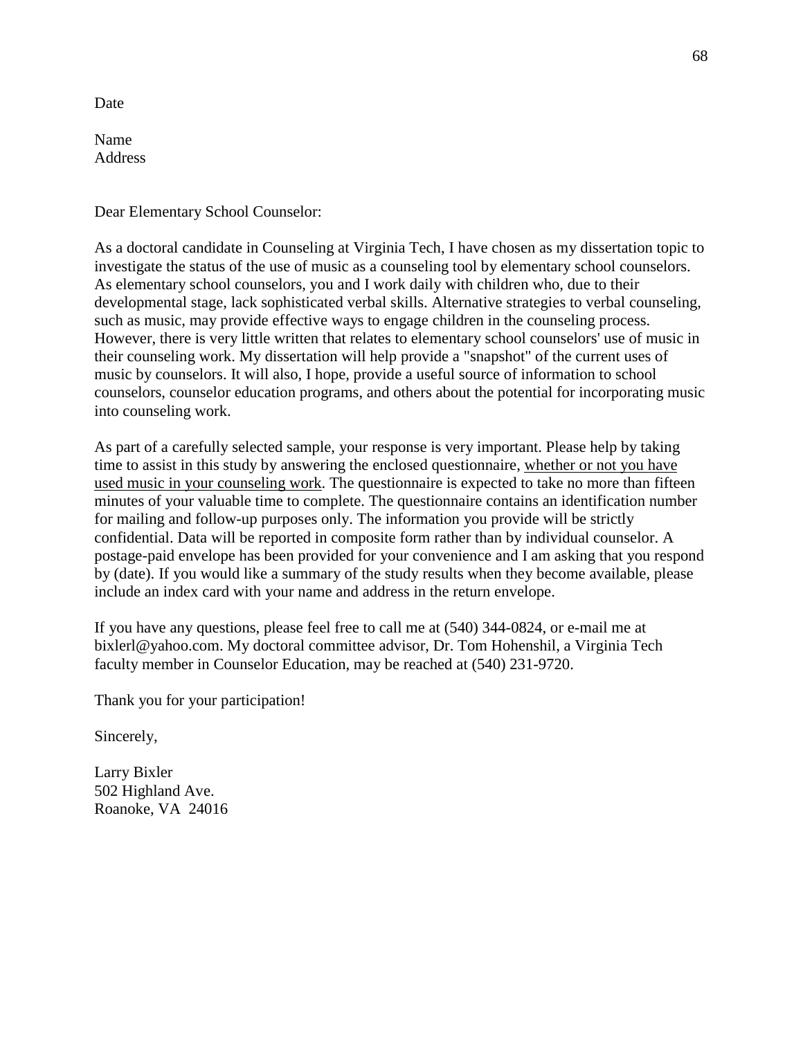Date

Name
Address

Dear Elementary School Counselor:

As a doctoral candidate in Counseling at Virginia Tech, I have chosen as my dissertation topic to investigate the status of the use of music as a counseling tool by elementary school counselors. As elementary school counselors, you and I work daily with children who, due to their developmental stage, lack sophisticated verbal skills. Alternative strategies to verbal counseling, such as music, may provide effective ways to engage children in the counseling process. However, there is very little written that relates to elementary school counselors' use of music in their counseling work. My dissertation will help provide a "snapshot" of the current uses of music by counselors. It will also, I hope, provide a useful source of information to school counselors, counselor education programs, and others about the potential for incorporating music into counseling work.

As part of a carefully selected sample, your response is very important. Please help by taking time to assist in this study by answering the enclosed questionnaire, <u>whether or not you have used music in your counseling work</u>. The questionnaire is expected to take no more than fifteen minutes of your valuable time to complete. The questionnaire contains an identification number for mailing and follow-up purposes only. The information you provide will be strictly confidential. Data will be reported in composite form rather than by individual counselor. A postage-paid envelope has been provided for your convenience and I am asking that you respond by (date). If you would like a summary of the study results when they become available, please include an index card with your name and address in the return envelope.

If you have any questions, please feel free to call me at (540) 344-0824, or e-mail me at bixlerl@yahoo.com. My doctoral committee advisor, Dr. Tom Hohenshil, a Virginia Tech faculty member in Counselor Education, may be reached at (540) 231-9720.

Thank you for your participation!

Sincerely,

Larry Bixler
502 Highland Ave.
Roanoke, VA 24016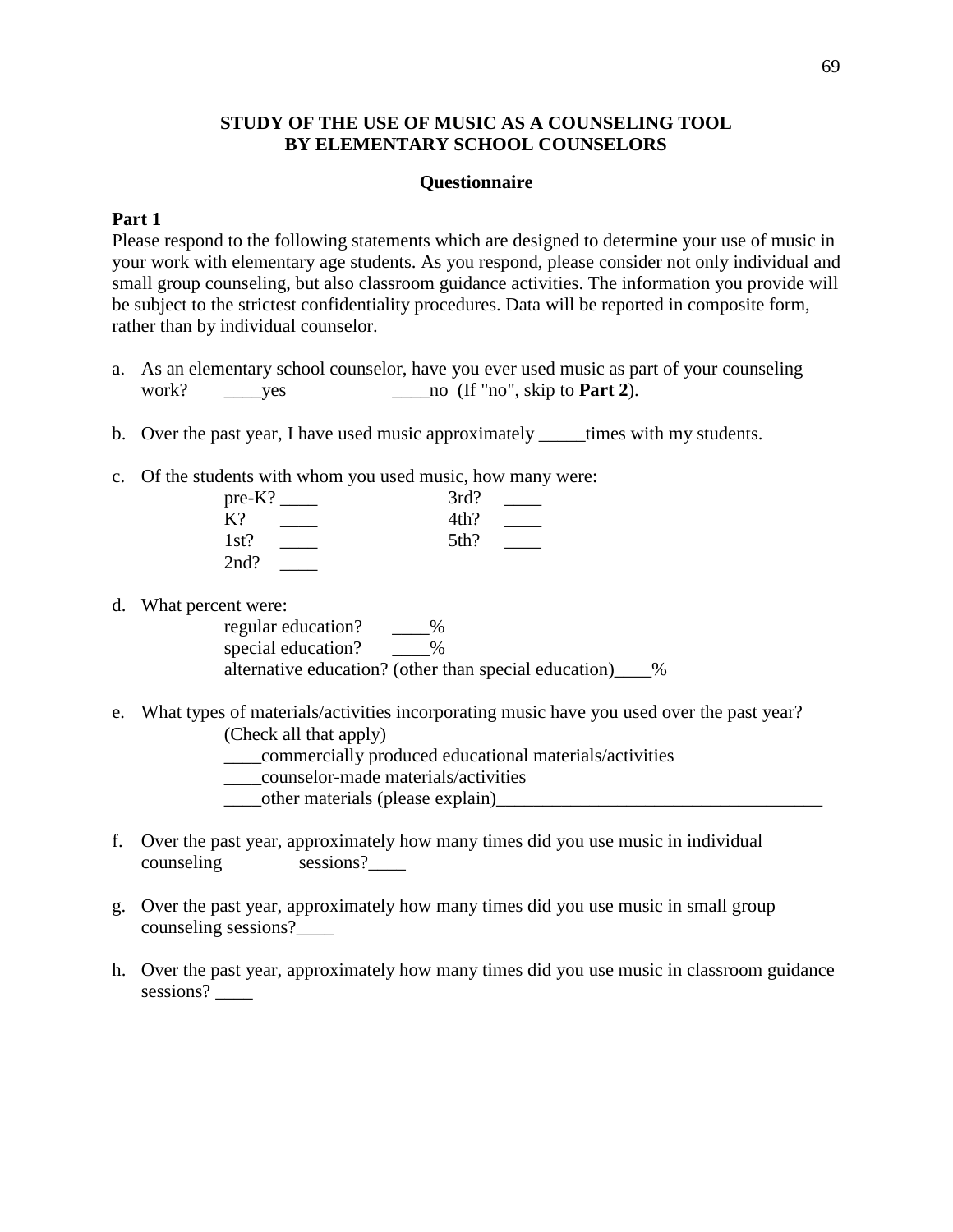**STUDY OF THE USE OF MUSIC AS A COUNSELING TOOL BY ELEMENTARY SCHOOL COUNSELORS**

**Questionnaire**

**Part 1**

Please respond to the following statements which are designed to determine your use of music in your work with elementary age students. As you respond, please consider not only individual and small group counseling, but also classroom guidance activities. The information you provide will be subject to the strictest confidentiality procedures. Data will be reported in composite form, rather than by individual counselor.

a. As an elementary school counselor, have you ever used music as part of your counseling work? ____yes ____no (If "no", skip to **Part 2**).

b. Over the past year, I have used music approximately _____times with my students.

c. Of the students with whom you used music, how many were:

pre-K? ____ 3rd? ____
K? ____ 4th? ____
1st? ____ 5th? ____
2nd? ____

d. What percent were:

regular education? ____%
special education? ____%
alternative education? (other than special education)____%

e. What types of materials/activities incorporating music have you used over the past year? (Check all that apply)

____commercially produced educational materials/activities
____counselor-made materials/activities
____other materials (please explain)___________________________________

f. Over the past year, approximately how many times did you use music in individual counseling sessions?____

g. Over the past year, approximately how many times did you use music in small group counseling sessions?____

h. Over the past year, approximately how many times did you use music in classroom guidance sessions? ____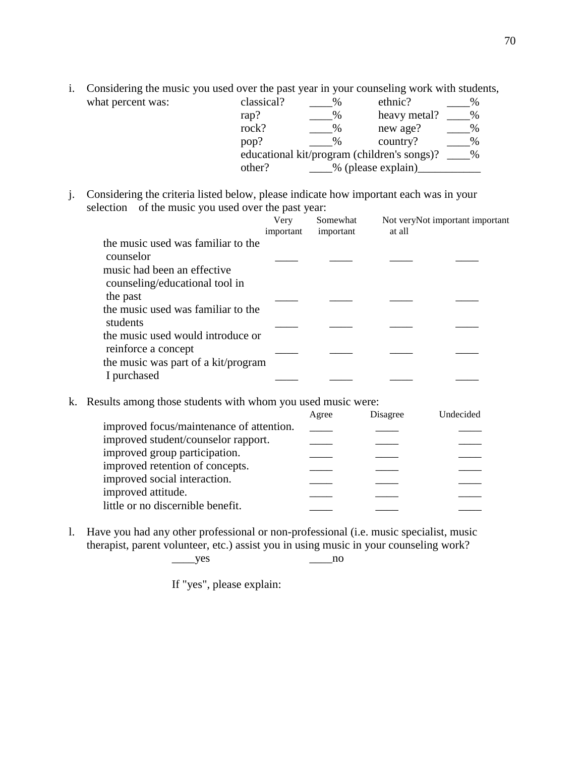i. Considering the music you used over the past year in your counseling work with students, what percent was:

| | | | |
|---|---|---|---|
| classical? | ____% | ethnic? | ____% |
| rap? | ____% | heavy metal? | ____% |
| rock? | ____% | new age? | ____% |
| pop? | ____% | country? | ____% |
| educational kit/program (children's songs)? | ____% | | |
| other? | ____% (please explain)___________ | | |

j. Considering the criteria listed below, please indicate how important each was in your selection of the music you used over the past year:

| | Very important | Somewhat important | Not very important | Not important at all |
|---|---|---|---|---|
| the music used was familiar to the counselor | ____ | ____ | ____ | ____ |
| music had been an effective counseling/educational tool in the past | ____ | ____ | ____ | ____ |
| the music used was familiar to the students | ____ | ____ | ____ | ____ |
| the music used would introduce or reinforce a concept | ____ | ____ | ____ | ____ |
| the music was part of a kit/program I purchased | ____ | ____ | ____ | ____ |

k. Results among those students with whom you used music were:

| | Agree | Disagree | Undecided |
|---|---|---|---|
| improved focus/maintenance of attention. | ____ | ____ | ____ |
| improved student/counselor rapport. | ____ | ____ | ____ |
| improved group participation. | ____ | ____ | ____ |
| improved retention of concepts. | ____ | ____ | ____ |
| improved social interaction. | ____ | ____ | ____ |
| improved attitude. | ____ | ____ | ____ |
| little or no discernible benefit. | ____ | ____ | ____ |

l. Have you had any other professional or non-professional (i.e. music specialist, music therapist, parent volunteer, etc.) assist you in using music in your counseling work?

____yes ____no

If "yes", please explain: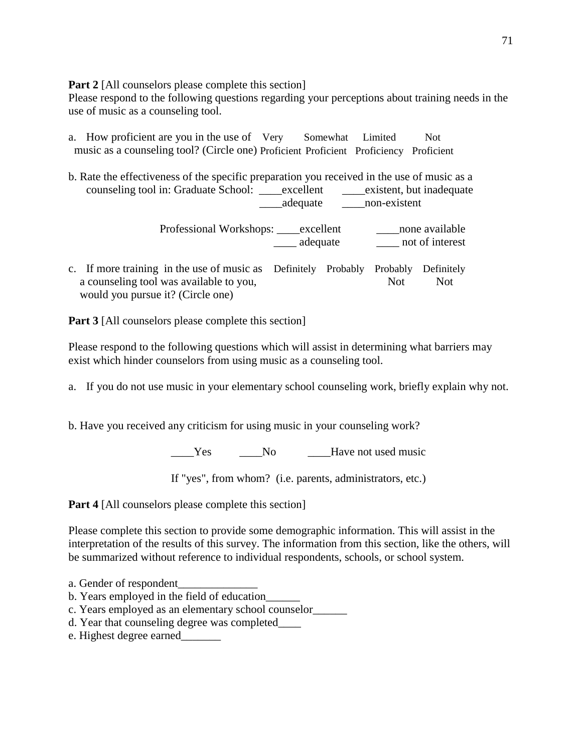**Part 2** [All counselors please complete this section]
Please respond to the following questions regarding your perceptions about training needs in the use of music as a counseling tool.

a. How proficient are you in the use of music as a counseling tool? (Circle one) Very Proficient Somewhat Proficient Limited Proficiency Not Proficient

b. Rate the effectiveness of the specific preparation you received in the use of music as a counseling tool in: Graduate School: ____excellent ____existent, but inadequate ____adequate ____non-existent

Professional Workshops: ____excellent ____none available ____ adequate ____ not of interest

c. If more training in the use of music as a counseling tool was available to you, would you pursue it? (Circle one) Definitely Probably Probably Not Definitely Not

**Part 3** [All counselors please complete this section]

Please respond to the following questions which will assist in determining what barriers may exist which hinder counselors from using music as a counseling tool.

a. If you do not use music in your elementary school counseling work, briefly explain why not.

b. Have you received any criticism for using music in your counseling work?

____Yes ____No ____Have not used music

If "yes", from whom? (i.e. parents, administrators, etc.)

**Part 4** [All counselors please complete this section]

Please complete this section to provide some demographic information. This will assist in the interpretation of the results of this survey. The information from this section, like the others, will be summarized without reference to individual respondents, schools, or school system.

a. Gender of respondent______________
b. Years employed in the field of education______
c. Years employed as an elementary school counselor______
d. Year that counseling degree was completed____
e. Highest degree earned_______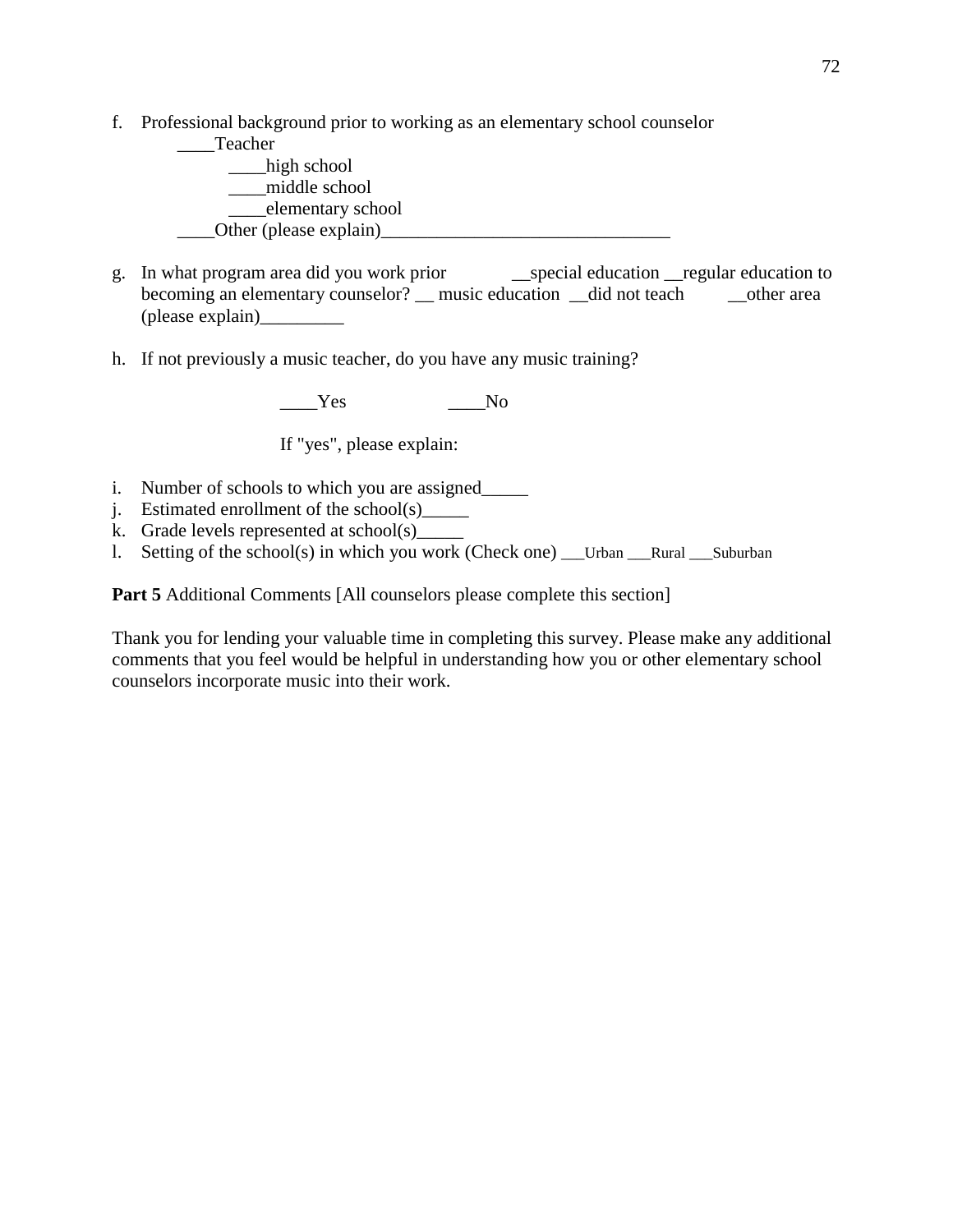f. Professional background prior to working as an elementary school counselor

   ____Teacher

      ____high school
      ____middle school
      ____elementary school

   ____Other (please explain)_______________________________

g. In what program area did you work prior __special education __regular education to becoming an elementary counselor? __ music education __did not teach __other area (please explain)_________

h. If not previously a music teacher, do you have any music training?

   ____Yes ____No

   If "yes", please explain:

i. Number of schools to which you are assigned_____
j. Estimated enrollment of the school(s)_____
k. Grade levels represented at school(s)_____
l. Setting of the school(s) in which you work (Check one) ___Urban ___Rural ___Suburban

**Part 5** Additional Comments [All counselors please complete this section]

Thank you for lending your valuable time in completing this survey. Please make any additional comments that you feel would be helpful in understanding how you or other elementary school counselors incorporate music into their work.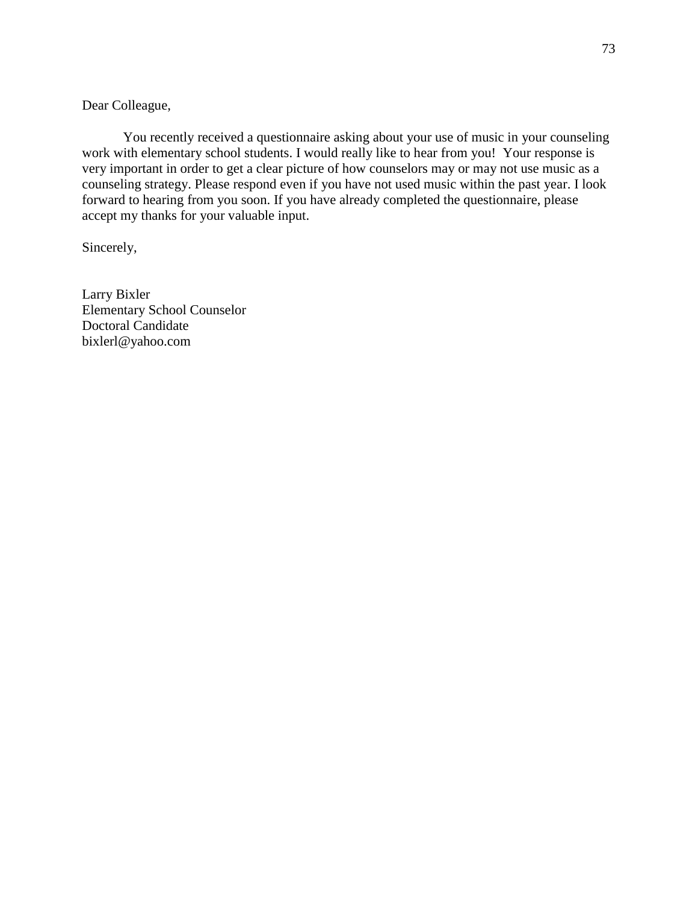Dear Colleague,

You recently received a questionnaire asking about your use of music in your counseling work with elementary school students. I would really like to hear from you! Your response is very important in order to get a clear picture of how counselors may or may not use music as a counseling strategy. Please respond even if you have not used music within the past year. I look forward to hearing from you soon. If you have already completed the questionnaire, please accept my thanks for your valuable input.

Sincerely,

Larry Bixler  
Elementary School Counselor  
Doctoral Candidate  
bixlerl@yahoo.com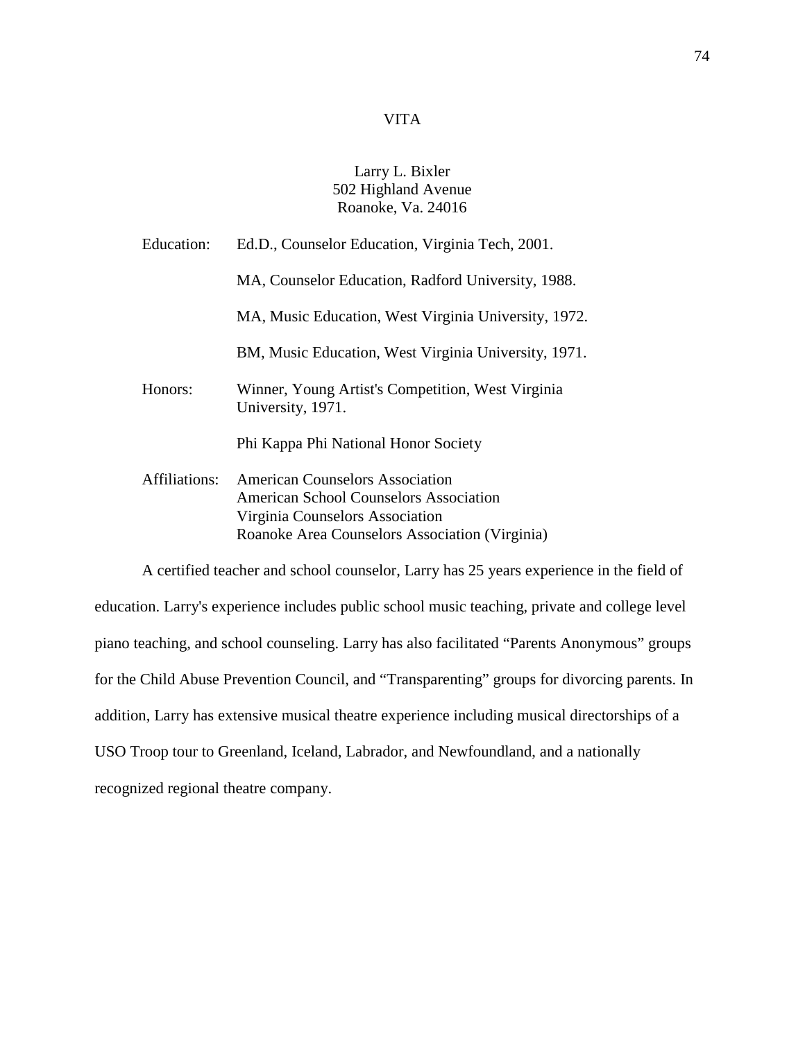# VITA

Larry L. Bixler
502 Highland Avenue
Roanoke, Va. 24016

| | |
|---|---|
| Education: | Ed.D., Counselor Education, Virginia Tech, 2001. |
| | MA, Counselor Education, Radford University, 1988. |
| | MA, Music Education, West Virginia University, 1972. |
| | BM, Music Education, West Virginia University, 1971. |
| Honors: | Winner, Young Artist's Competition, West Virginia University, 1971. |
| | Phi Kappa Phi National Honor Society |
| Affiliations: | American Counselors Association<br>American School Counselors Association<br>Virginia Counselors Association<br>Roanoke Area Counselors Association (Virginia) |

A certified teacher and school counselor, Larry has 25 years experience in the field of education. Larry's experience includes public school music teaching, private and college level piano teaching, and school counseling. Larry has also facilitated "Parents Anonymous" groups for the Child Abuse Prevention Council, and "Transparenting" groups for divorcing parents. In addition, Larry has extensive musical theatre experience including musical directorships of a USO Troop tour to Greenland, Iceland, Labrador, and Newfoundland, and a nationally recognized regional theatre company.